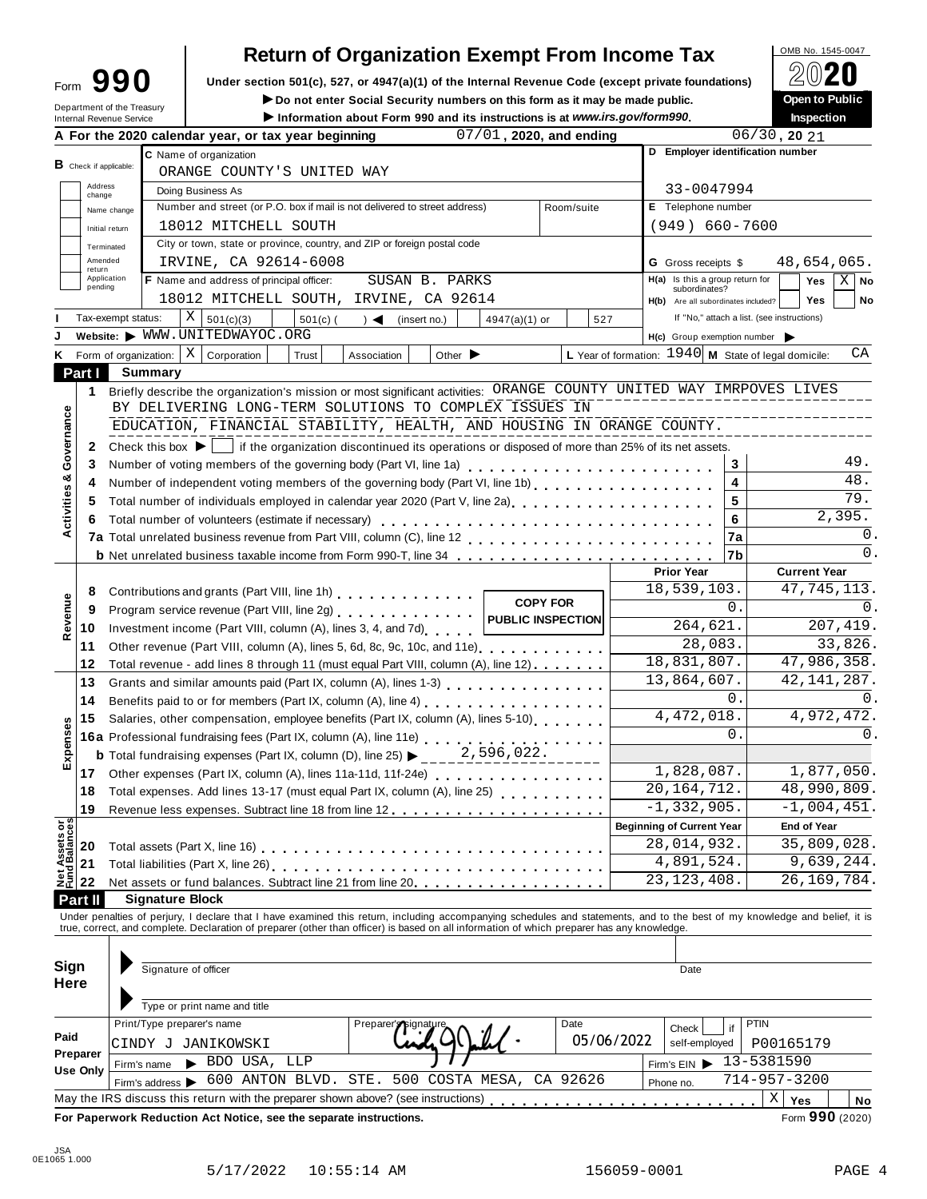# Form 990 — Return of Organization Exempt From Income Tax

OMB No. 1545-0047

**2020**

Under section 501(c), 527, or 4947(a)(1) of the Internal Revenue Code (except private foundations)

▶ Do not enter Social Security numbers on this form as it may be made public.

▶ Information about Form 990 and its instructions is at *www.irs.gov/form990*.

**Open to Public Inspection**

Department of the Treasury
Internal Revenue Service

**A** For the 2020 calendar year, or tax year beginning 07/01, 2020, and ending 06/30, 2021

**B** Check if applicable: Address change, Name change, Initial return, Terminated, Amended return, Application pending

**C** Name of organization: ORANGE COUNTY'S UNITED WAY

Doing Business As

Number and street (or P.O. box if mail is not delivered to street address): 18012 MITCHELL SOUTH

City or town, state or province, country, and ZIP or foreign postal code: IRVINE, CA 92614-6008

**D** Employer identification number: 33-0047994

**E** Telephone number: (949) 660-7600

**G** Gross receipts $ 48,654,065.

**F** Name and address of principal officer: SUSAN B. PARKS, 18012 MITCHELL SOUTH, IRVINE, CA 92614

**H(a)** Is this a group return for subordinates? Yes ☐ No ☒

**H(b)** Are all subordinates included? Yes ☐ No ☐ — If "No," attach a list. (see instructions)

**I** Tax-exempt status: ☒ 501(c)(3) ☐ 501(c) ( ) ◄ (insert no.) ☐ 4947(a)(1) or ☐ 527

**J** Website: ▶ WWW.UNITEDWAYOC.ORG

**H(c)** Group exemption number ▶

**K** Form of organization: ☒ Corporation ☐ Trust ☐ Association ☐ Other ▶

**L** Year of formation: 1940 **M** State of legal domicile: CA

## Part I Summary

**Activities & Governance**

1. Briefly describe the organization's mission or most significant activities: ORANGE COUNTY UNITED WAY IMRPOVES LIVES BY DELIVERING LONG-TERM SOLUTIONS TO COMPLEX ISSUES IN EDUCATION, FINANCIAL STABILITY, HEALTH, AND HOUSING IN ORANGE COUNTY.
2. Check this box ▶ ☐ if the organization discontinued its operations or disposed of more than 25% of its net assets.

| Line | Description | | Value |
|---|---|---|---|
| 3 | Number of voting members of the governing body (Part VI, line 1a) | 3 | 49. |
| 4 | Number of independent voting members of the governing body (Part VI, line 1b) | 4 | 48. |
| 5 | Total number of individuals employed in calendar year 2020 (Part V, line 2a) | 5 | 79. |
| 6 | Total number of volunteers (estimate if necessary) | 6 | 2,395. |
| 7a | Total unrelated business revenue from Part VIII, column (C), line 12 | 7a | 0. |
| b | Net unrelated business taxable income from Form 990-T, line 34 | 7b | 0. |

COPY FOR PUBLIC INSPECTION

| Line | Description | Prior Year | Current Year |
|---|---|---|---|
| **Revenue** | | | |
| 8 | Contributions and grants (Part VIII, line 1h) | 18,539,103. | 47,745,113. |
| 9 | Program service revenue (Part VIII, line 2g) | 0. | 0. |
| 10 | Investment income (Part VIII, column (A), lines 3, 4, and 7d) | 264,621. | 207,419. |
| 11 | Other revenue (Part VIII, column (A), lines 5, 6d, 8c, 9c, 10c, and 11e) | 28,083. | 33,826. |
| 12 | Total revenue - add lines 8 through 11 (must equal Part VIII, column (A), line 12) | 18,831,807. | 47,986,358. |
| **Expenses** | | | |
| 13 | Grants and similar amounts paid (Part IX, column (A), lines 1-3) | 13,864,607. | 42,141,287. |
| 14 | Benefits paid to or for members (Part IX, column (A), line 4) | 0. | 0. |
| 15 | Salaries, other compensation, employee benefits (Part IX, column (A), lines 5-10) | 4,472,018. | 4,972,472. |
| 16a | Professional fundraising fees (Part IX, column (A), line 11e) | 0. | 0. |
| b | Total fundraising expenses (Part IX, column (D), line 25) ▶ 2,596,022. | | |
| 17 | Other expenses (Part IX, column (A), lines 11a-11d, 11f-24e) | 1,828,087. | 1,877,050. |
| 18 | Total expenses. Add lines 13-17 (must equal Part IX, column (A), line 25) | 20,164,712. | 48,990,809. |
| 19 | Revenue less expenses. Subtract line 18 from line 12 | -1,332,905. | -1,004,451. |

| Line | Net Assets or Fund Balances | Beginning of Current Year | End of Year |
|---|---|---|---|
| 20 | Total assets (Part X, line 16) | 28,014,932. | 35,809,028. |
| 21 | Total liabilities (Part X, line 26) | 4,891,524. | 9,639,244. |
| 22 | Net assets or fund balances. Subtract line 21 from line 20 | 23,123,408. | 26,169,784. |

## Part II Signature Block

Under penalties of perjury, I declare that I have examined this return, including accompanying schedules and statements, and to the best of my knowledge and belief, it is true, correct, and complete. Declaration of preparer (other than officer) is based on all information of which preparer has any knowledge.

**Sign Here**

Signature of officer — Date

Type or print name and title

**Paid Preparer Use Only**

| Print/Type preparer's name | Preparer's signature | Date | Check ☐ if self-employed | PTIN |
|---|---|---|---|---|
| CINDY J JANIKOWSKI | [signature] | 05/06/2022 | | P00165179 |

Firm's name ▶ BDO USA, LLP — Firm's EIN ▶ 13-5381590

Firm's address ▶ 600 ANTON BLVD. STE. 500 COSTA MESA, CA 92626 — Phone no. 714-957-3200

May the IRS discuss this return with the preparer shown above? (see instructions) ☒ Yes ☐ No

**For Paperwork Reduction Act Notice, see the separate instructions.** Form **990** (2020)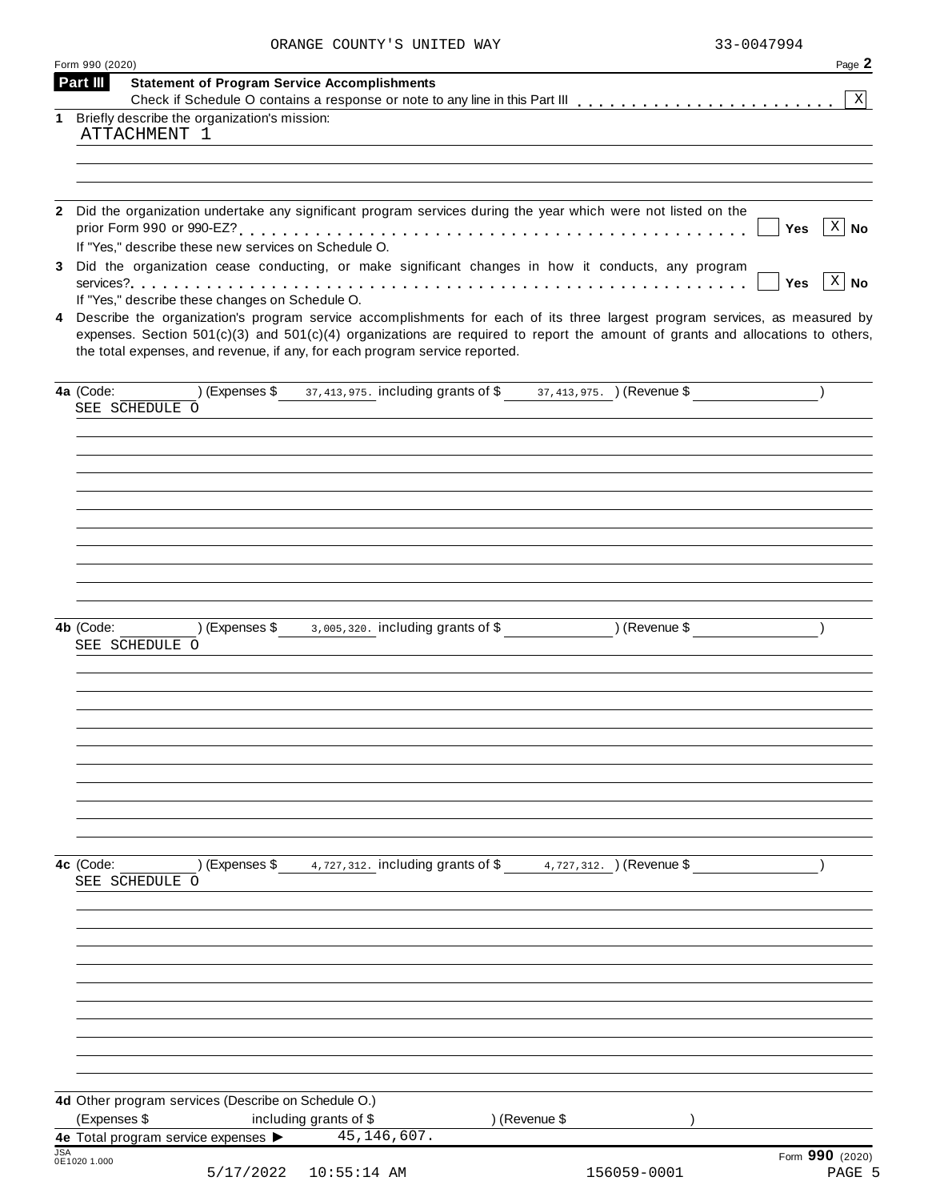ORANGE COUNTY'S UNITED WAY 33-0047994

Form 990 (2020) Page **2**

**Part III** **Statement of Program Service Accomplishments**

Check if Schedule O contains a response or note to any line in this Part III . . . . . . . . . . . . . . . . . . . . . . . . [X]

**1** Briefly describe the organization's mission:

ATTACHMENT 1

**2** Did the organization undertake any significant program services during the year which were not listed on the prior Form 990 or 990-EZ? . . . . . . . . . . . . . . . . . . . . . . . . . . . . . . . . . . . . . . . . . . . . . [ ] **Yes** [X] **No**

If "Yes," describe these new services on Schedule O.

**3** Did the organization cease conducting, or make significant changes in how it conducts, any program services? . . . . . . . . . . . . . . . . . . . . . . . . . . . . . . . . . . . . . . . . . . . . . . . . . . . . . . . . . . . [ ] **Yes** [X] **No**

If "Yes," describe these changes on Schedule O.

**4** Describe the organization's program service accomplishments for each of its three largest program services, as measured by expenses. Section 501(c)(3) and 501(c)(4) organizations are required to report the amount of grants and allocations to others, the total expenses, and revenue, if any, for each program service reported.

**4a** (Code: ) (Expenses $ 37,413,975. including grants of $ 37,413,975. ) (Revenue $ )

SEE SCHEDULE O

**4b** (Code: ) (Expenses $ 3,005,320. including grants of $ ) (Revenue $ )

SEE SCHEDULE O

**4c** (Code: ) (Expenses $ 4,727,312. including grants of $ 4,727,312. ) (Revenue $ )

SEE SCHEDULE O

**4d** Other program services (Describe on Schedule O.)

(Expenses $ including grants of $ ) (Revenue $ )

**4e** Total program service expenses ▶ 45,146,607.

Form **990** (2020)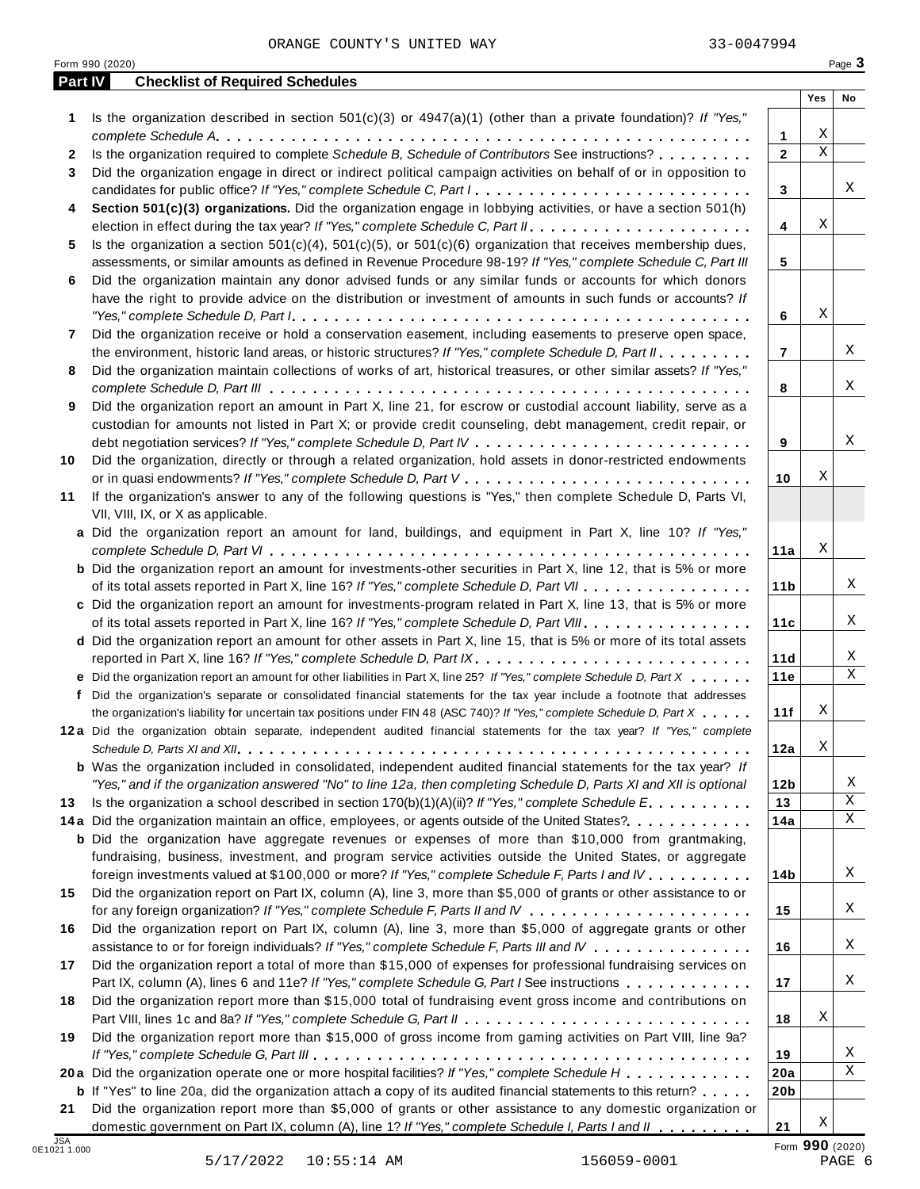ORANGE COUNTY'S UNITED WAY 33-0047994

Form 990 (2020)

## Part IV Checklist of Required Schedules

| | | | Yes | No |
|---|---|---|---|---|
| **1** | Is the organization described in section 501(c)(3) or 4947(a)(1) (other than a private foundation)? *If "Yes," complete Schedule A* | **1** | X | |
| **2** | Is the organization required to complete *Schedule B, Schedule of Contributors* See instructions? | **2** | X | |
| **3** | Did the organization engage in direct or indirect political campaign activities on behalf of or in opposition to candidates for public office? *If "Yes," complete Schedule C, Part I* | **3** | | X |
| **4** | **Section 501(c)(3) organizations.** Did the organization engage in lobbying activities, or have a section 501(h) election in effect during the tax year? *If "Yes," complete Schedule C, Part II* | **4** | X | |
| **5** | Is the organization a section 501(c)(4), 501(c)(5), or 501(c)(6) organization that receives membership dues, assessments, or similar amounts as defined in Revenue Procedure 98-19? *If "Yes," complete Schedule C, Part III* | **5** | | |
| **6** | Did the organization maintain any donor advised funds or any similar funds or accounts for which donors have the right to provide advice on the distribution or investment of amounts in such funds or accounts? *If "Yes," complete Schedule D, Part I* | **6** | X | |
| **7** | Did the organization receive or hold a conservation easement, including easements to preserve open space, the environment, historic land areas, or historic structures? *If "Yes," complete Schedule D, Part II* | **7** | | X |
| **8** | Did the organization maintain collections of works of art, historical treasures, or other similar assets? *If "Yes," complete Schedule D, Part III* | **8** | | X |
| **9** | Did the organization report an amount in Part X, line 21, for escrow or custodial account liability, serve as a custodian for amounts not listed in Part X; or provide credit counseling, debt management, credit repair, or debt negotiation services? *If "Yes," complete Schedule D, Part IV* | **9** | | X |
| **10** | Did the organization, directly or through a related organization, hold assets in donor-restricted endowments or in quasi endowments? *If "Yes," complete Schedule D, Part V* | **10** | X | |
| **11** | If the organization's answer to any of the following questions is "Yes," then complete Schedule D, Parts VI, VII, VIII, IX, or X as applicable. | | | |
| **a** | Did the organization report an amount for land, buildings, and equipment in Part X, line 10? *If "Yes," complete Schedule D, Part VI* | **11a** | X | |
| **b** | Did the organization report an amount for investments-other securities in Part X, line 12, that is 5% or more of its total assets reported in Part X, line 16? *If "Yes," complete Schedule D, Part VII* | **11b** | | X |
| **c** | Did the organization report an amount for investments-program related in Part X, line 13, that is 5% or more of its total assets reported in Part X, line 16? *If "Yes," complete Schedule D, Part VIII* | **11c** | | X |
| **d** | Did the organization report an amount for other assets in Part X, line 15, that is 5% or more of its total assets reported in Part X, line 16? *If "Yes," complete Schedule D, Part IX* | **11d** | | X |
| **e** | Did the organization report an amount for other liabilities in Part X, line 25? *If "Yes," complete Schedule D, Part X* | **11e** | | X |
| **f** | Did the organization's separate or consolidated financial statements for the tax year include a footnote that addresses the organization's liability for uncertain tax positions under FIN 48 (ASC 740)? *If "Yes," complete Schedule D, Part X* | **11f** | X | |
| **12a** | Did the organization obtain separate, independent audited financial statements for the tax year? *If "Yes," complete Schedule D, Parts XI and XII* | **12a** | X | |
| **b** | Was the organization included in consolidated, independent audited financial statements for the tax year? *If "Yes," and if the organization answered "No" to line 12a, then completing Schedule D, Parts XI and XII is optional* | **12b** | | X |
| **13** | Is the organization a school described in section 170(b)(1)(A)(ii)? *If "Yes," complete Schedule E* | **13** | | X |
| **14a** | Did the organization maintain an office, employees, or agents outside of the United States? | **14a** | | X |
| **b** | Did the organization have aggregate revenues or expenses of more than $10,000 from grantmaking, fundraising, business, investment, and program service activities outside the United States, or aggregate foreign investments valued at $100,000 or more? *If "Yes," complete Schedule F, Parts I and IV* | **14b** | | X |
| **15** | Did the organization report on Part IX, column (A), line 3, more than $5,000 of grants or other assistance to or for any foreign organization? *If "Yes," complete Schedule F, Parts II and IV* | **15** | | X |
| **16** | Did the organization report on Part IX, column (A), line 3, more than $5,000 of aggregate grants or other assistance to or for foreign individuals? *If "Yes," complete Schedule F, Parts III and IV* | **16** | | X |
| **17** | Did the organization report a total of more than $15,000 of expenses for professional fundraising services on Part IX, column (A), lines 6 and 11e? *If "Yes," complete Schedule G, Part I* See instructions | **17** | | X |
| **18** | Did the organization report more than $15,000 total of fundraising event gross income and contributions on Part VIII, lines 1c and 8a? *If "Yes," complete Schedule G, Part II* | **18** | X | |
| **19** | Did the organization report more than $15,000 of gross income from gaming activities on Part VIII, line 9a? *If "Yes," complete Schedule G, Part III* | **19** | | X |
| **20a** | Did the organization operate one or more hospital facilities? *If "Yes," complete Schedule H* | **20a** | | X |
| **b** | If "Yes" to line 20a, did the organization attach a copy of its audited financial statements to this return? | **20b** | | |
| **21** | Did the organization report more than $5,000 of grants or other assistance to any domestic organization or domestic government on Part IX, column (A), line 1? *If "Yes," complete Schedule I, Parts I and II* | **21** | X | |

Form **990** (2020)

5/17/2022 10:55:14 AM 156059-0001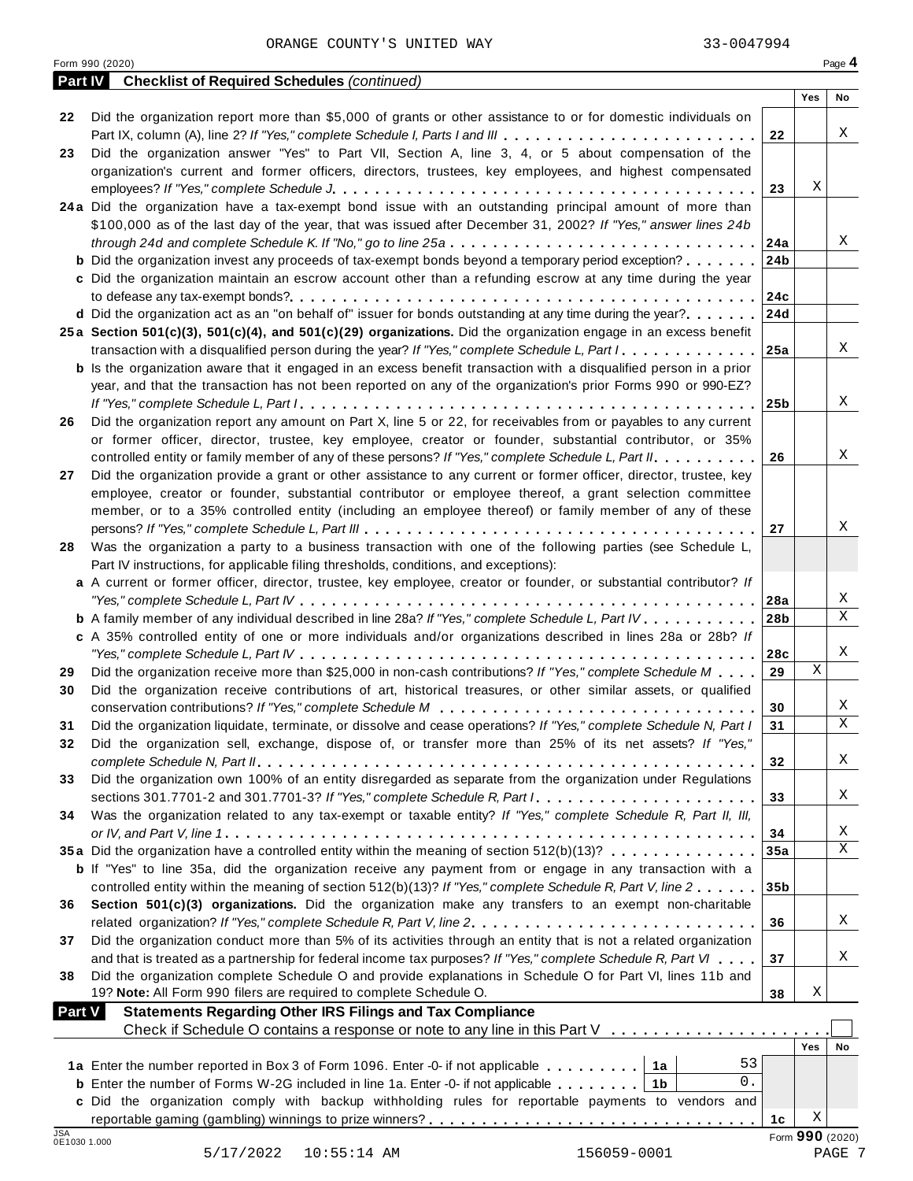ORANGE COUNTY'S UNITED WAY 33-0047994

Form 990 (2020)

## Part IV Checklist of Required Schedules *(continued)*

| | | | Yes | No |
|---|---|---|---|---|
| 22 | Did the organization report more than $5,000 of grants or other assistance to or for domestic individuals on Part IX, column (A), line 2? *If "Yes," complete Schedule I, Parts I and III* | 22 | | X |
| 23 | Did the organization answer "Yes" to Part VII, Section A, line 3, 4, or 5 about compensation of the organization's current and former officers, directors, trustees, key employees, and highest compensated employees? *If "Yes," complete Schedule J* | 23 | X | |
| 24a | Did the organization have a tax-exempt bond issue with an outstanding principal amount of more than $100,000 as of the last day of the year, that was issued after December 31, 2002? *If "Yes," answer lines 24b through 24d and complete Schedule K. If "No," go to line 25a* | 24a | | X |
| b | Did the organization invest any proceeds of tax-exempt bonds beyond a temporary period exception? | 24b | | |
| c | Did the organization maintain an escrow account other than a refunding escrow at any time during the year to defease any tax-exempt bonds? | 24c | | |
| d | Did the organization act as an "on behalf of" issuer for bonds outstanding at any time during the year? | 24d | | |
| 25a | **Section 501(c)(3), 501(c)(4), and 501(c)(29) organizations.** Did the organization engage in an excess benefit transaction with a disqualified person during the year? *If "Yes," complete Schedule L, Part I* | 25a | | X |
| b | Is the organization aware that it engaged in an excess benefit transaction with a disqualified person in a prior year, and that the transaction has not been reported on any of the organization's prior Forms 990 or 990-EZ? *If "Yes," complete Schedule L, Part I* | 25b | | X |
| 26 | Did the organization report any amount on Part X, line 5 or 22, for receivables from or payables to any current or former officer, director, trustee, key employee, creator or founder, substantial contributor, or 35% controlled entity or family member of any of these persons? *If "Yes," complete Schedule L, Part II* | 26 | | X |
| 27 | Did the organization provide a grant or other assistance to any current or former officer, director, trustee, key employee, creator or founder, substantial contributor or employee thereof, a grant selection committee member, or to a 35% controlled entity (including an employee thereof) or family member of any of these persons? *If "Yes," complete Schedule L, Part III* | 27 | | X |
| 28 | Was the organization a party to a business transaction with one of the following parties (see Schedule L, Part IV instructions, for applicable filing thresholds, conditions, and exceptions): | | | |
| a | A current or former officer, director, trustee, key employee, creator or founder, or substantial contributor? *If "Yes," complete Schedule L, Part IV* | 28a | | X |
| b | A family member of any individual described in line 28a? *If "Yes," complete Schedule L, Part IV* | 28b | | X |
| c | A 35% controlled entity of one or more individuals and/or organizations described in lines 28a or 28b? *If "Yes," complete Schedule L, Part IV* | 28c | | X |
| 29 | Did the organization receive more than $25,000 in non-cash contributions? *If "Yes," complete Schedule M* | 29 | X | |
| 30 | Did the organization receive contributions of art, historical treasures, or other similar assets, or qualified conservation contributions? *If "Yes," complete Schedule M* | 30 | | X |
| 31 | Did the organization liquidate, terminate, or dissolve and cease operations? *If "Yes," complete Schedule N, Part I* | 31 | | X |
| 32 | Did the organization sell, exchange, dispose of, or transfer more than 25% of its net assets? *If "Yes," complete Schedule N, Part II* | 32 | | X |
| 33 | Did the organization own 100% of an entity disregarded as separate from the organization under Regulations sections 301.7701-2 and 301.7701-3? *If "Yes," complete Schedule R, Part I* | 33 | | X |
| 34 | Was the organization related to any tax-exempt or taxable entity? *If "Yes," complete Schedule R, Part II, III, or IV, and Part V, line 1* | 34 | | X |
| 35a | Did the organization have a controlled entity within the meaning of section 512(b)(13)? | 35a | | X |
| b | If "Yes" to line 35a, did the organization receive any payment from or engage in any transaction with a controlled entity within the meaning of section 512(b)(13)? *If "Yes," complete Schedule R, Part V, line 2* | 35b | | |
| 36 | **Section 501(c)(3) organizations.** Did the organization make any transfers to an exempt non-charitable related organization? *If "Yes," complete Schedule R, Part V, line 2* | 36 | | X |
| 37 | Did the organization conduct more than 5% of its activities through an entity that is not a related organization and that is treated as a partnership for federal income tax purposes? *If "Yes," complete Schedule R, Part VI* | 37 | | X |
| 38 | Did the organization complete Schedule O and provide explanations in Schedule O for Part VI, lines 11b and 19? **Note:** All Form 990 filers are required to complete Schedule O. | 38 | X | |

## Part V Statements Regarding Other IRS Filings and Tax Compliance

Check if Schedule O contains a response or note to any line in this Part V ☐

| | | | | | Yes | No |
|---|---|---|---|---|---|---|
| 1a | Enter the number reported in Box 3 of Form 1096. Enter -0- if not applicable | 1a | 53 | | | |
| b | Enter the number of Forms W-2G included in line 1a. Enter -0- if not applicable | 1b | 0. | | | |
| c | Did the organization comply with backup withholding rules for reportable payments to vendors and reportable gaming (gambling) winnings to prize winners? | | | 1c | X | |

Form **990** (2020)

5/17/2022 10:55:14 AM 156059-0001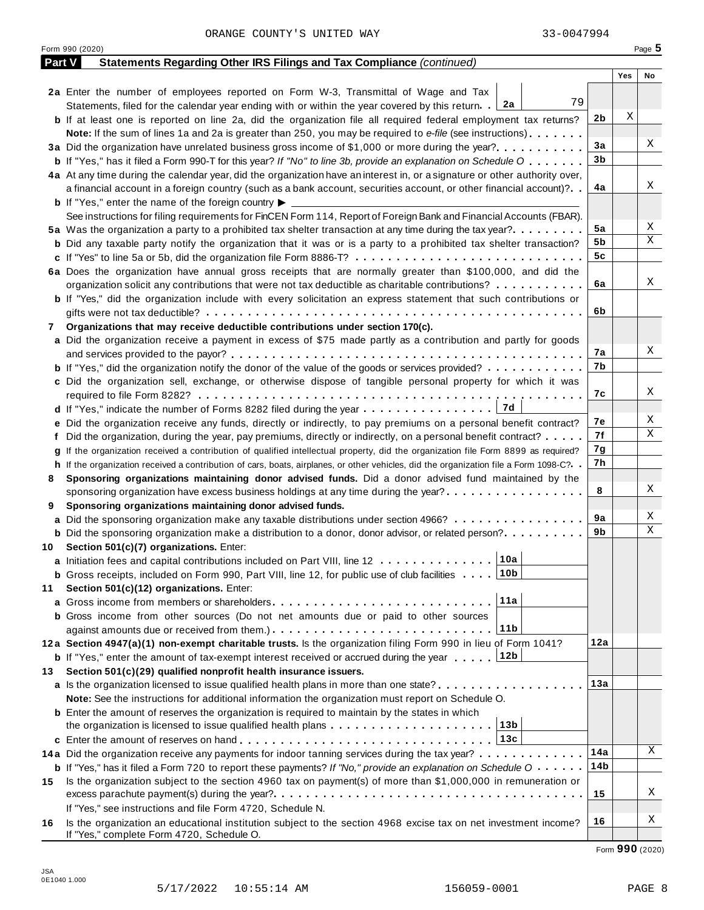ORANGE COUNTY'S UNITED WAY 33-0047994

Form 990 (2020) Page **5**

**Part V Statements Regarding Other IRS Filings and Tax Compliance** *(continued)*

| | | | Yes | No |
|---|---|---|---|---|
| **2a** | Enter the number of employees reported on Form W-3, Transmittal of Wage and Tax Statements, filed for the calendar year ending with or within the year covered by this return. . **2a** 79 | | | |
| **b** | If at least one is reported on line 2a, did the organization file all required federal employment tax returns? | **2b** | X | |
| | **Note:** If the sum of lines 1a and 2a is greater than 250, you may be required to *e-file* (see instructions) | | | |
| **3a** | Did the organization have unrelated business gross income of $1,000 or more during the year? | **3a** | | X |
| **b** | If "Yes," has it filed a Form 990-T for this year? *If "No" to line 3b, provide an explanation on Schedule O* | **3b** | | |
| **4a** | At any time during the calendar year, did the organization have an interest in, or a signature or other authority over, a financial account in a foreign country (such as a bank account, securities account, or other financial account)? | **4a** | | X |
| **b** | If "Yes," enter the name of the foreign country ▶ | | | |
| | See instructions for filing requirements for FinCEN Form 114, Report of Foreign Bank and Financial Accounts (FBAR). | | | |
| **5a** | Was the organization a party to a prohibited tax shelter transaction at any time during the tax year? | **5a** | | X |
| **b** | Did any taxable party notify the organization that it was or is a party to a prohibited tax shelter transaction? | **5b** | | X |
| **c** | If "Yes" to line 5a or 5b, did the organization file Form 8886-T? | **5c** | | |
| **6a** | Does the organization have annual gross receipts that are normally greater than $100,000, and did the organization solicit any contributions that were not tax deductible as charitable contributions? | **6a** | | X |
| **b** | If "Yes," did the organization include with every solicitation an express statement that such contributions or gifts were not tax deductible? | **6b** | | |
| **7** | **Organizations that may receive deductible contributions under section 170(c).** | | | |
| **a** | Did the organization receive a payment in excess of $75 made partly as a contribution and partly for goods and services provided to the payor? | **7a** | | X |
| **b** | If "Yes," did the organization notify the donor of the value of the goods or services provided? | **7b** | | |
| **c** | Did the organization sell, exchange, or otherwise dispose of tangible personal property for which it was required to file Form 8282? | **7c** | | X |
| **d** | If "Yes," indicate the number of Forms 8282 filed during the year . . . **7d** | | | |
| **e** | Did the organization receive any funds, directly or indirectly, to pay premiums on a personal benefit contract? | **7e** | | X |
| **f** | Did the organization, during the year, pay premiums, directly or indirectly, on a personal benefit contract? | **7f** | | X |
| **g** | If the organization received a contribution of qualified intellectual property, did the organization file Form 8899 as required? | **7g** | | |
| **h** | If the organization received a contribution of cars, boats, airplanes, or other vehicles, did the organization file a Form 1098-C? | **7h** | | |
| **8** | **Sponsoring organizations maintaining donor advised funds.** Did a donor advised fund maintained by the sponsoring organization have excess business holdings at any time during the year? | **8** | | X |
| **9** | **Sponsoring organizations maintaining donor advised funds.** | | | |
| **a** | Did the sponsoring organization make any taxable distributions under section 4966? | **9a** | | X |
| **b** | Did the sponsoring organization make a distribution to a donor, donor advisor, or related person? | **9b** | | X |
| **10** | **Section 501(c)(7) organizations.** Enter: | | | |
| **a** | Initiation fees and capital contributions included on Part VIII, line 12 . . . **10a** | | | |
| **b** | Gross receipts, included on Form 990, Part VIII, line 12, for public use of club facilities . . . **10b** | | | |
| **11** | **Section 501(c)(12) organizations.** Enter: | | | |
| **a** | Gross income from members or shareholders . . . **11a** | | | |
| **b** | Gross income from other sources (Do not net amounts due or paid to other sources against amounts due or received from them.) . . . **11b** | | | |
| **12a** | **Section 4947(a)(1) non-exempt charitable trusts.** Is the organization filing Form 990 in lieu of Form 1041? | **12a** | | |
| **b** | If "Yes," enter the amount of tax-exempt interest received or accrued during the year . . . **12b** | | | |
| **13** | **Section 501(c)(29) qualified nonprofit health insurance issuers.** | | | |
| **a** | Is the organization licensed to issue qualified health plans in more than one state? | **13a** | | |
| | **Note:** See the instructions for additional information the organization must report on Schedule O. | | | |
| **b** | Enter the amount of reserves the organization is required to maintain by the states in which the organization is licensed to issue qualified health plans . . . **13b** | | | |
| **c** | Enter the amount of reserves on hand . . . **13c** | | | |
| **14a** | Did the organization receive any payments for indoor tanning services during the tax year? | **14a** | | X |
| **b** | If "Yes," has it filed a Form 720 to report these payments? *If "No," provide an explanation on Schedule O* | **14b** | | |
| **15** | Is the organization subject to the section 4960 tax on payment(s) of more than $1,000,000 in remuneration or excess parachute payment(s) during the year? | **15** | | X |
| | If "Yes," see instructions and file Form 4720, Schedule N. | | | |
| **16** | Is the organization an educational institution subject to the section 4968 excise tax on net investment income? If "Yes," complete Form 4720, Schedule O. | **16** | | X |

Form **990** (2020)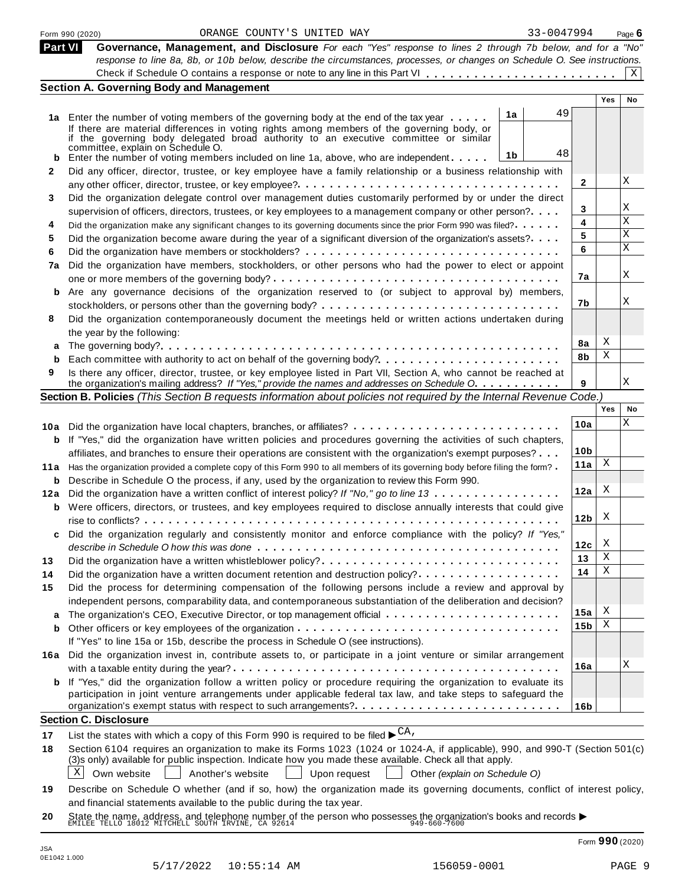Form 990 (2020) ORANGE COUNTY'S UNITED WAY 33-0047994 Page 6

**Part VI** **Governance, Management, and Disclosure** *For each "Yes" response to lines 2 through 7b below, and for a "No" response to line 8a, 8b, or 10b below, describe the circumstances, processes, or changes on Schedule O. See instructions.*

Check if Schedule O contains a response or note to any line in this Part VI . . . . . . . . . . . . . . . . . . . . . . . . [X]

## Section A. Governing Body and Management

| | | | | Yes | No |
|---|---|---|---|---|---|
| **1a** | Enter the number of voting members of the governing body at the end of the tax year . . . . . | 1a | 49 | | |
| | If there are material differences in voting rights among members of the governing body, or if the governing body delegated broad authority to an executive committee or similar committee, explain on Schedule O. | | | | |
| **b** | Enter the number of voting members included on line 1a, above, who are independent . . . . . | 1b | 48 | | |
| **2** | Did any officer, director, trustee, or key employee have a family relationship or a business relationship with any other officer, director, trustee, or key employee? . . . . . | 2 | | | X |
| **3** | Did the organization delegate control over management duties customarily performed by or under the direct supervision of officers, directors, trustees, or key employees to a management company or other person? . . . . | 3 | | | X |
| **4** | Did the organization make any significant changes to its governing documents since the prior Form 990 was filed? . . . . . | 4 | | | X |
| **5** | Did the organization become aware during the year of a significant diversion of the organization's assets? . . . . | 5 | | | X |
| **6** | Did the organization have members or stockholders? . . . . . | 6 | | | X |
| **7a** | Did the organization have members, stockholders, or other persons who had the power to elect or appoint one or more members of the governing body? . . . . . | 7a | | | X |
| **b** | Are any governance decisions of the organization reserved to (or subject to approval by) members, stockholders, or persons other than the governing body? . . . . . | 7b | | | X |
| **8** | Did the organization contemporaneously document the meetings held or written actions undertaken during the year by the following: | | | | |
| **a** | The governing body? . . . . . | 8a | | X | |
| **b** | Each committee with authority to act on behalf of the governing body? . . . . . | 8b | | X | |
| **9** | Is there any officer, director, trustee, or key employee listed in Part VII, Section A, who cannot be reached at the organization's mailing address? *If "Yes," provide the names and addresses on Schedule O* . . . . . | 9 | | | X |

## Section B. Policies *(This Section B requests information about policies not required by the Internal Revenue Code.)*

| | | | Yes | No |
|---|---|---|---|---|
| **10a** | Did the organization have local chapters, branches, or affiliates? . . . . . | 10a | | X |
| **b** | If "Yes," did the organization have written policies and procedures governing the activities of such chapters, affiliates, and branches to ensure their operations are consistent with the organization's exempt purposes? . . . | 10b | | |
| **11a** | Has the organization provided a complete copy of this Form 990 to all members of its governing body before filing the form? . | 11a | X | |
| **b** | Describe in Schedule O the process, if any, used by the organization to review this Form 990. | | | |
| **12a** | Did the organization have a written conflict of interest policy? *If "No," go to line 13* . . . . . | 12a | X | |
| **b** | Were officers, directors, or trustees, and key employees required to disclose annually interests that could give rise to conflicts? . . . . . | 12b | X | |
| **c** | Did the organization regularly and consistently monitor and enforce compliance with the policy? *If "Yes," describe in Schedule O how this was done* . . . . . | 12c | X | |
| **13** | Did the organization have a written whistleblower policy? . . . . . | 13 | X | |
| **14** | Did the organization have a written document retention and destruction policy? . . . . . | 14 | X | |
| **15** | Did the process for determining compensation of the following persons include a review and approval by independent persons, comparability data, and contemporaneous substantiation of the deliberation and decision? | | | |
| **a** | The organization's CEO, Executive Director, or top management official . . . . . | 15a | X | |
| **b** | Other officers or key employees of the organization . . . . . | 15b | X | |
| | If "Yes" to line 15a or 15b, describe the process in Schedule O (see instructions). | | | |
| **16a** | Did the organization invest in, contribute assets to, or participate in a joint venture or similar arrangement with a taxable entity during the year? . . . . . | 16a | | X |
| **b** | If "Yes," did the organization follow a written policy or procedure requiring the organization to evaluate its participation in joint venture arrangements under applicable federal tax law, and take steps to safeguard the organization's exempt status with respect to such arrangements? . . . . . | 16b | | |

## Section C. Disclosure

**17** List the states with which a copy of this Form 990 is required to be filed ▶ CA,

**18** Section 6104 requires an organization to make its Forms 1023 (1024 or 1024-A, if applicable), 990, and 990-T (Section 501(c)(3)s only) available for public inspection. Indicate how you made these available. Check all that apply.

[X] Own website [ ] Another's website [ ] Upon request [ ] Other *(explain on Schedule O)*

**19** Describe on Schedule O whether (and if so, how) the organization made its governing documents, conflict of interest policy, and financial statements available to the public during the tax year.

**20** State the name, address, and telephone number of the person who possesses the organization's books and records ▶
EMILEE TELLO 18012 MITCHELL SOUTH IRVINE, CA 92614 949-660-7600

Form **990** (2020)

JSA
0E1042 1.000

5/17/2022 10:55:14 AM 156059-0001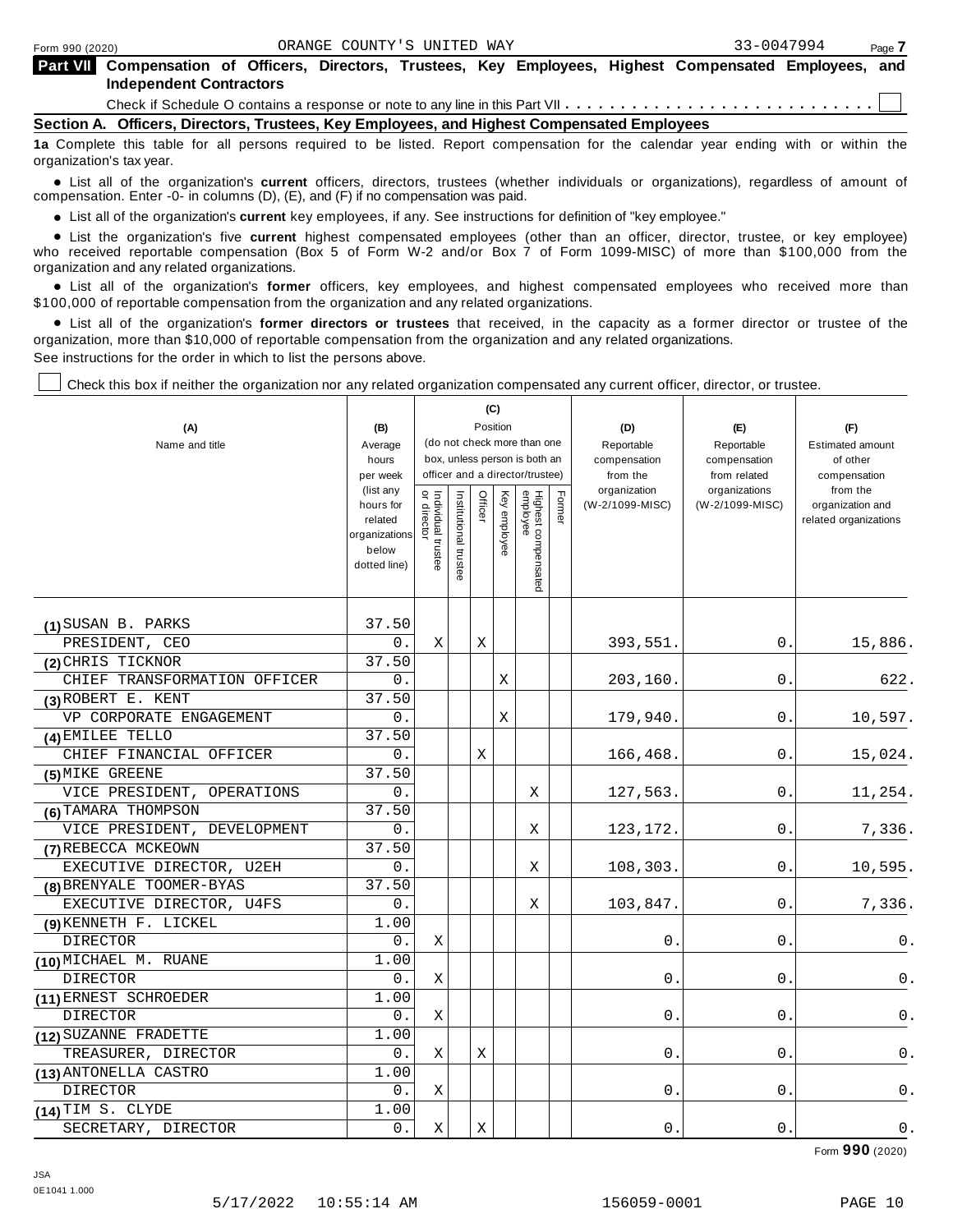Form 990 (2020) ORANGE COUNTY'S UNITED WAY 33-0047994

## Part VII Compensation of Officers, Directors, Trustees, Key Employees, Highest Compensated Employees, and Independent Contractors

Check if Schedule O contains a response or note to any line in this Part VII . . . . . . . . . . . . . . . . . . . . . . . . . . . ☐

### Section A. Officers, Directors, Trustees, Key Employees, and Highest Compensated Employees

**1a** Complete this table for all persons required to be listed. Report compensation for the calendar year ending with or within the organization's tax year.

- List all of the organization's **current** officers, directors, trustees (whether individuals or organizations), regardless of amount of compensation. Enter -0- in columns (D), (E), and (F) if no compensation was paid.
- List all of the organization's **current** key employees, if any. See instructions for definition of "key employee."
- List the organization's five **current** highest compensated employees (other than an officer, director, trustee, or key employee) who received reportable compensation (Box 5 of Form W-2 and/or Box 7 of Form 1099-MISC) of more than $100,000 from the organization and any related organizations.
- List all of the organization's **former** officers, key employees, and highest compensated employees who received more than $100,000 of reportable compensation from the organization and any related organizations.
- List all of the organization's **former directors or trustees** that received, in the capacity as a former director or trustee of the organization, more than $10,000 of reportable compensation from the organization and any related organizations.

See instructions for the order in which to list the persons above.

☐ Check this box if neither the organization nor any related organization compensated any current officer, director, or trustee.

| (A) Name and title | (B) Average hours per week (list any hours for related organizations below dotted line) | (C) Position: Individual trustee or director | Institutional trustee | Officer | Key employee | Highest compensated employee | Former | (D) Reportable compensation from the organization (W-2/1099-MISC) | (E) Reportable compensation from related organizations (W-2/1099-MISC) | (F) Estimated amount of other compensation from the organization and related organizations |
|---|---|---|---|---|---|---|---|---|---|---|
| (1) SUSAN B. PARKS<br>PRESIDENT, CEO | 37.50<br>0. | X | | X | | | | 393,551. | 0. | 15,886. |
| (2) CHRIS TICKNOR<br>CHIEF TRANSFORMATION OFFICER | 37.50<br>0. | | | | X | | | 203,160. | 0. | 622. |
| (3) ROBERT E. KENT<br>VP CORPORATE ENGAGEMENT | 37.50<br>0. | | | | X | | | 179,940. | 0. | 10,597. |
| (4) EMILEE TELLO<br>CHIEF FINANCIAL OFFICER | 37.50<br>0. | | | X | | | | 166,468. | 0. | 15,024. |
| (5) MIKE GREENE<br>VICE PRESIDENT, OPERATIONS | 37.50<br>0. | | | | | X | | 127,563. | 0. | 11,254. |
| (6) TAMARA THOMPSON<br>VICE PRESIDENT, DEVELOPMENT | 37.50<br>0. | | | | | X | | 123,172. | 0. | 7,336. |
| (7) REBECCA MCKEOWN<br>EXECUTIVE DIRECTOR, U2EH | 37.50<br>0. | | | | | X | | 108,303. | 0. | 10,595. |
| (8) BRENYALE TOOMER-BYAS<br>EXECUTIVE DIRECTOR, U4FS | 37.50<br>0. | | | | | X | | 103,847. | 0. | 7,336. |
| (9) KENNETH F. LICKEL<br>DIRECTOR | 1.00<br>0. | X | | | | | | 0. | 0. | 0. |
| (10) MICHAEL M. RUANE<br>DIRECTOR | 1.00<br>0. | X | | | | | | 0. | 0. | 0. |
| (11) ERNEST SCHROEDER<br>DIRECTOR | 1.00<br>0. | X | | | | | | 0. | 0. | 0. |
| (12) SUZANNE FRADETTE<br>TREASURER, DIRECTOR | 1.00<br>0. | X | | X | | | | 0. | 0. | 0. |
| (13) ANTONELLA CASTRO<br>DIRECTOR | 1.00<br>0. | X | | | | | | 0. | 0. | 0. |
| (14) TIM S. CLYDE<br>SECRETARY, DIRECTOR | 1.00<br>0. | X | | X | | | | 0. | 0. | 0. |

Form **990** (2020)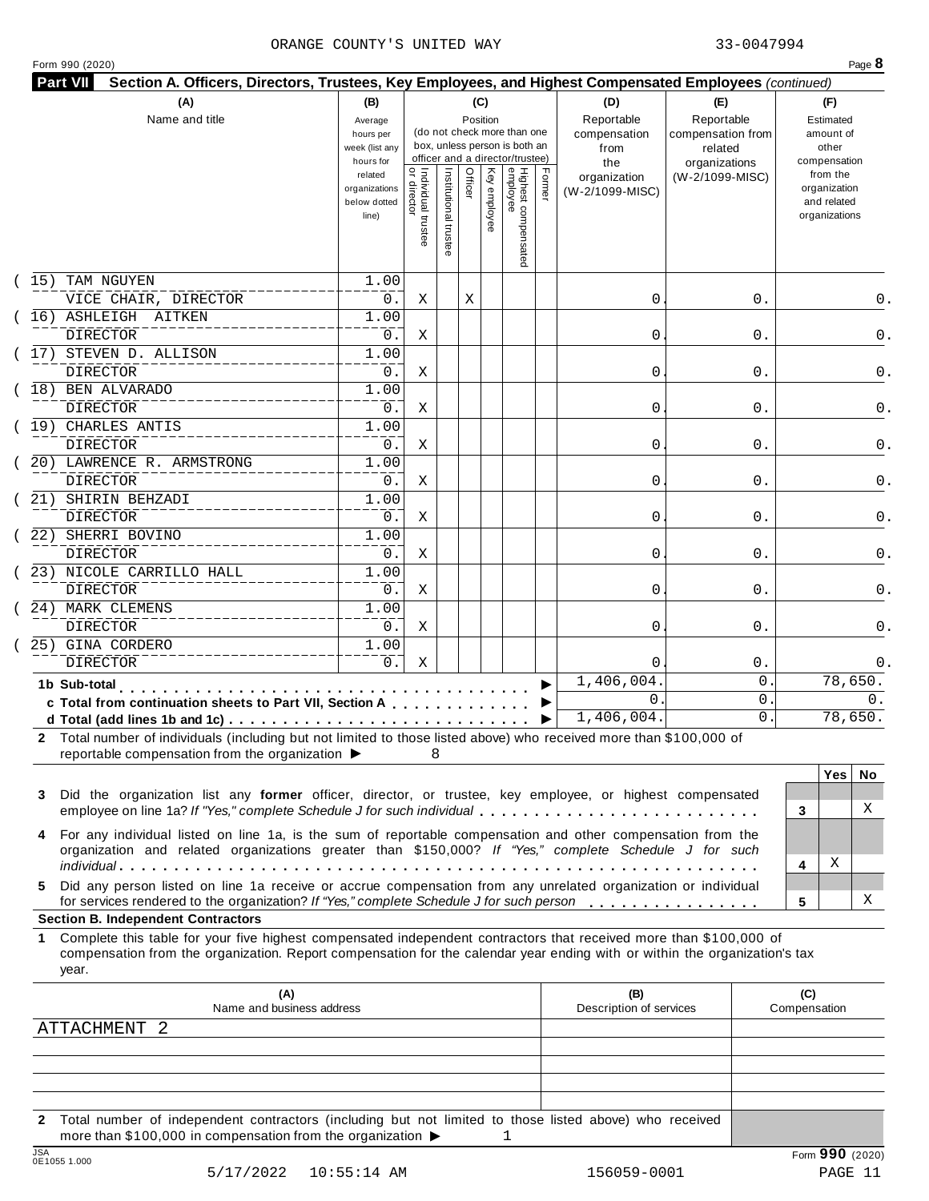ORANGE COUNTY'S UNITED WAY 33-0047994

Form 990 (2020)

**Part VII** **Section A. Officers, Directors, Trustees, Key Employees, and Highest Compensated Employees** *(continued)*

| (A) Name and title | (B) Average hours per week (list any hours for related organizations below dotted line) | (C) Position: Individual trustee or director | Institutional trustee | Officer | Key employee | Highest compensated employee | Former | (D) Reportable compensation from the organization (W-2/1099-MISC) | (E) Reportable compensation from related organizations (W-2/1099-MISC) | (F) Estimated amount of other compensation from the organization and related organizations |
|---|---|---|---|---|---|---|---|---|---|---|
| (15) TAM NGUYEN<br>VICE CHAIR, DIRECTOR | 1.00<br>0. | X | | X | | | | 0. | 0. | 0. |
| (16) ASHLEIGH AITKEN<br>DIRECTOR | 1.00<br>0. | X | | | | | | 0. | 0. | 0. |
| (17) STEVEN D. ALLISON<br>DIRECTOR | 1.00<br>0. | X | | | | | | 0. | 0. | 0. |
| (18) BEN ALVARADO<br>DIRECTOR | 1.00<br>0. | X | | | | | | 0. | 0. | 0. |
| (19) CHARLES ANTIS<br>DIRECTOR | 1.00<br>0. | X | | | | | | 0. | 0. | 0. |
| (20) LAWRENCE R. ARMSTRONG<br>DIRECTOR | 1.00<br>0. | X | | | | | | 0. | 0. | 0. |
| (21) SHIRIN BEHZADI<br>DIRECTOR | 1.00<br>0. | X | | | | | | 0. | 0. | 0. |
| (22) SHERRI BOVINO<br>DIRECTOR | 1.00<br>0. | X | | | | | | 0. | 0. | 0. |
| (23) NICOLE CARRILLO HALL<br>DIRECTOR | 1.00<br>0. | X | | | | | | 0. | 0. | 0. |
| (24) MARK CLEMENS<br>DIRECTOR | 1.00<br>0. | X | | | | | | 0. | 0. | 0. |
| (25) GINA CORDERO<br>DIRECTOR | 1.00<br>0. | X | | | | | | 0. | 0. | 0. |
| **1b Sub-total** ▶ | | | | | | | | 1,406,004. | 0. | 78,650. |
| **c Total from continuation sheets to Part VII, Section A** ▶ | | | | | | | | 0. | 0. | 0. |
| **d Total (add lines 1b and 1c)** ▶ | | | | | | | | 1,406,004. | 0. | 78,650. |

**2** Total number of individuals (including but not limited to those listed above) who received more than $100,000 of reportable compensation from the organization ▶ 8

| | | Yes | No |
|---|---|---|---|
| **3** Did the organization list any **former** officer, director, or trustee, key employee, or highest compensated employee on line 1a? *If "Yes," complete Schedule J for such individual* | 3 | | X |
| **4** For any individual listed on line 1a, is the sum of reportable compensation and other compensation from the organization and related organizations greater than $150,000? *If "Yes," complete Schedule J for such individual* | 4 | X | |
| **5** Did any person listed on line 1a receive or accrue compensation from any unrelated organization or individual for services rendered to the organization? *If "Yes," complete Schedule J for such person* | 5 | | X |

**Section B. Independent Contractors**

**1** Complete this table for your five highest compensated independent contractors that received more than $100,000 of compensation from the organization. Report compensation for the calendar year ending with or within the organization's tax year.

| (A) Name and business address | (B) Description of services | (C) Compensation |
|---|---|---|
| ATTACHMENT 2 | | |
| | | |
| | | |
| | | |
| | | |

**2** Total number of independent contractors (including but not limited to those listed above) who received more than $100,000 in compensation from the organization ▶ 1

JSA 0E1055 1.000

Form **990** (2020)

5/17/2022 10:55:14 AM 156059-0001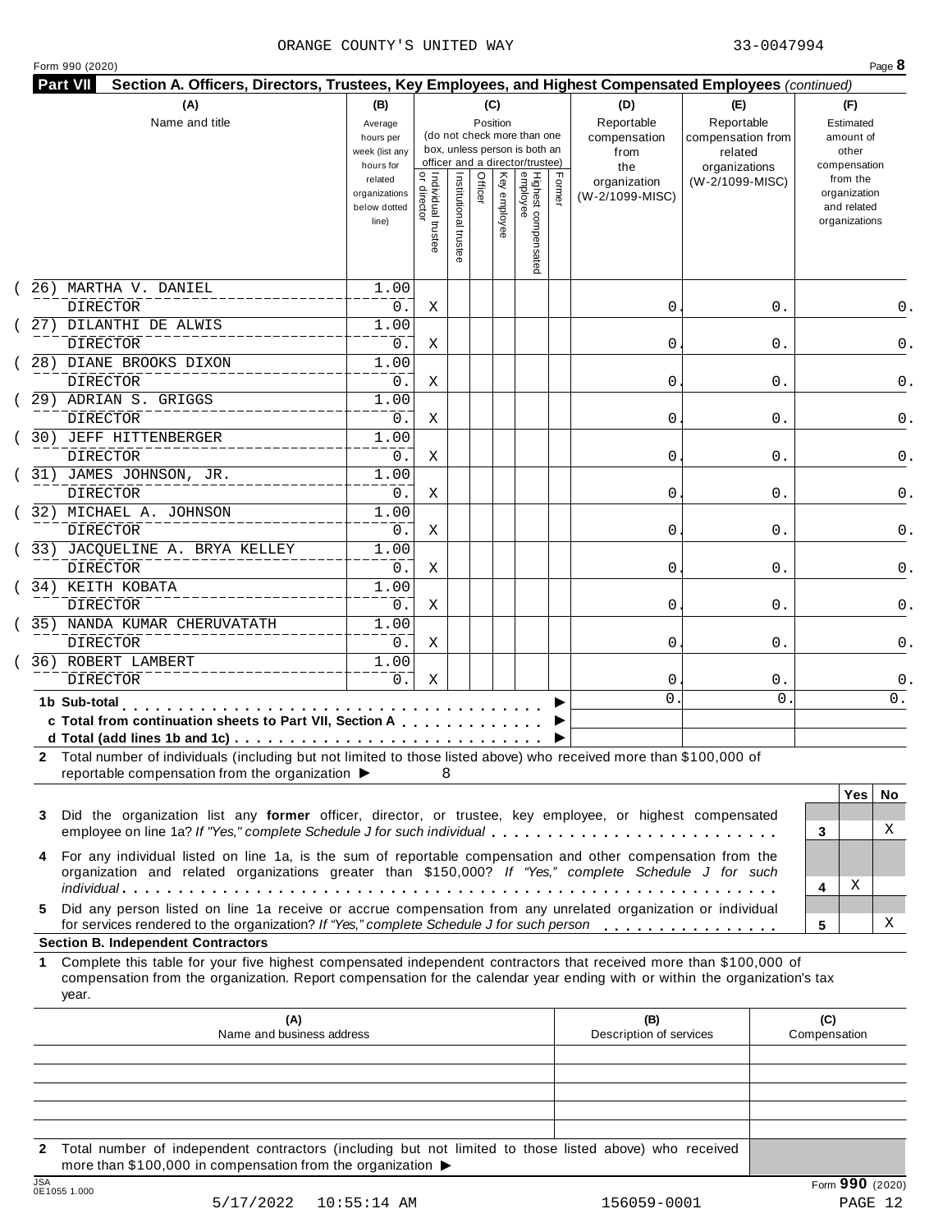ORANGE COUNTY'S UNITED WAY 33-0047994

Form 990 (2020)

**Part VII** **Section A. Officers, Directors, Trustees, Key Employees, and Highest Compensated Employees** *(continued)*

| (A) Name and title | (B) Average hours per week (list any hours for related organizations below dotted line) | (C) Position: Individual trustee or director | Institutional trustee | Officer | Key employee | Highest compensated employee | Former | (D) Reportable compensation from the organization (W-2/1099-MISC) | (E) Reportable compensation from related organizations (W-2/1099-MISC) | (F) Estimated amount of other compensation from the organization and related organizations |
|---|---|---|---|---|---|---|---|---|---|---|
| (26) MARTHA V. DANIEL<br>DIRECTOR | 1.00<br>0. | X | | | | | | 0. | 0. | 0. |
| (27) DILANTHI DE ALWIS<br>DIRECTOR | 1.00<br>0. | X | | | | | | 0. | 0. | 0. |
| (28) DIANE BROOKS DIXON<br>DIRECTOR | 1.00<br>0. | X | | | | | | 0. | 0. | 0. |
| (29) ADRIAN S. GRIGGS<br>DIRECTOR | 1.00<br>0. | X | | | | | | 0. | 0. | 0. |
| (30) JEFF HITTENBERGER<br>DIRECTOR | 1.00<br>0. | X | | | | | | 0. | 0. | 0. |
| (31) JAMES JOHNSON, JR.<br>DIRECTOR | 1.00<br>0. | X | | | | | | 0. | 0. | 0. |
| (32) MICHAEL A. JOHNSON<br>DIRECTOR | 1.00<br>0. | X | | | | | | 0. | 0. | 0. |
| (33) JACQUELINE A. BRYA KELLEY<br>DIRECTOR | 1.00<br>0. | X | | | | | | 0. | 0. | 0. |
| (34) KEITH KOBATA<br>DIRECTOR | 1.00<br>0. | X | | | | | | 0. | 0. | 0. |
| (35) NANDA KUMAR CHERUVATATH<br>DIRECTOR | 1.00<br>0. | X | | | | | | 0. | 0. | 0. |
| (36) ROBERT LAMBERT<br>DIRECTOR | 1.00<br>0. | X | | | | | | 0. | 0. | 0. |
| **1b Sub-total** ▶ | | | | | | | | 0. | 0. | 0. |
| **c Total from continuation sheets to Part VII, Section A** ▶ | | | | | | | | | | |
| **d Total (add lines 1b and 1c)** ▶ | | | | | | | | | | |

**2** Total number of individuals (including but not limited to those listed above) who received more than $100,000 of reportable compensation from the organization ▶ 8

| | | Yes | No |
|---|---|---|---|
| **3** Did the organization list any **former** officer, director, or trustee, key employee, or highest compensated employee on line 1a? *If "Yes," complete Schedule J for such individual* | 3 | | X |
| **4** For any individual listed on line 1a, is the sum of reportable compensation and other compensation from the organization and related organizations greater than $150,000? *If "Yes," complete Schedule J for such individual* | 4 | X | |
| **5** Did any person listed on line 1a receive or accrue compensation from any unrelated organization or individual for services rendered to the organization? *If "Yes," complete Schedule J for such person* | 5 | | X |

**Section B. Independent Contractors**

**1** Complete this table for your five highest compensated independent contractors that received more than $100,000 of compensation from the organization. Report compensation for the calendar year ending with or within the organization's tax year.

| (A) Name and business address | (B) Description of services | (C) Compensation |
|---|---|---|
| | | |
| | | |
| | | |
| | | |
| | | |

**2** Total number of independent contractors (including but not limited to those listed above) who received more than $100,000 in compensation from the organization ▶

Form **990** (2020)

5/17/2022 10:55:14 AM 156059-0001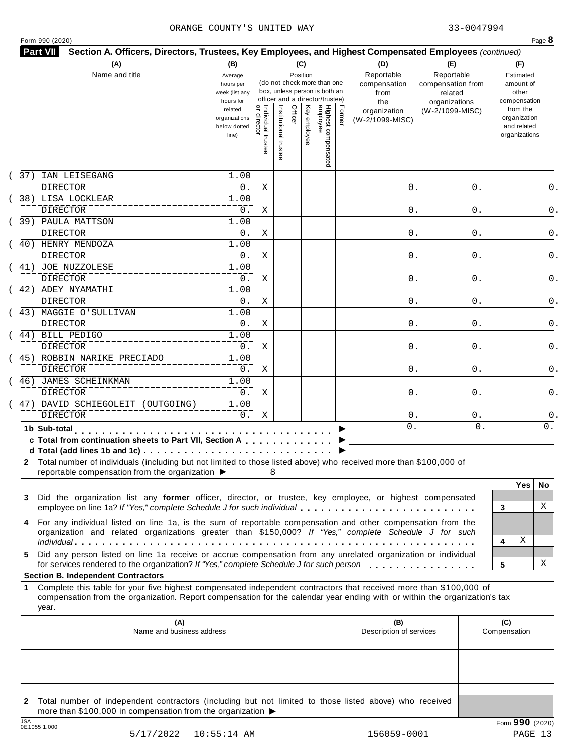ORANGE COUNTY'S UNITED WAY 33-0047994

Form 990 (2020) Page **8**

**Part VII Section A. Officers, Directors, Trustees, Key Employees, and Highest Compensated Employees** *(continued)*

| (A) Name and title | (B) Average hours per week (list any hours for related organizations below dotted line) | (C) Position: Individual trustee or director | Institutional trustee | Officer | Key employee | Highest compensated employee | Former | (D) Reportable compensation from the organization (W-2/1099-MISC) | (E) Reportable compensation from related organizations (W-2/1099-MISC) | (F) Estimated amount of other compensation from the organization and related organizations |
|---|---|---|---|---|---|---|---|---|---|---|
| (37) IAN LEISEGANG<br>DIRECTOR | 1.00<br>0. | X | | | | | | 0. | 0. | 0. |
| (38) LISA LOCKLEAR<br>DIRECTOR | 1.00<br>0. | X | | | | | | 0. | 0. | 0. |
| (39) PAULA MATTSON<br>DIRECTOR | 1.00<br>0. | X | | | | | | 0. | 0. | 0. |
| (40) HENRY MENDOZA<br>DIRECTOR | 1.00<br>0. | X | | | | | | 0. | 0. | 0. |
| (41) JOE NUZZOLESE<br>DIRECTOR | 1.00<br>0. | X | | | | | | 0. | 0. | 0. |
| (42) ADEY NYAMATHI<br>DIRECTOR | 1.00<br>0. | X | | | | | | 0. | 0. | 0. |
| (43) MAGGIE O'SULLIVAN<br>DIRECTOR | 1.00<br>0. | X | | | | | | 0. | 0. | 0. |
| (44) BILL PEDIGO<br>DIRECTOR | 1.00<br>0. | X | | | | | | 0. | 0. | 0. |
| (45) ROBBIN NARIKE PRECIADO<br>DIRECTOR | 1.00<br>0. | X | | | | | | 0. | 0. | 0. |
| (46) JAMES SCHEINKMAN<br>DIRECTOR | 1.00<br>0. | X | | | | | | 0. | 0. | 0. |
| (47) DAVID SCHIEGOLEIT (OUTGOING)<br>DIRECTOR | 1.00<br>0. | X | | | | | | 0. | 0. | 0. |
| **1b Sub-total** ▶ | | | | | | | | 0. | 0. | 0. |
| **c Total from continuation sheets to Part VII, Section A** ▶ | | | | | | | | | | |
| **d Total (add lines 1b and 1c)** ▶ | | | | | | | | | | |

**2** Total number of individuals (including but not limited to those listed above) who received more than $100,000 of reportable compensation from the organization ▶ 8

| | | Yes | No |
|---|---|---|---|
| **3** Did the organization list any **former** officer, director, or trustee, key employee, or highest compensated employee on line 1a? *If "Yes," complete Schedule J for such individual* | 3 | | X |
| **4** For any individual listed on line 1a, is the sum of reportable compensation and other compensation from the organization and related organizations greater than $150,000? *If "Yes," complete Schedule J for such individual* | 4 | X | |
| **5** Did any person listed on line 1a receive or accrue compensation from any unrelated organization or individual for services rendered to the organization? *If "Yes," complete Schedule J for such person* | 5 | | X |

**Section B. Independent Contractors**

**1** Complete this table for your five highest compensated independent contractors that received more than $100,000 of compensation from the organization. Report compensation for the calendar year ending with or within the organization's tax year.

| (A) Name and business address | (B) Description of services | (C) Compensation |
|---|---|---|
| | | |
| | | |
| | | |
| | | |
| | | |

**2** Total number of independent contractors (including but not limited to those listed above) who received more than $100,000 in compensation from the organization ▶

Form **990** (2020)

5/17/2022 10:55:14 AM 156059-0001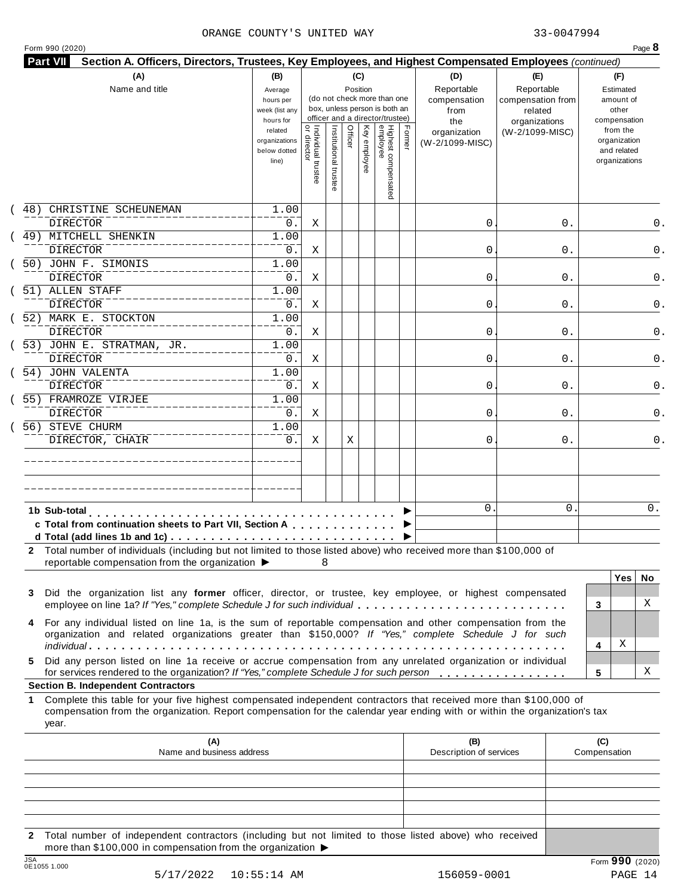ORANGE COUNTY'S UNITED WAY 33-0047994

Form 990 (2020) Page **8**

**Part VII Section A. Officers, Directors, Trustees, Key Employees, and Highest Compensated Employees** *(continued)*

| (A) Name and title | (B) Average hours per week (list any hours for related organizations below dotted line) | (C) Position: Individual trustee or director | Institutional trustee | Officer | Key employee | Highest compensated employee | Former | (D) Reportable compensation from the organization (W-2/1099-MISC) | (E) Reportable compensation from related organizations (W-2/1099-MISC) | (F) Estimated amount of other compensation from the organization and related organizations |
|---|---|---|---|---|---|---|---|---|---|---|
| (48) CHRISTINE SCHEUNEMAN<br>DIRECTOR | 1.00<br>0. | X | | | | | | 0. | 0. | 0. |
| (49) MITCHELL SHENKIN<br>DIRECTOR | 1.00<br>0. | X | | | | | | 0. | 0. | 0. |
| (50) JOHN F. SIMONIS<br>DIRECTOR | 1.00<br>0. | X | | | | | | 0. | 0. | 0. |
| (51) ALLEN STAFF<br>DIRECTOR | 1.00<br>0. | X | | | | | | 0. | 0. | 0. |
| (52) MARK E. STOCKTON<br>DIRECTOR | 1.00<br>0. | X | | | | | | 0. | 0. | 0. |
| (53) JOHN E. STRATMAN, JR.<br>DIRECTOR | 1.00<br>0. | X | | | | | | 0. | 0. | 0. |
| (54) JOHN VALENTA<br>DIRECTOR | 1.00<br>0. | X | | | | | | 0. | 0. | 0. |
| (55) FRAMROZE VIRJEE<br>DIRECTOR | 1.00<br>0. | X | | | | | | 0. | 0. | 0. |
| (56) STEVE CHURM<br>DIRECTOR, CHAIR | 1.00<br>0. | X | | X | | | | 0. | 0. | 0. |
| | | | | | | | | | | |
| | | | | | | | | | | |
| **1b Sub-total** | | | | | | | | 0. | 0. | 0. |
| **c Total from continuation sheets to Part VII, Section A** | | | | | | | | | | |
| **d Total (add lines 1b and 1c)** | | | | | | | | | | |

**2** Total number of individuals (including but not limited to those listed above) who received more than $100,000 of reportable compensation from the organization ▶ 8

| | | Yes | No |
|---|---|---|---|
| **3** Did the organization list any **former** officer, director, or trustee, key employee, or highest compensated employee on line 1a? *If "Yes," complete Schedule J for such individual* | 3 | | X |
| **4** For any individual listed on line 1a, is the sum of reportable compensation and other compensation from the organization and related organizations greater than $150,000? *If "Yes," complete Schedule J for such individual* | 4 | X | |
| **5** Did any person listed on line 1a receive or accrue compensation from any unrelated organization or individual for services rendered to the organization? *If "Yes," complete Schedule J for such person* | 5 | | X |

**Section B. Independent Contractors**

**1** Complete this table for your five highest compensated independent contractors that received more than $100,000 of compensation from the organization. Report compensation for the calendar year ending with or within the organization's tax year.

| (A) Name and business address | (B) Description of services | (C) Compensation |
|---|---|---|
| | | |
| | | |
| | | |
| | | |
| | | |

**2** Total number of independent contractors (including but not limited to those listed above) who received more than $100,000 in compensation from the organization ▶

Form **990** (2020)

5/17/2022 10:55:14 AM 156059-0001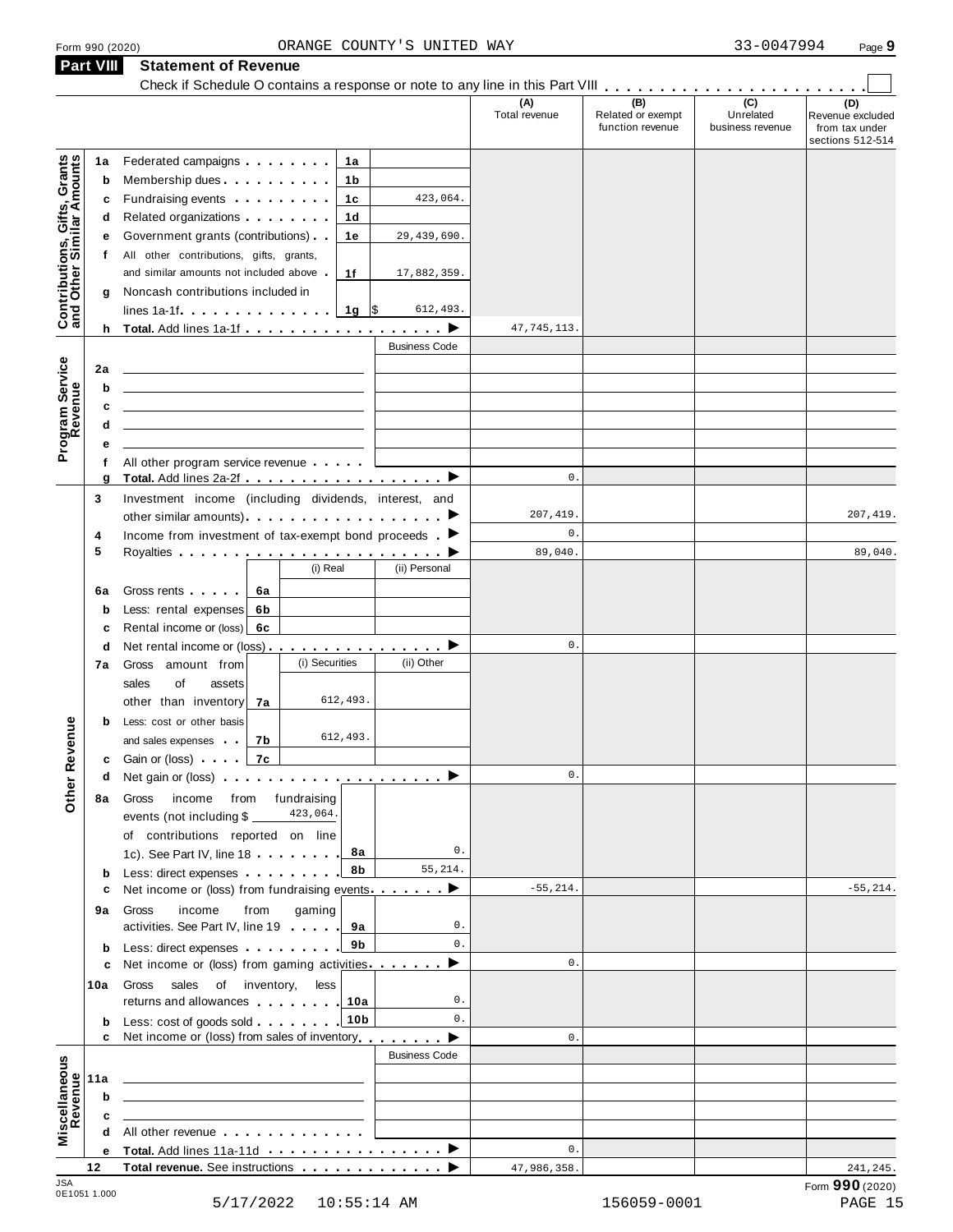Form 990 (2020) ORANGE COUNTY'S UNITED WAY 33-0047994 Page **9**

## Part VIII Statement of Revenue

Check if Schedule O contains a response or note to any line in this Part VIII . . . . . . . . . . . . . . . . . . . . . . . ☐

| | | | | (A) Total revenue | (B) Related or exempt function revenue | (C) Unrelated business revenue | (D) Revenue excluded from tax under sections 512-514 |
|---|---|---|---|---|---|---|---|
| **Contributions, Gifts, Grants and Other Similar Amounts** | 1a | Federated campaigns . . . . . . . . 1a | | | | | |
| | b | Membership dues . . . . . . . . . . 1b | | | | | |
| | c | Fundraising events . . . . . . . . . 1c | 423,064. | | | | |
| | d | Related organizations . . . . . . . . 1d | | | | | |
| | e | Government grants (contributions) . . 1e | 29,439,690. | | | | |
| | f | All other contributions, gifts, grants, and similar amounts not included above . 1f | 17,882,359. | | | | |
| | g | Noncash contributions included in lines 1a-1f . . . . . . . . . . . . 1g | $ 612,493. | | | | |
| | h | **Total.** Add lines 1a-1f . . . . . . . . . . . . . . . . . ▶ | | 47,745,113. | | | |
| **Program Service Revenue** | | | Business Code | | | | |
| | 2a | | | | | | |
| | b | | | | | | |
| | c | | | | | | |
| | d | | | | | | |
| | e | | | | | | |
| | f | All other program service revenue . . . . . | | | | | |
| | g | **Total.** Add lines 2a-2f . . . . . . . . . . . . . . . . . ▶ | | 0. | | | |
| **Other Revenue** | 3 | Investment income (including dividends, interest, and other similar amounts) . . . . . . . . . . . . . . . . . ▶ | | 207,419. | | | 207,419. |
| | 4 | Income from investment of tax-exempt bond proceeds . ▶ | | 0. | | | |
| | 5 | Royalties . . . . . . . . . . . . . . . . . . . . . . . ▶ | | 89,040. | | | 89,040. |
| | | | (i) Real / (ii) Personal | | | | |
| | 6a | Gross rents . . . . . 6a | | | | | |
| | b | Less: rental expenses 6b | | | | | |
| | c | Rental income or (loss) 6c | | | | | |
| | d | Net rental income or (loss) . . . . . . . . . . . . . . . . ▶ | | 0. | | | |
| | | | (i) Securities / (ii) Other | | | | |
| | 7a | Gross amount from sales of assets other than inventory 7a | (i) 612,493. | | | | |
| | b | Less: cost or other basis and sales expenses . . 7b | (i) 612,493. | | | | |
| | c | Gain or (loss) . . . . 7c | | | | | |
| | d | Net gain or (loss) . . . . . . . . . . . . . . . . . . . . ▶ | | 0. | | | |
| | 8a | Gross income from fundraising events (not including $ 423,064. of contributions reported on line 1c). See Part IV, line 18 . . . . . . . 8a | 0. | | | | |
| | b | Less: direct expenses . . . . . . . . . 8b | 55,214. | | | | |
| | c | Net income or (loss) from fundraising events . . . . . . . ▶ | | -55,214. | | | -55,214. |
| | 9a | Gross income from gaming activities. See Part IV, line 19 . . . . . 9a | 0. | | | | |
| | b | Less: direct expenses . . . . . . . . . 9b | 0. | | | | |
| | c | Net income or (loss) from gaming activities . . . . . . . ▶ | | 0. | | | |
| | 10a | Gross sales of inventory, less returns and allowances . . . . . . . . 10a | 0. | | | | |
| | b | Less: cost of goods sold . . . . . . . . 10b | 0. | | | | |
| | c | Net income or (loss) from sales of inventory . . . . . . . . ▶ | | 0. | | | |
| **Miscellaneous Revenue** | | | Business Code | | | | |
| | 11a | | | | | | |
| | b | | | | | | |
| | c | | | | | | |
| | d | All other revenue . . . . . . . . . . . . . | | | | | |
| | e | **Total.** Add lines 11a-11d . . . . . . . . . . . . . . . . ▶ | | 0. | | | |
| | 12 | **Total revenue.** See instructions . . . . . . . . . . . . . ▶ | | 47,986,358. | | | 241,245. |

JSA 0E1051 1.000

Form **990** (2020)

5/17/2022 10:55:14 AM 156059-0001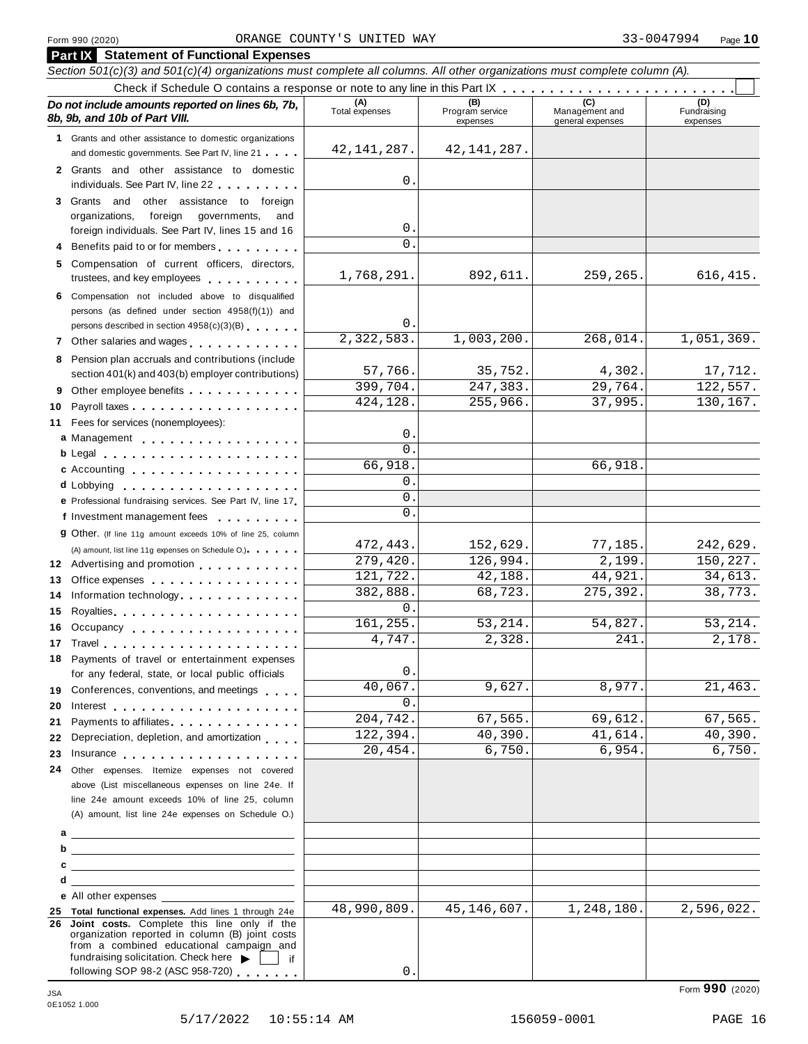Form 990 (2020) ORANGE COUNTY'S UNITED WAY 33-0047994

## Part IX Statement of Functional Expenses

*Section 501(c)(3) and 501(c)(4) organizations must complete all columns. All other organizations must complete column (A).*

Check if Schedule O contains a response or note to any line in this Part IX

| *Do not include amounts reported on lines 6b, 7b, 8b, 9b, and 10b of Part VIII.* | (A) Total expenses | (B) Program service expenses | (C) Management and general expenses | (D) Fundraising expenses |
|---|---|---|---|---|
| 1 Grants and other assistance to domestic organizations and domestic governments. See Part IV, line 21 | 42,141,287. | 42,141,287. | | |
| 2 Grants and other assistance to domestic individuals. See Part IV, line 22 | 0. | | | |
| 3 Grants and other assistance to foreign organizations, foreign governments, and foreign individuals. See Part IV, lines 15 and 16 | 0. | | | |
| 4 Benefits paid to or for members | 0. | | | |
| 5 Compensation of current officers, directors, trustees, and key employees | 1,768,291. | 892,611. | 259,265. | 616,415. |
| 6 Compensation not included above to disqualified persons (as defined under section 4958(f)(1)) and persons described in section 4958(c)(3)(B) | 0. | | | |
| 7 Other salaries and wages | 2,322,583. | 1,003,200. | 268,014. | 1,051,369. |
| 8 Pension plan accruals and contributions (include section 401(k) and 403(b) employer contributions) | 57,766. | 35,752. | 4,302. | 17,712. |
| 9 Other employee benefits | 399,704. | 247,383. | 29,764. | 122,557. |
| 10 Payroll taxes | 424,128. | 255,966. | 37,995. | 130,167. |
| 11 Fees for services (nonemployees): | | | | |
| a Management | 0. | | | |
| b Legal | 0. | | | |
| c Accounting | 66,918. | | 66,918. | |
| d Lobbying | 0. | | | |
| e Professional fundraising services. See Part IV, line 17 | 0. | | | |
| f Investment management fees | 0. | | | |
| g Other. (If line 11g amount exceeds 10% of line 25, column (A) amount, list line 11g expenses on Schedule O.) | 472,443. | 152,629. | 77,185. | 242,629. |
| 12 Advertising and promotion | 279,420. | 126,994. | 2,199. | 150,227. |
| 13 Office expenses | 121,722. | 42,188. | 44,921. | 34,613. |
| 14 Information technology | 382,888. | 68,723. | 275,392. | 38,773. |
| 15 Royalties | 0. | | | |
| 16 Occupancy | 161,255. | 53,214. | 54,827. | 53,214. |
| 17 Travel | 4,747. | 2,328. | 241. | 2,178. |
| 18 Payments of travel or entertainment expenses for any federal, state, or local public officials | 0. | | | |
| 19 Conferences, conventions, and meetings | 40,067. | 9,627. | 8,977. | 21,463. |
| 20 Interest | 0. | | | |
| 21 Payments to affiliates | 204,742. | 67,565. | 69,612. | 67,565. |
| 22 Depreciation, depletion, and amortization | 122,394. | 40,390. | 41,614. | 40,390. |
| 23 Insurance | 20,454. | 6,750. | 6,954. | 6,750. |
| 24 Other expenses. Itemize expenses not covered above (List miscellaneous expenses on line 24e. If line 24e amount exceeds 10% of line 25, column (A) amount, list line 24e expenses on Schedule O.) | | | | |
| a | | | | |
| b | | | | |
| c | | | | |
| d | | | | |
| e All other expenses | | | | |
| 25 **Total functional expenses.** Add lines 1 through 24e | 48,990,809. | 45,146,607. | 1,248,180. | 2,596,022. |
| 26 **Joint costs.** Complete this line only if the organization reported in column (B) joint costs from a combined educational campaign and fundraising solicitation. Check here ▶ ☐ if following SOP 98-2 (ASC 958-720) | 0. | | | |

Form **990** (2020)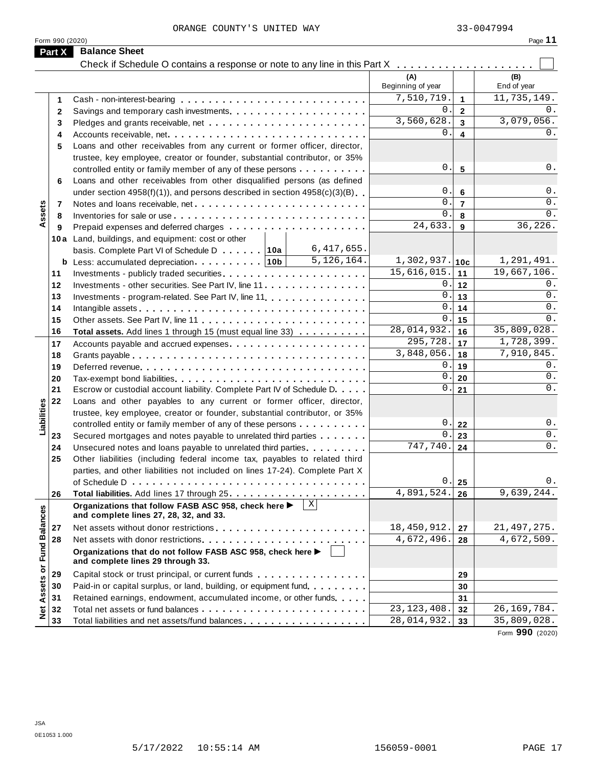ORANGE COUNTY'S UNITED WAY 33-0047994

Form 990 (2020) Page **11**

## Part X Balance Sheet

Check if Schedule O contains a response or note to any line in this Part X . . . . . . . . . . . . . . . . . . . ☐

| | | | | (A) Beginning of year | | (B) End of year |
|---|---|---|---|---|---|---|
| **Assets** | 1 | Cash - non-interest-bearing | | 7,510,719. | 1 | 11,735,149. |
| | 2 | Savings and temporary cash investments | | 0. | 2 | 0. |
| | 3 | Pledges and grants receivable, net | | 3,560,628. | 3 | 3,079,056. |
| | 4 | Accounts receivable, net | | 0. | 4 | 0. |
| | 5 | Loans and other receivables from any current or former officer, director, trustee, key employee, creator or founder, substantial contributor, or 35% controlled entity or family member of any of these persons | | 0. | 5 | 0. |
| | 6 | Loans and other receivables from other disqualified persons (as defined under section 4958(f)(1)), and persons described in section 4958(c)(3)(B) | | 0. | 6 | 0. |
| | 7 | Notes and loans receivable, net | | 0. | 7 | 0. |
| | 8 | Inventories for sale or use | | 0. | 8 | 0. |
| | 9 | Prepaid expenses and deferred charges | | 24,633. | 9 | 36,226. |
| | 10a | Land, buildings, and equipment: cost or other basis. Complete Part VI of Schedule D . . . . . 10a | 6,417,655. | | | |
| | b | Less: accumulated depreciation . . . . . . . . . 10b | 5,126,164. | 1,302,937. | 10c | 1,291,491. |
| | 11 | Investments - publicly traded securities | | 15,616,015. | 11 | 19,667,106. |
| | 12 | Investments - other securities. See Part IV, line 11 | | 0. | 12 | 0. |
| | 13 | Investments - program-related. See Part IV, line 11 | | 0. | 13 | 0. |
| | 14 | Intangible assets | | 0. | 14 | 0. |
| | 15 | Other assets. See Part IV, line 11 | | 0. | 15 | 0. |
| | 16 | **Total assets.** Add lines 1 through 15 (must equal line 33) | | 28,014,932. | 16 | 35,809,028. |
| **Liabilities** | 17 | Accounts payable and accrued expenses | | 295,728. | 17 | 1,728,399. |
| | 18 | Grants payable | | 3,848,056. | 18 | 7,910,845. |
| | 19 | Deferred revenue | | 0. | 19 | 0. |
| | 20 | Tax-exempt bond liabilities | | 0. | 20 | 0. |
| | 21 | Escrow or custodial account liability. Complete Part IV of Schedule D | | 0. | 21 | 0. |
| | 22 | Loans and other payables to any current or former officer, director, trustee, key employee, creator or founder, substantial contributor, or 35% controlled entity or family member of any of these persons | | 0. | 22 | 0. |
| | 23 | Secured mortgages and notes payable to unrelated third parties | | 0. | 23 | 0. |
| | 24 | Unsecured notes and loans payable to unrelated third parties | | 747,740. | 24 | 0. |
| | 25 | Other liabilities (including federal income tax, payables to related third parties, and other liabilities not included on lines 17-24). Complete Part X of Schedule D | | 0. | 25 | 0. |
| | 26 | **Total liabilities.** Add lines 17 through 25 | | 4,891,524. | 26 | 9,639,244. |
| **Net Assets or Fund Balances** | | **Organizations that follow FASB ASC 958, check here ▶** ☒ **and complete lines 27, 28, 32, and 33.** | | | | |
| | 27 | Net assets without donor restrictions | | 18,450,912. | 27 | 21,497,275. |
| | 28 | Net assets with donor restrictions | | 4,672,496. | 28 | 4,672,509. |
| | | **Organizations that do not follow FASB ASC 958, check here ▶** ☐ **and complete lines 29 through 33.** | | | | |
| | 29 | Capital stock or trust principal, or current funds | | | 29 | |
| | 30 | Paid-in or capital surplus, or land, building, or equipment fund | | | 30 | |
| | 31 | Retained earnings, endowment, accumulated income, or other funds | | | 31 | |
| | 32 | Total net assets or fund balances | | 23,123,408. | 32 | 26,169,784. |
| | 33 | Total liabilities and net assets/fund balances | | 28,014,932. | 33 | 35,809,028. |

Form **990** (2020)

JSA
0E1053 1.000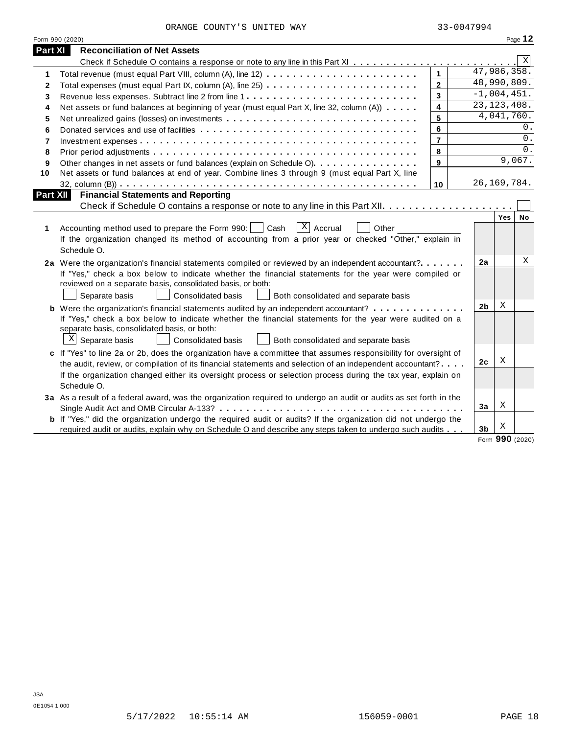ORANGE COUNTY'S UNITED WAY 33-0047994

Form 990 (2020) Page **12**

## Part XI Reconciliation of Net Assets

Check if Schedule O contains a response or note to any line in this Part XI . . . . . . . . . . . . . . . . . . . . . . . . [X]

| | | | |
|---|---|---|---|
| **1** | Total revenue (must equal Part VIII, column (A), line 12) | **1** | 47,986,358. |
| **2** | Total expenses (must equal Part IX, column (A), line 25) | **2** | 48,990,809. |
| **3** | Revenue less expenses. Subtract line 2 from line 1 | **3** | -1,004,451. |
| **4** | Net assets or fund balances at beginning of year (must equal Part X, line 32, column (A)) | **4** | 23,123,408. |
| **5** | Net unrealized gains (losses) on investments | **5** | 4,041,760. |
| **6** | Donated services and use of facilities | **6** | 0. |
| **7** | Investment expenses | **7** | 0. |
| **8** | Prior period adjustments | **8** | 0. |
| **9** | Other changes in net assets or fund balances (explain on Schedule O) | **9** | 9,067. |
| **10** | Net assets or fund balances at end of year. Combine lines 3 through 9 (must equal Part X, line 32, column (B)) | **10** | 26,169,784. |

## Part XII Financial Statements and Reporting

Check if Schedule O contains a response or note to any line in this Part XII . . . . . . . . . . . . . . . . . . . . [ ]

| | | | Yes | No |
|---|---|---|---|---|
| **1** | Accounting method used to prepare the Form 990: [ ] Cash [X] Accrual [ ] Other ______<br>If the organization changed its method of accounting from a prior year or checked "Other," explain in Schedule O. | | | |
| **2a** | Were the organization's financial statements compiled or reviewed by an independent accountant? | **2a** | | X |
| | If "Yes," check a box below to indicate whether the financial statements for the year were compiled or reviewed on a separate basis, consolidated basis, or both:<br>[ ] Separate basis [ ] Consolidated basis [ ] Both consolidated and separate basis | | | |
| **b** | Were the organization's financial statements audited by an independent accountant? | **2b** | X | |
| | If "Yes," check a box below to indicate whether the financial statements for the year were audited on a separate basis, consolidated basis, or both:<br>[X] Separate basis [ ] Consolidated basis [ ] Both consolidated and separate basis | | | |
| **c** | If "Yes" to line 2a or 2b, does the organization have a committee that assumes responsibility for oversight of the audit, review, or compilation of its financial statements and selection of an independent accountant? | **2c** | X | |
| | If the organization changed either its oversight process or selection process during the tax year, explain on Schedule O. | | | |
| **3a** | As a result of a federal award, was the organization required to undergo an audit or audits as set forth in the Single Audit Act and OMB Circular A-133? | **3a** | X | |
| **b** | If "Yes," did the organization undergo the required audit or audits? If the organization did not undergo the required audit or audits, explain why on Schedule O and describe any steps taken to undergo such audits | **3b** | X | |

Form **990** (2020)

JSA
0E1054 1.000

5/17/2022 10:55:14 AM 156059-0001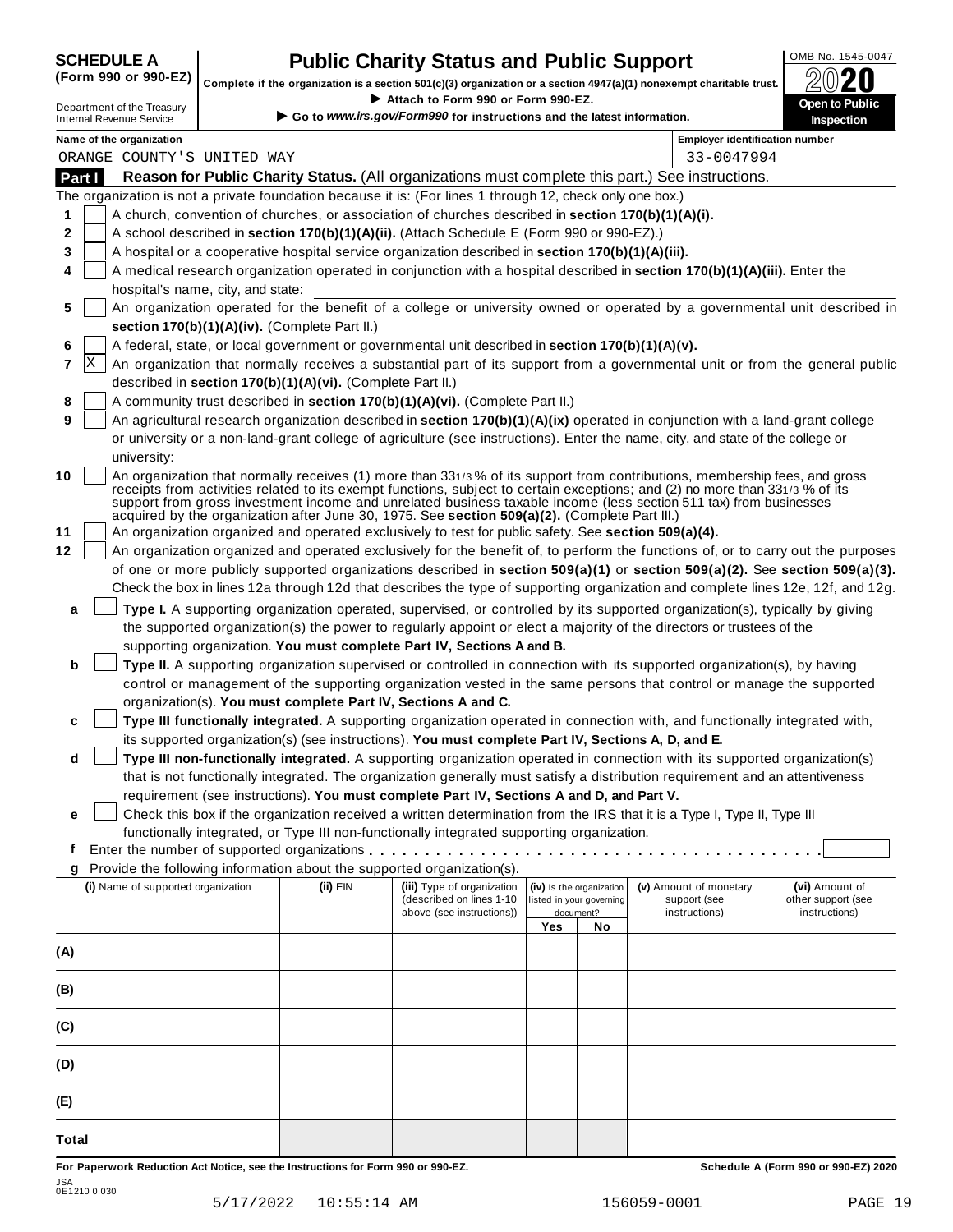**SCHEDULE A (Form 990 or 990-EZ)**

Department of the Treasury
Internal Revenue Service

# Public Charity Status and Public Support

**Complete if the organization is a section 501(c)(3) organization or a section 4947(a)(1) nonexempt charitable trust.**

▶ Attach to Form 990 or Form 990-EZ.

▶ Go to *www.irs.gov/Form990* for instructions and the latest information.

OMB No. 1545-0047

**2020**

**Open to Public Inspection**

**Name of the organization:** ORANGE COUNTY'S UNITED WAY

**Employer identification number:** 33-0047994

## Part I — Reason for Public Charity Status. (All organizations must complete this part.) See instructions.

The organization is not a private foundation because it is: (For lines 1 through 12, check only one box.)

1. [ ] A church, convention of churches, or association of churches described in **section 170(b)(1)(A)(i).**
2. [ ] A school described in **section 170(b)(1)(A)(ii).** (Attach Schedule E (Form 990 or 990-EZ).)
3. [ ] A hospital or a cooperative hospital service organization described in **section 170(b)(1)(A)(iii).**
4. [ ] A medical research organization operated in conjunction with a hospital described in **section 170(b)(1)(A)(iii).** Enter the hospital's name, city, and state:
5. [ ] An organization operated for the benefit of a college or university owned or operated by a governmental unit described in **section 170(b)(1)(A)(iv).** (Complete Part II.)
6. [ ] A federal, state, or local government or governmental unit described in **section 170(b)(1)(A)(v).**
7. [X] An organization that normally receives a substantial part of its support from a governmental unit or from the general public described in **section 170(b)(1)(A)(vi).** (Complete Part II.)
8. [ ] A community trust described in **section 170(b)(1)(A)(vi).** (Complete Part II.)
9. [ ] An agricultural research organization described in **section 170(b)(1)(A)(ix)** operated in conjunction with a land-grant college or university or a non-land-grant college of agriculture (see instructions). Enter the name, city, and state of the college or university:
10. [ ] An organization that normally receives (1) more than 33 1/3 % of its support from contributions, membership fees, and gross receipts from activities related to its exempt functions, subject to certain exceptions; and (2) no more than 33 1/3 % of its support from gross investment income and unrelated business taxable income (less section 511 tax) from businesses acquired by the organization after June 30, 1975. See **section 509(a)(2).** (Complete Part III.)
11. [ ] An organization organized and operated exclusively to test for public safety. See **section 509(a)(4).**
12. [ ] An organization organized and operated exclusively for the benefit of, to perform the functions of, or to carry out the purposes of one or more publicly supported organizations described in **section 509(a)(1)** or **section 509(a)(2).** See **section 509(a)(3).** Check the box in lines 12a through 12d that describes the type of supporting organization and complete lines 12e, 12f, and 12g.

   a. [ ] **Type I.** A supporting organization operated, supervised, or controlled by its supported organization(s), typically by giving the supported organization(s) the power to regularly appoint or elect a majority of the directors or trustees of the supporting organization. **You must complete Part IV, Sections A and B.**

   b. [ ] **Type II.** A supporting organization supervised or controlled in connection with its supported organization(s), by having control or management of the supporting organization vested in the same persons that control or manage the supported organization(s). **You must complete Part IV, Sections A and C.**

   c. [ ] **Type III functionally integrated.** A supporting organization operated in connection with, and functionally integrated with, its supported organization(s) (see instructions). **You must complete Part IV, Sections A, D, and E.**

   d. [ ] **Type III non-functionally integrated.** A supporting organization operated in connection with its supported organization(s) that is not functionally integrated. The organization generally must satisfy a distribution requirement and an attentiveness requirement (see instructions). **You must complete Part IV, Sections A and D, and Part V.**

   e. [ ] Check this box if the organization received a written determination from the IRS that it is a Type I, Type II, Type III functionally integrated, or Type III non-functionally integrated supporting organization.

   f. Enter the number of supported organizations . . . . . . . . . . . . . . . . . . . . . . . . . . . . . . . . . . . . .

   g. Provide the following information about the supported organization(s).

| (i) Name of supported organization | (ii) EIN | (iii) Type of organization (described on lines 1-10 above (see instructions)) | (iv) Is the organization listed in your governing document? | | (v) Amount of monetary support (see instructions) | (vi) Amount of other support (see instructions) |
|---|---|---|---|---|---|---|
| | | | Yes | No | | |
| (A) | | | | | | |
| (B) | | | | | | |
| (C) | | | | | | |
| (D) | | | | | | |
| (E) | | | | | | |
| Total | | | | | | |

**For Paperwork Reduction Act Notice, see the Instructions for Form 990 or 990-EZ.** **Schedule A (Form 990 or 990-EZ) 2020**

JSA
0E1210 0.030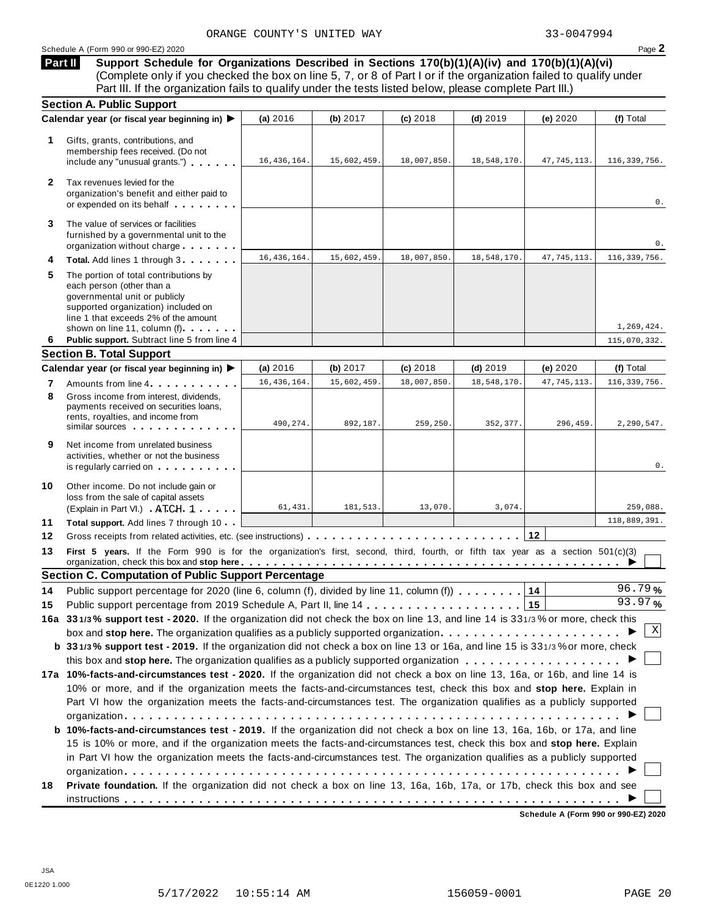ORANGE COUNTY'S UNITED WAY 33-0047994

Schedule A (Form 990 or 990-EZ) 2020 Page **2**

**Part II** **Support Schedule for Organizations Described in Sections 170(b)(1)(A)(iv) and 170(b)(1)(A)(vi)** (Complete only if you checked the box on line 5, 7, or 8 of Part I or if the organization failed to qualify under Part III. If the organization fails to qualify under the tests listed below, please complete Part III.)

### Section A. Public Support

| | Calendar year (or fiscal year beginning in) ▶ | (a) 2016 | (b) 2017 | (c) 2018 | (d) 2019 | (e) 2020 | (f) Total |
|---|---|---|---|---|---|---|---|
| 1 | Gifts, grants, contributions, and membership fees received. (Do not include any "unusual grants.") | 16,436,164. | 15,602,459. | 18,007,850. | 18,548,170. | 47,745,113. | 116,339,756. |
| 2 | Tax revenues levied for the organization's benefit and either paid to or expended on its behalf | | | | | | 0. |
| 3 | The value of services or facilities furnished by a governmental unit to the organization without charge | | | | | | 0. |
| 4 | **Total.** Add lines 1 through 3 | 16,436,164. | 15,602,459. | 18,007,850. | 18,548,170. | 47,745,113. | 116,339,756. |
| 5 | The portion of total contributions by each person (other than a governmental unit or publicly supported organization) included on line 1 that exceeds 2% of the amount shown on line 11, column (f) | | | | | | 1,269,424. |
| 6 | **Public support.** Subtract line 5 from line 4 | | | | | | 115,070,332. |

### Section B. Total Support

| | Calendar year (or fiscal year beginning in) ▶ | (a) 2016 | (b) 2017 | (c) 2018 | (d) 2019 | (e) 2020 | (f) Total |
|---|---|---|---|---|---|---|---|
| 7 | Amounts from line 4 | 16,436,164. | 15,602,459. | 18,007,850. | 18,548,170. | 47,745,113. | 116,339,756. |
| 8 | Gross income from interest, dividends, payments received on securities loans, rents, royalties, and income from similar sources | 490,274. | 892,187. | 259,250. | 352,377. | 296,459. | 2,290,547. |
| 9 | Net income from unrelated business activities, whether or not the business is regularly carried on | | | | | | 0. |
| 10 | Other income. Do not include gain or loss from the sale of capital assets (Explain in Part VI.) ATCH 1 | 61,431. | 181,513. | 13,070. | 3,074. | | 259,088. |
| 11 | **Total support.** Add lines 7 through 10 | | | | | | 118,889,391. |
| 12 | Gross receipts from related activities, etc. (see instructions) | | | | | 12 | |

**13** **First 5 years.** If the Form 990 is for the organization's first, second, third, fourth, or fifth tax year as a section 501(c)(3) organization, check this box and **stop here** ▶ ☐

### Section C. Computation of Public Support Percentage

**14** Public support percentage for 2020 (line 6, column (f), divided by line 11, column (f)) — **14** — 96.79 %

**15** Public support percentage from 2019 Schedule A, Part II, line 14 — **15** — 93.97 %

**16a 33 1/3% support test - 2020.** If the organization did not check the box on line 13, and line 14 is 33 1/3% or more, check this box and **stop here.** The organization qualifies as a publicly supported organization ▶ ☒

**b 33 1/3% support test - 2019.** If the organization did not check a box on line 13 or 16a, and line 15 is 33 1/3% or more, check this box and **stop here.** The organization qualifies as a publicly supported organization ▶ ☐

**17a 10%-facts-and-circumstances test - 2020.** If the organization did not check a box on line 13, 16a, or 16b, and line 14 is 10% or more, and if the organization meets the facts-and-circumstances test, check this box and **stop here.** Explain in Part VI how the organization meets the facts-and-circumstances test. The organization qualifies as a publicly supported organization ▶ ☐

**b 10%-facts-and-circumstances test - 2019.** If the organization did not check a box on line 13, 16a, 16b, or 17a, and line 15 is 10% or more, and if the organization meets the facts-and-circumstances test, check this box and **stop here.** Explain in Part VI how the organization meets the facts-and-circumstances test. The organization qualifies as a publicly supported organization ▶ ☐

**18 Private foundation.** If the organization did not check a box on line 13, 16a, 16b, 17a, or 17b, check this box and see instructions ▶ ☐

**Schedule A (Form 990 or 990-EZ) 2020**

JSA
0E1220 1.000

5/17/2022 10:55:14 AM 156059-0001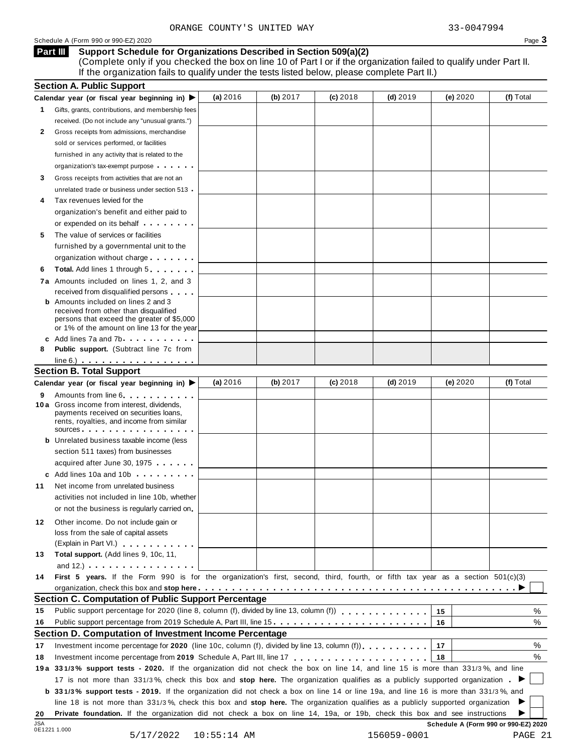ORANGE COUNTY'S UNITED WAY 33-0047994

Schedule A (Form 990 or 990-EZ) 2020 Page **3**

## Part III Support Schedule for Organizations Described in Section 509(a)(2)

(Complete only if you checked the box on line 10 of Part I or if the organization failed to qualify under Part II. If the organization fails to qualify under the tests listed below, please complete Part II.)

### Section A. Public Support

| Calendar year (or fiscal year beginning in) ▶ | (a) 2016 | (b) 2017 | (c) 2018 | (d) 2019 | (e) 2020 | (f) Total |
|---|---|---|---|---|---|---|
| **1** Gifts, grants, contributions, and membership fees received. (Do not include any "unusual grants.") | | | | | | |
| **2** Gross receipts from admissions, merchandise sold or services performed, or facilities furnished in any activity that is related to the organization's tax-exempt purpose | | | | | | |
| **3** Gross receipts from activities that are not an unrelated trade or business under section 513 | | | | | | |
| **4** Tax revenues levied for the organization's benefit and either paid to or expended on its behalf | | | | | | |
| **5** The value of services or facilities furnished by a governmental unit to the organization without charge | | | | | | |
| **6** **Total.** Add lines 1 through 5 | | | | | | |
| **7a** Amounts included on lines 1, 2, and 3 received from disqualified persons | | | | | | |
| **b** Amounts included on lines 2 and 3 received from other than disqualified persons that exceed the greater of $5,000 or 1% of the amount on line 13 for the year | | | | | | |
| **c** Add lines 7a and 7b | | | | | | |
| **8** **Public support.** (Subtract line 7c from line 6.) | | | | | | |

### Section B. Total Support

| Calendar year (or fiscal year beginning in) ▶ | (a) 2016 | (b) 2017 | (c) 2018 | (d) 2019 | (e) 2020 | (f) Total |
|---|---|---|---|---|---|---|
| **9** Amounts from line 6 | | | | | | |
| **10a** Gross income from interest, dividends, payments received on securities loans, rents, royalties, and income from similar sources | | | | | | |
| **b** Unrelated business taxable income (less section 511 taxes) from businesses acquired after June 30, 1975 | | | | | | |
| **c** Add lines 10a and 10b | | | | | | |
| **11** Net income from unrelated business activities not included in line 10b, whether or not the business is regularly carried on | | | | | | |
| **12** Other income. Do not include gain or loss from the sale of capital assets (Explain in Part VI.) | | | | | | |
| **13** **Total support.** (Add lines 9, 10c, 11, and 12.) | | | | | | |

**14** **First 5 years.** If the Form 990 is for the organization's first, second, third, fourth, or fifth tax year as a section 501(c)(3) organization, check this box and **stop here** ▶ ☐

### Section C. Computation of Public Support Percentage

| | | | |
|---|---|---|---|
| **15** | Public support percentage for 2020 (line 8, column (f), divided by line 13, column (f)) | 15 | % |
| **16** | Public support percentage from 2019 Schedule A, Part III, line 15 | 16 | % |

### Section D. Computation of Investment Income Percentage

| | | | |
|---|---|---|---|
| **17** | Investment income percentage for **2020** (line 10c, column (f), divided by line 13, column (f)) | 17 | % |
| **18** | Investment income percentage from **2019** Schedule A, Part III, line 17 | 18 | % |

**19a** **33 1/3% support tests - 2020.** If the organization did not check the box on line 14, and line 15 is more than 33 1/3 %, and line 17 is not more than 33 1/3 %, check this box and **stop here.** The organization qualifies as a publicly supported organization ▶ ☐

**b** **33 1/3% support tests - 2019.** If the organization did not check a box on line 14 or line 19a, and line 16 is more than 33 1/3 %, and line 18 is not more than 33 1/3 %, check this box and **stop here.** The organization qualifies as a publicly supported organization ▶ ☐

**20** **Private foundation.** If the organization did not check a box on line 14, 19a, or 19b, check this box and see instructions ▶ ☐

JSA 0E1221 1.000 **Schedule A (Form 990 or 990-EZ) 2020**

5/17/2022 10:55:14 AM 156059-0001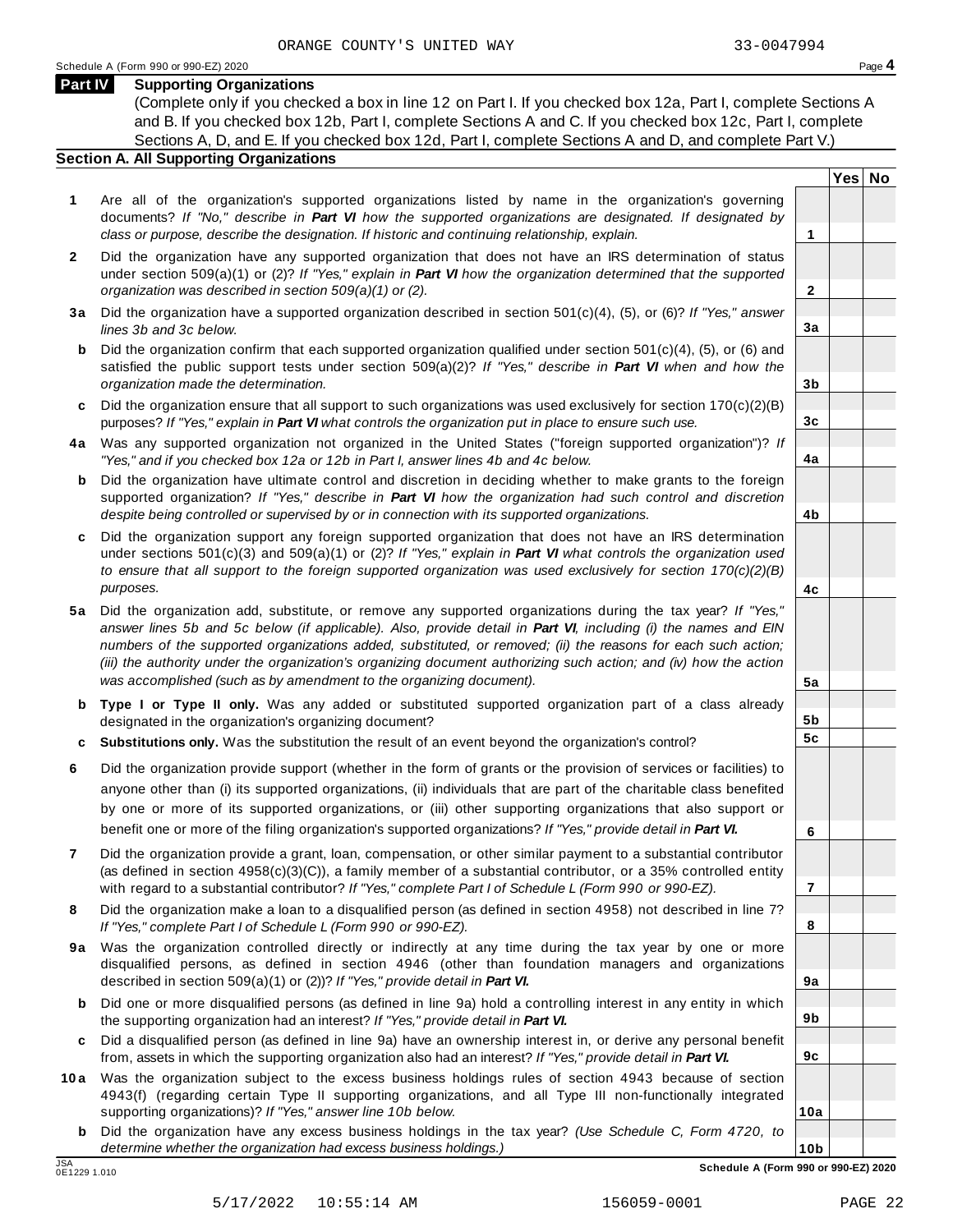ORANGE COUNTY'S UNITED WAY 33-0047994

Schedule A (Form 990 or 990-EZ) 2020 Page **4**

## Part IV Supporting Organizations

(Complete only if you checked a box in line 12 on Part I. If you checked box 12a, Part I, complete Sections A and B. If you checked box 12b, Part I, complete Sections A and C. If you checked box 12c, Part I, complete Sections A, D, and E. If you checked box 12d, Part I, complete Sections A and D, and complete Part V.)

### Section A. All Supporting Organizations

| | | | Yes | No |
|---|---|---|---|---|
| **1** | Are all of the organization's supported organizations listed by name in the organization's governing documents? *If "No," describe in **Part VI** how the supported organizations are designated. If designated by class or purpose, describe the designation. If historic and continuing relationship, explain.* | 1 | | |
| **2** | Did the organization have any supported organization that does not have an IRS determination of status under section 509(a)(1) or (2)? *If "Yes," explain in **Part VI** how the organization determined that the supported organization was described in section 509(a)(1) or (2).* | 2 | | |
| **3a** | Did the organization have a supported organization described in section 501(c)(4), (5), or (6)? *If "Yes," answer lines 3b and 3c below.* | 3a | | |
| **b** | Did the organization confirm that each supported organization qualified under section 501(c)(4), (5), or (6) and satisfied the public support tests under section 509(a)(2)? *If "Yes," describe in **Part VI** when and how the organization made the determination.* | 3b | | |
| **c** | Did the organization ensure that all support to such organizations was used exclusively for section 170(c)(2)(B) purposes? *If "Yes," explain in **Part VI** what controls the organization put in place to ensure such use.* | 3c | | |
| **4a** | Was any supported organization not organized in the United States ("foreign supported organization")? *If "Yes," and if you checked box 12a or 12b in Part I, answer lines 4b and 4c below.* | 4a | | |
| **b** | Did the organization have ultimate control and discretion in deciding whether to make grants to the foreign supported organization? *If "Yes," describe in **Part VI** how the organization had such control and discretion despite being controlled or supervised by or in connection with its supported organizations.* | 4b | | |
| **c** | Did the organization support any foreign supported organization that does not have an IRS determination under sections 501(c)(3) and 509(a)(1) or (2)? *If "Yes," explain in **Part VI** what controls the organization used to ensure that all support to the foreign supported organization was used exclusively for section 170(c)(2)(B) purposes.* | 4c | | |
| **5a** | Did the organization add, substitute, or remove any supported organizations during the tax year? *If "Yes," answer lines 5b and 5c below (if applicable). Also, provide detail in **Part VI**, including (i) the names and EIN numbers of the supported organizations added, substituted, or removed; (ii) the reasons for each such action; (iii) the authority under the organization's organizing document authorizing such action; and (iv) how the action was accomplished (such as by amendment to the organizing document).* | 5a | | |
| **b** | **Type I or Type II only.** Was any added or substituted supported organization part of a class already designated in the organization's organizing document? | 5b | | |
| **c** | **Substitutions only.** Was the substitution the result of an event beyond the organization's control? | 5c | | |
| **6** | Did the organization provide support (whether in the form of grants or the provision of services or facilities) to anyone other than (i) its supported organizations, (ii) individuals that are part of the charitable class benefited by one or more of its supported organizations, or (iii) other supporting organizations that also support or benefit one or more of the filing organization's supported organizations? *If "Yes," provide detail in **Part VI.*** | 6 | | |
| **7** | Did the organization provide a grant, loan, compensation, or other similar payment to a substantial contributor (as defined in section 4958(c)(3)(C)), a family member of a substantial contributor, or a 35% controlled entity with regard to a substantial contributor? *If "Yes," complete Part I of Schedule L (Form 990 or 990-EZ).* | 7 | | |
| **8** | Did the organization make a loan to a disqualified person (as defined in section 4958) not described in line 7? *If "Yes," complete Part I of Schedule L (Form 990 or 990-EZ).* | 8 | | |
| **9a** | Was the organization controlled directly or indirectly at any time during the tax year by one or more disqualified persons, as defined in section 4946 (other than foundation managers and organizations described in section 509(a)(1) or (2))? *If "Yes," provide detail in **Part VI.*** | 9a | | |
| **b** | Did one or more disqualified persons (as defined in line 9a) hold a controlling interest in any entity in which the supporting organization had an interest? *If "Yes," provide detail in **Part VI.*** | 9b | | |
| **c** | Did a disqualified person (as defined in line 9a) have an ownership interest in, or derive any personal benefit from, assets in which the supporting organization also had an interest? *If "Yes," provide detail in **Part VI.*** | 9c | | |
| **10a** | Was the organization subject to the excess business holdings rules of section 4943 because of section 4943(f) (regarding certain Type II supporting organizations, and all Type III non-functionally integrated supporting organizations)? *If "Yes," answer line 10b below.* | 10a | | |
| **b** | Did the organization have any excess business holdings in the tax year? *(Use Schedule C, Form 4720, to determine whether the organization had excess business holdings.)* | 10b | | |

JSA 0E1229 1.010 **Schedule A (Form 990 or 990-EZ) 2020**

5/17/2022 10:55:14 AM 156059-0001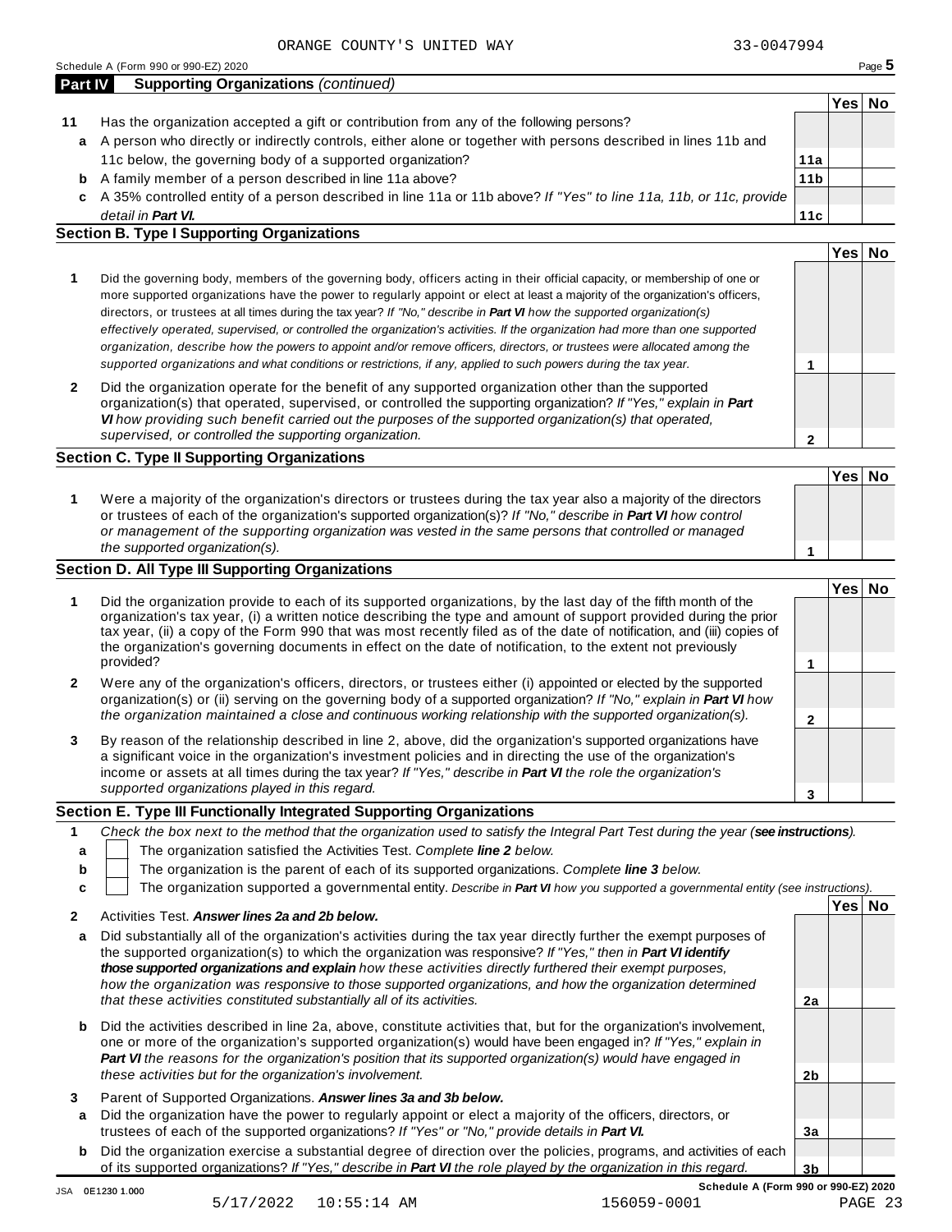ORANGE COUNTY'S UNITED WAY 33-0047994

Schedule A (Form 990 or 990-EZ) 2020

## Part IV Supporting Organizations *(continued)*

| | | | Yes | No |
|---|---|---|---|---|
| **11** | Has the organization accepted a gift or contribution from any of the following persons? | | | |
| **a** | A person who directly or indirectly controls, either alone or together with persons described in lines 11b and 11c below, the governing body of a supported organization? | **11a** | | |
| **b** | A family member of a person described in line 11a above? | **11b** | | |
| **c** | A 35% controlled entity of a person described in line 11a or 11b above? *If "Yes" to line 11a, 11b, or 11c, provide detail in **Part VI.*** | **11c** | | |

### Section B. Type I Supporting Organizations

| | | | Yes | No |
|---|---|---|---|---|
| **1** | Did the governing body, members of the governing body, officers acting in their official capacity, or membership of one or more supported organizations have the power to regularly appoint or elect at least a majority of the organization's officers, directors, or trustees at all times during the tax year? *If "No," describe in **Part VI** how the supported organization(s) effectively operated, supervised, or controlled the organization's activities. If the organization had more than one supported organization, describe how the powers to appoint and/or remove officers, directors, or trustees were allocated among the supported organizations and what conditions or restrictions, if any, applied to such powers during the tax year.* | **1** | | |
| **2** | Did the organization operate for the benefit of any supported organization other than the supported organization(s) that operated, supervised, or controlled the supporting organization? *If "Yes," explain in **Part VI** how providing such benefit carried out the purposes of the supported organization(s) that operated, supervised, or controlled the supporting organization.* | **2** | | |

### Section C. Type II Supporting Organizations

| | | | Yes | No |
|---|---|---|---|---|
| **1** | Were a majority of the organization's directors or trustees during the tax year also a majority of the directors or trustees of each of the organization's supported organization(s)? *If "No," describe in **Part VI** how control or management of the supporting organization was vested in the same persons that controlled or managed the supported organization(s).* | **1** | | |

### Section D. All Type III Supporting Organizations

| | | | Yes | No |
|---|---|---|---|---|
| **1** | Did the organization provide to each of its supported organizations, by the last day of the fifth month of the organization's tax year, (i) a written notice describing the type and amount of support provided during the prior tax year, (ii) a copy of the Form 990 that was most recently filed as of the date of notification, and (iii) copies of the organization's governing documents in effect on the date of notification, to the extent not previously provided? | **1** | | |
| **2** | Were any of the organization's officers, directors, or trustees either (i) appointed or elected by the supported organization(s) or (ii) serving on the governing body of a supported organization? *If "No," explain in **Part VI** how the organization maintained a close and continuous working relationship with the supported organization(s).* | **2** | | |
| **3** | By reason of the relationship described in line 2, above, did the organization's supported organizations have a significant voice in the organization's investment policies and in directing the use of the organization's income or assets at all times during the tax year? *If "Yes," describe in **Part VI** the role the organization's supported organizations played in this regard.* | **3** | | |

### Section E. Type III Functionally Integrated Supporting Organizations

**1** *Check the box next to the method that the organization used to satisfy the Integral Part Test during the year (**see instructions**).*

- **a** ☐ The organization satisfied the Activities Test. *Complete **line 2** below.*
- **b** ☐ The organization is the parent of each of its supported organizations. *Complete **line 3** below.*
- **c** ☐ The organization supported a governmental entity. *Describe in **Part VI** how you supported a governmental entity (see instructions).*

| | | | Yes | No |
|---|---|---|---|---|
| **2** | Activities Test. ***Answer lines 2a and 2b below.*** | | | |
| **a** | Did substantially all of the organization's activities during the tax year directly further the exempt purposes of the supported organization(s) to which the organization was responsive? *If "Yes," then in **Part VI identify those supported organizations and explain** how these activities directly furthered their exempt purposes, how the organization was responsive to those supported organizations, and how the organization determined that these activities constituted substantially all of its activities.* | **2a** | | |
| **b** | Did the activities described in line 2a, above, constitute activities that, but for the organization's involvement, one or more of the organization's supported organization(s) would have been engaged in? *If "Yes," explain in **Part VI** the reasons for the organization's position that its supported organization(s) would have engaged in these activities but for the organization's involvement.* | **2b** | | |
| **3** | Parent of Supported Organizations. ***Answer lines 3a and 3b below.*** | | | |
| **a** | Did the organization have the power to regularly appoint or elect a majority of the officers, directors, or trustees of each of the supported organizations? *If "Yes" or "No," provide details in **Part VI.*** | **3a** | | |
| **b** | Did the organization exercise a substantial degree of direction over the policies, programs, and activities of each of its supported organizations? *If "Yes," describe in **Part VI** the role played by the organization in this regard.* | **3b** | | |

Schedule A (Form 990 or 990-EZ) 2020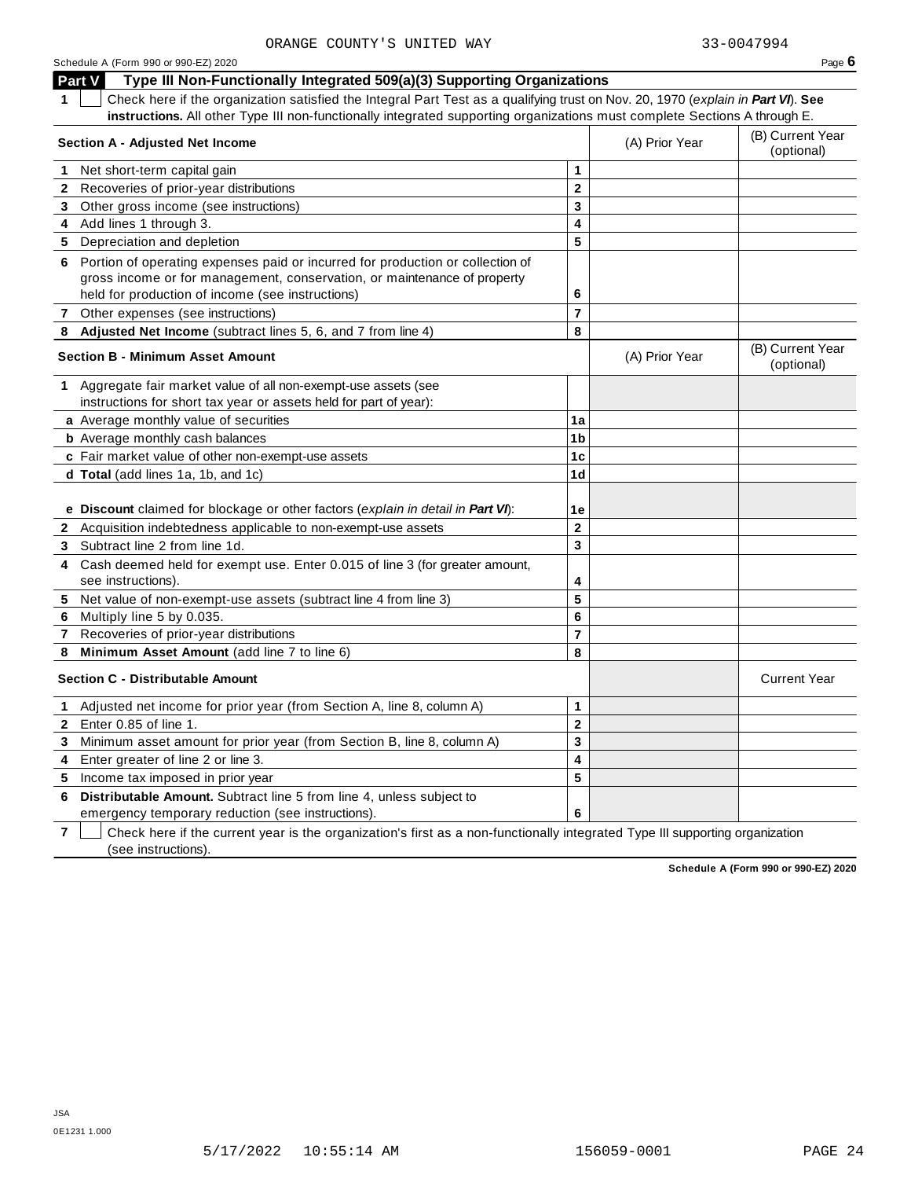ORANGE COUNTY'S UNITED WAY 33-0047994

Schedule A (Form 990 or 990-EZ) 2020 Page **6**

## Part V Type III Non-Functionally Integrated 509(a)(3) Supporting Organizations

**1** ☐ Check here if the organization satisfied the Integral Part Test as a qualifying trust on Nov. 20, 1970 (*explain in* ***Part VI***). **See instructions.** All other Type III non-functionally integrated supporting organizations must complete Sections A through E.

| **Section A - Adjusted Net Income** | | (A) Prior Year | (B) Current Year (optional) |
|---|---|---|---|
| **1** Net short-term capital gain | **1** | | |
| **2** Recoveries of prior-year distributions | **2** | | |
| **3** Other gross income (see instructions) | **3** | | |
| **4** Add lines 1 through 3. | **4** | | |
| **5** Depreciation and depletion | **5** | | |
| **6** Portion of operating expenses paid or incurred for production or collection of gross income or for management, conservation, or maintenance of property held for production of income (see instructions) | **6** | | |
| **7** Other expenses (see instructions) | **7** | | |
| **8** **Adjusted Net Income** (subtract lines 5, 6, and 7 from line 4) | **8** | | |

| **Section B - Minimum Asset Amount** | | (A) Prior Year | (B) Current Year (optional) |
|---|---|---|---|
| **1** Aggregate fair market value of all non-exempt-use assets (see instructions for short tax year or assets held for part of year): | | | |
| **a** Average monthly value of securities | **1a** | | |
| **b** Average monthly cash balances | **1b** | | |
| **c** Fair market value of other non-exempt-use assets | **1c** | | |
| **d** **Total** (add lines 1a, 1b, and 1c) | **1d** | | |
| **e** **Discount** claimed for blockage or other factors (*explain in detail in* ***Part VI***): | **1e** | | |
| **2** Acquisition indebtedness applicable to non-exempt-use assets | **2** | | |
| **3** Subtract line 2 from line 1d. | **3** | | |
| **4** Cash deemed held for exempt use. Enter 0.015 of line 3 (for greater amount, see instructions). | **4** | | |
| **5** Net value of non-exempt-use assets (subtract line 4 from line 3) | **5** | | |
| **6** Multiply line 5 by 0.035. | **6** | | |
| **7** Recoveries of prior-year distributions | **7** | | |
| **8** **Minimum Asset Amount** (add line 7 to line 6) | **8** | | |

| **Section C - Distributable Amount** | | | Current Year |
|---|---|---|---|
| **1** Adjusted net income for prior year (from Section A, line 8, column A) | **1** | | |
| **2** Enter 0.85 of line 1. | **2** | | |
| **3** Minimum asset amount for prior year (from Section B, line 8, column A) | **3** | | |
| **4** Enter greater of line 2 or line 3. | **4** | | |
| **5** Income tax imposed in prior year | **5** | | |
| **6** **Distributable Amount.** Subtract line 5 from line 4, unless subject to emergency temporary reduction (see instructions). | **6** | | |

**7** ☐ Check here if the current year is the organization's first as a non-functionally integrated Type III supporting organization (see instructions).

**Schedule A (Form 990 or 990-EZ) 2020**

JSA
0E1231 1.000

5/17/2022 10:55:14 AM 156059-0001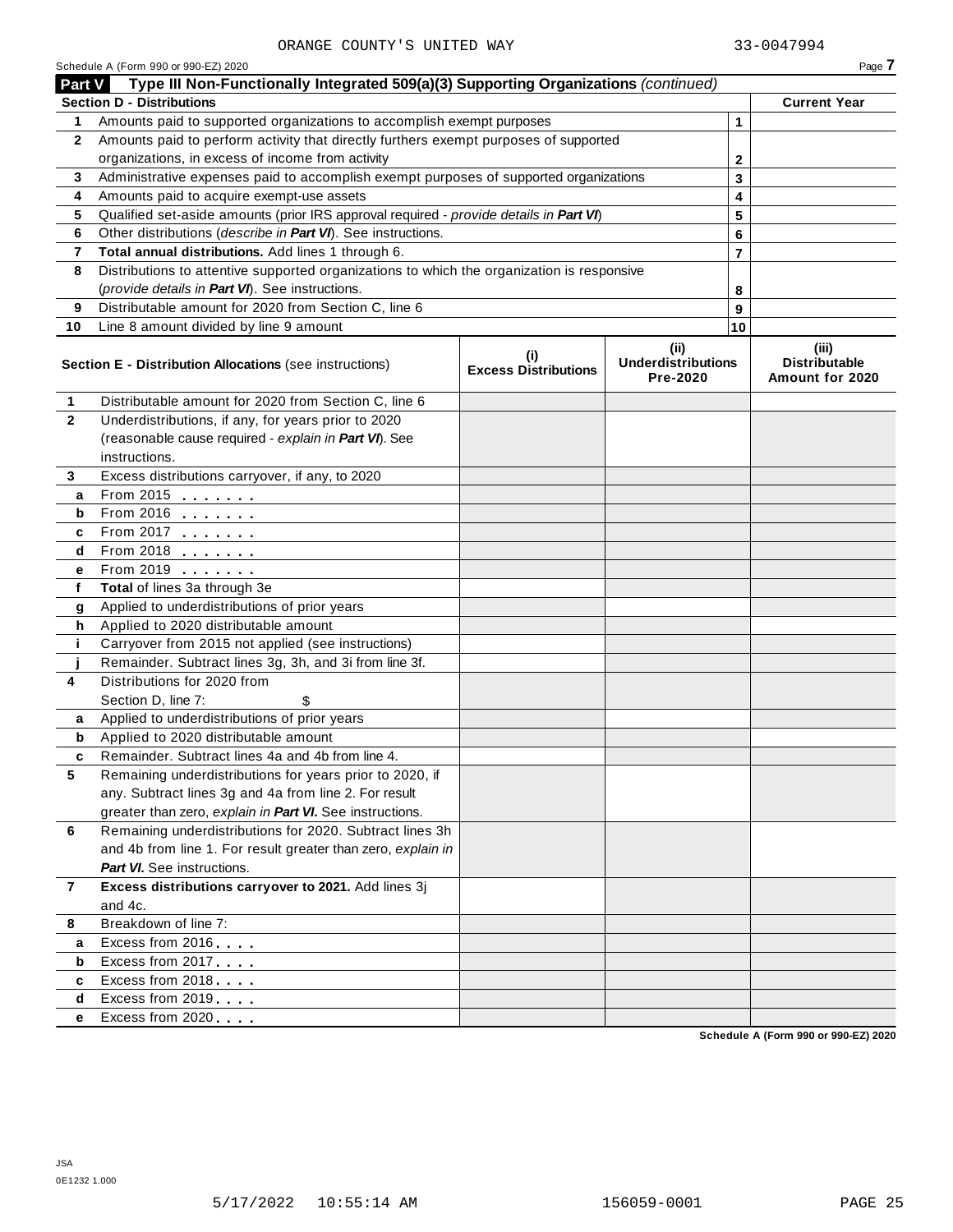ORANGE COUNTY'S UNITED WAY 33-0047994

Schedule A (Form 990 or 990-EZ) 2020

## Part V Type III Non-Functionally Integrated 509(a)(3) Supporting Organizations *(continued)*

| Section D - Distributions | | | Current Year |
|---|---|---|---|
| 1 | Amounts paid to supported organizations to accomplish exempt purposes | 1 | |
| 2 | Amounts paid to perform activity that directly furthers exempt purposes of supported organizations, in excess of income from activity | 2 | |
| 3 | Administrative expenses paid to accomplish exempt purposes of supported organizations | 3 | |
| 4 | Amounts paid to acquire exempt-use assets | 4 | |
| 5 | Qualified set-aside amounts (prior IRS approval required - *provide details in **Part VI***) | 5 | |
| 6 | Other distributions (*describe in **Part VI***). See instructions. | 6 | |
| 7 | **Total annual distributions.** Add lines 1 through 6. | 7 | |
| 8 | Distributions to attentive supported organizations to which the organization is responsive (*provide details in **Part VI***). See instructions. | 8 | |
| 9 | Distributable amount for 2020 from Section C, line 6 | 9 | |
| 10 | Line 8 amount divided by line 9 amount | 10 | |

| | **Section E - Distribution Allocations** (see instructions) | (i) Excess Distributions | (ii) Underdistributions Pre-2020 | (iii) Distributable Amount for 2020 |
|---|---|---|---|---|
| 1 | Distributable amount for 2020 from Section C, line 6 | | | |
| 2 | Underdistributions, if any, for years prior to 2020 (reasonable cause required - *explain in **Part VI***). See instructions. | | | |
| 3 | Excess distributions carryover, if any, to 2020 | | | |
| a | From 2015 | | | |
| b | From 2016 | | | |
| c | From 2017 | | | |
| d | From 2018 | | | |
| e | From 2019 | | | |
| f | **Total** of lines 3a through 3e | | | |
| g | Applied to underdistributions of prior years | | | |
| h | Applied to 2020 distributable amount | | | |
| i | Carryover from 2015 not applied (see instructions) | | | |
| j | Remainder. Subtract lines 3g, 3h, and 3i from line 3f. | | | |
| 4 | Distributions for 2020 from Section D, line 7: $ | | | |
| a | Applied to underdistributions of prior years | | | |
| b | Applied to 2020 distributable amount | | | |
| c | Remainder. Subtract lines 4a and 4b from line 4. | | | |
| 5 | Remaining underdistributions for years prior to 2020, if any. Subtract lines 3g and 4a from line 2. For result greater than zero, *explain in **Part VI***. See instructions. | | | |
| 6 | Remaining underdistributions for 2020. Subtract lines 3h and 4b from line 1. For result greater than zero, *explain in **Part VI***. See instructions. | | | |
| 7 | **Excess distributions carryover to 2021.** Add lines 3j and 4c. | | | |
| 8 | Breakdown of line 7: | | | |
| a | Excess from 2016 | | | |
| b | Excess from 2017 | | | |
| c | Excess from 2018 | | | |
| d | Excess from 2019 | | | |
| e | Excess from 2020 | | | |

Schedule A (Form 990 or 990-EZ) 2020

JSA
0E1232 1.000

5/17/2022 10:55:14 AM 156059-0001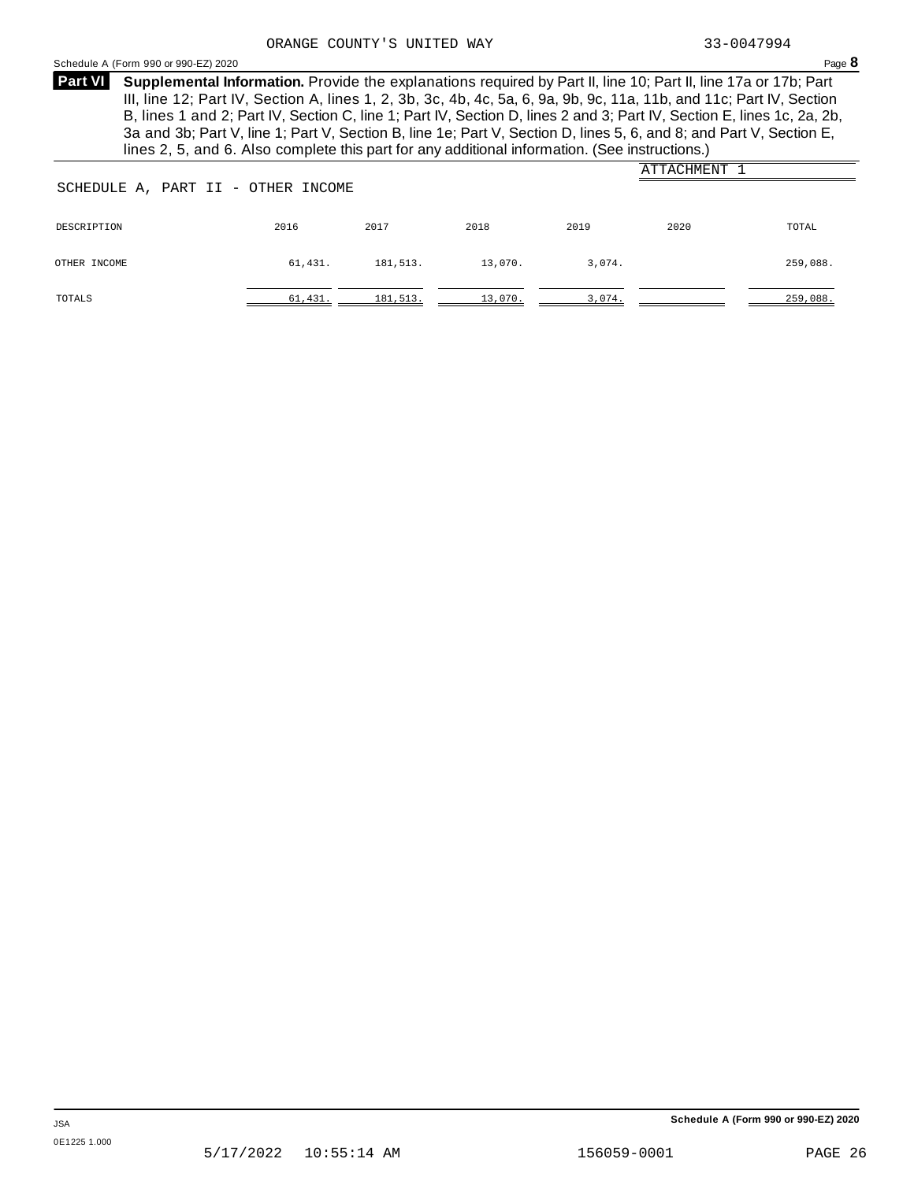ORANGE COUNTY'S UNITED WAY 33-0047994

Schedule A (Form 990 or 990-EZ) 2020 Page **8**

**Part VI** **Supplemental Information.** Provide the explanations required by Part II, line 10; Part II, line 17a or 17b; Part III, line 12; Part IV, Section A, lines 1, 2, 3b, 3c, 4b, 4c, 5a, 6, 9a, 9b, 9c, 11a, 11b, and 11c; Part IV, Section B, lines 1 and 2; Part IV, Section C, line 1; Part IV, Section D, lines 2 and 3; Part IV, Section E, lines 1c, 2a, 2b, 3a and 3b; Part V, line 1; Part V, Section B, line 1e; Part V, Section D, lines 5, 6, and 8; and Part V, Section E, lines 2, 5, and 6. Also complete this part for any additional information. (See instructions.)

ATTACHMENT 1

SCHEDULE A, PART II - OTHER INCOME

| DESCRIPTION | 2016 | 2017 | 2018 | 2019 | 2020 | TOTAL |
|---|---|---|---|---|---|---|
| OTHER INCOME | 61,431. | 181,513. | 13,070. | 3,074. | | 259,088. |
| TOTALS | 61,431. | 181,513. | 13,070. | 3,074. | | 259,088. |

JSA
0E1225 1.000

Schedule A (Form 990 or 990-EZ) 2020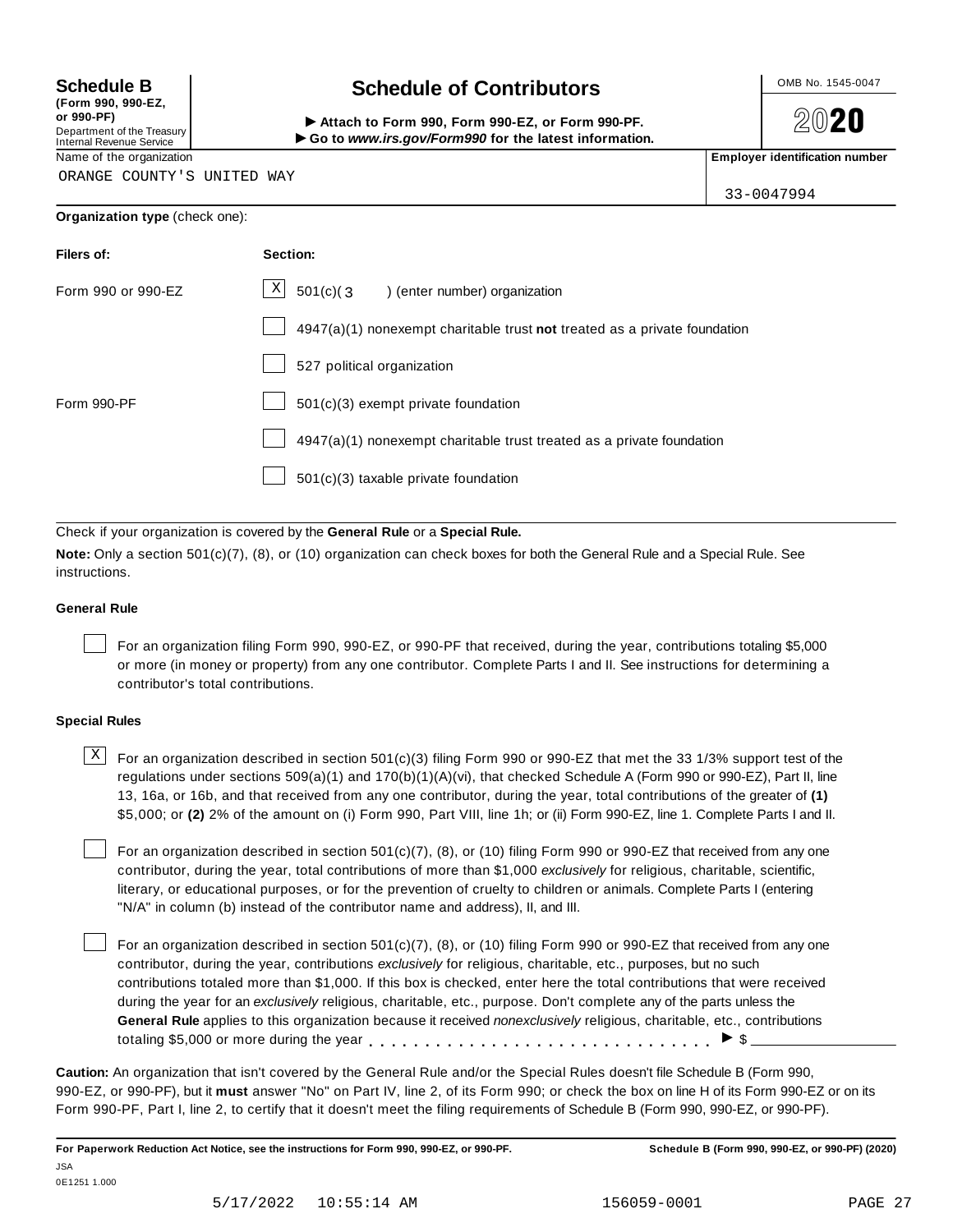**Schedule B**
**(Form 990, 990-EZ, or 990-PF)**
Department of the Treasury
Internal Revenue Service

# Schedule of Contributors

▶ **Attach to Form 990, Form 990-EZ, or Form 990-PF.**
▶ **Go to** ***www.irs.gov/Form990*** **for the latest information.**

OMB No. 1545-0047

**2020**

Name of the organization: ORANGE COUNTY'S UNITED WAY

**Employer identification number:** 33-0047994

**Organization type** (check one):

| Filers of: | Section: |
|---|---|
| Form 990 or 990-EZ | [X] 501(c)( 3 ) (enter number) organization |
| | [ ] 4947(a)(1) nonexempt charitable trust **not** treated as a private foundation |
| | [ ] 527 political organization |
| Form 990-PF | [ ] 501(c)(3) exempt private foundation |
| | [ ] 4947(a)(1) nonexempt charitable trust treated as a private foundation |
| | [ ] 501(c)(3) taxable private foundation |

Check if your organization is covered by the **General Rule** or a **Special Rule.**

**Note:** Only a section 501(c)(7), (8), or (10) organization can check boxes for both the General Rule and a Special Rule. See instructions.

**General Rule**

[ ] For an organization filing Form 990, 990-EZ, or 990-PF that received, during the year, contributions totaling $5,000 or more (in money or property) from any one contributor. Complete Parts I and II. See instructions for determining a contributor's total contributions.

**Special Rules**

[X] For an organization described in section 501(c)(3) filing Form 990 or 990-EZ that met the 33 1/3% support test of the regulations under sections 509(a)(1) and 170(b)(1)(A)(vi), that checked Schedule A (Form 990 or 990-EZ), Part II, line 13, 16a, or 16b, and that received from any one contributor, during the year, total contributions of the greater of **(1)** $5,000; or **(2)** 2% of the amount on (i) Form 990, Part VIII, line 1h; or (ii) Form 990-EZ, line 1. Complete Parts I and II.

[ ] For an organization described in section 501(c)(7), (8), or (10) filing Form 990 or 990-EZ that received from any one contributor, during the year, total contributions of more than $1,000 *exclusively* for religious, charitable, scientific, literary, or educational purposes, or for the prevention of cruelty to children or animals. Complete Parts I (entering "N/A" in column (b) instead of the contributor name and address), II, and III.

[ ] For an organization described in section 501(c)(7), (8), or (10) filing Form 990 or 990-EZ that received from any one contributor, during the year, contributions *exclusively* for religious, charitable, etc., purposes, but no such contributions totaled more than $1,000. If this box is checked, enter here the total contributions that were received during the year for an *exclusively* religious, charitable, etc., purpose. Don't complete any of the parts unless the **General Rule** applies to this organization because it received *nonexclusively* religious, charitable, etc., contributions totaling $5,000 or more during the year . . . . . . . . . . . . . . . . . . . . . . . . . . . . . ▶ $ ________

**Caution:** An organization that isn't covered by the General Rule and/or the Special Rules doesn't file Schedule B (Form 990, 990-EZ, or 990-PF), but it **must** answer "No" on Part IV, line 2, of its Form 990; or check the box on line H of its Form 990-EZ or on its Form 990-PF, Part I, line 2, to certify that it doesn't meet the filing requirements of Schedule B (Form 990, 990-EZ, or 990-PF).

**For Paperwork Reduction Act Notice, see the instructions for Form 990, 990-EZ, or 990-PF.** **Schedule B (Form 990, 990-EZ, or 990-PF) (2020)**

JSA
0E1251 1.000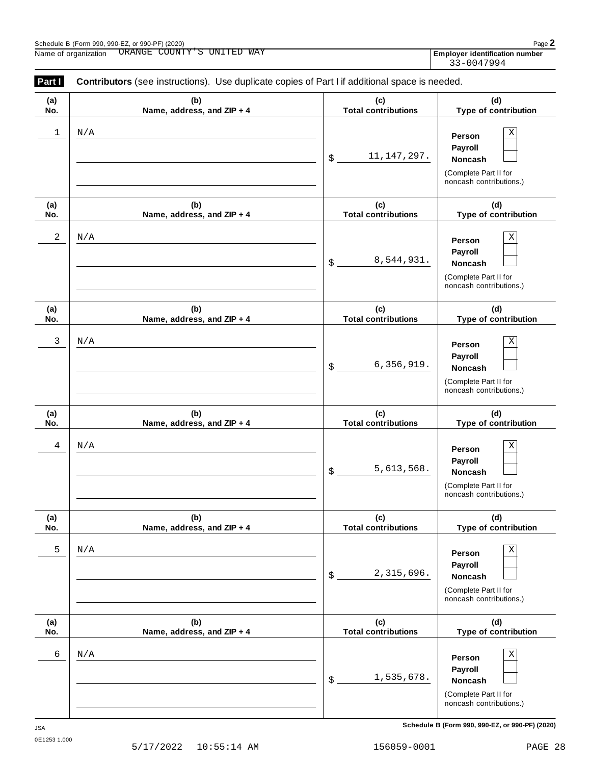Name of organization ORANGE COUNTY'S UNITED WAY

Employer identification number 33-0047994

**Part I** **Contributors** (see instructions). Use duplicate copies of Part I if additional space is needed.

| (a) No. | (b) Name, address, and ZIP + 4 | (c) Total contributions | (d) Type of contribution |
|---|---|---|---|
| 1 | N/A | $ 11,147,297. | Person X; Payroll; Noncash (Complete Part II for noncash contributions.) |
| 2 | N/A | $ 8,544,931. | Person X; Payroll; Noncash (Complete Part II for noncash contributions.) |
| 3 | N/A | $ 6,356,919. | Person X; Payroll; Noncash (Complete Part II for noncash contributions.) |
| 4 | N/A | $ 5,613,568. | Person X; Payroll; Noncash (Complete Part II for noncash contributions.) |
| 5 | N/A | $ 2,315,696. | Person X; Payroll; Noncash (Complete Part II for noncash contributions.) |
| 6 | N/A | $ 1,535,678. | Person X; Payroll; Noncash (Complete Part II for noncash contributions.) |

Schedule B (Form 990, 990-EZ, or 990-PF) (2020)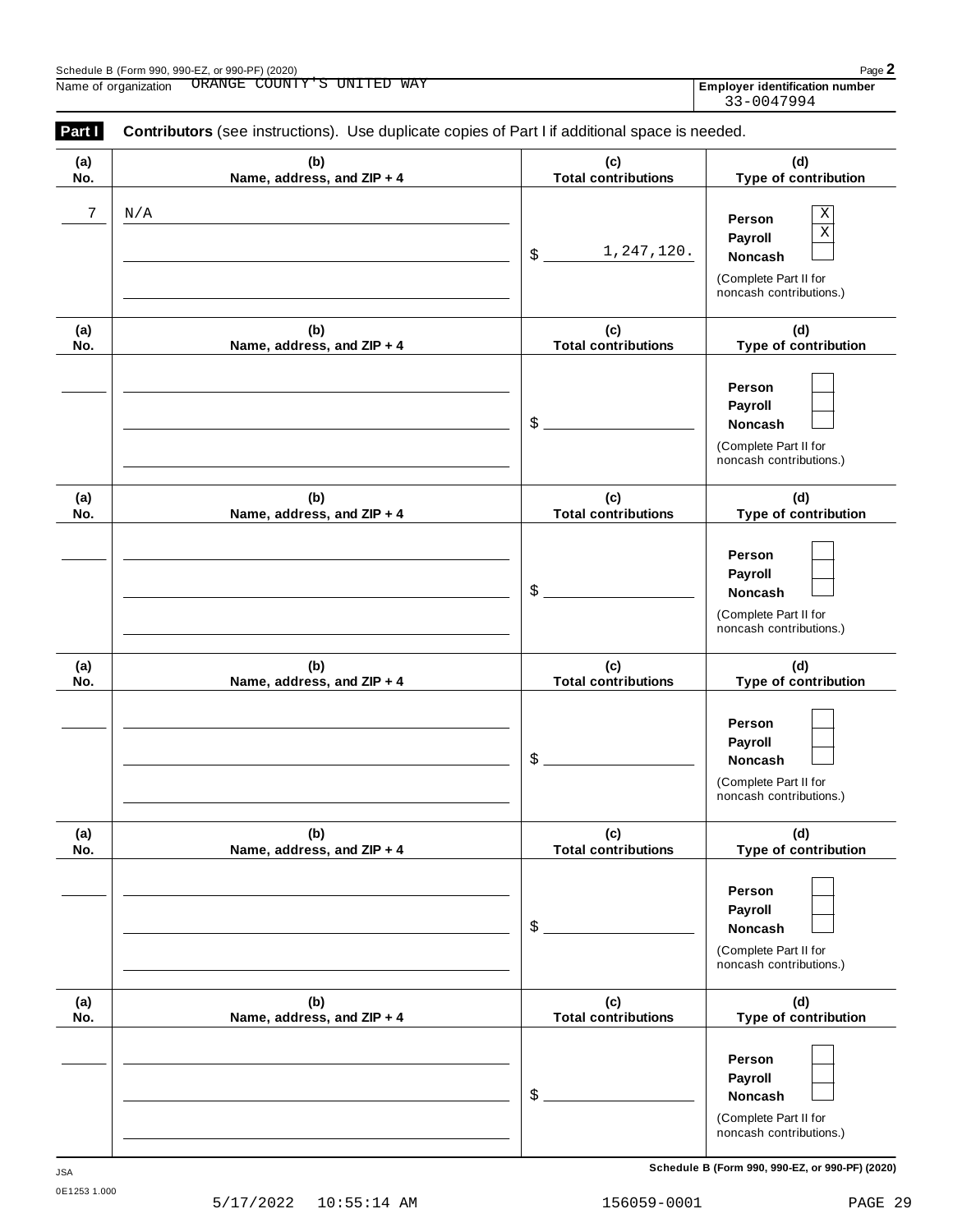Schedule B (Form 990, 990-EZ, or 990-PF) (2020)

Name of organization ORANGE COUNTY'S UNITED WAY

**Employer identification number** 33-0047994

**Part I** **Contributors** (see instructions). Use duplicate copies of Part I if additional space is needed.

| (a) No. | (b) Name, address, and ZIP + 4 | (c) Total contributions | (d) Type of contribution |
|---|---|---|---|
| 7 | N/A | $ 1,247,120. | Person [X] Payroll [X] Noncash [ ] (Complete Part II for noncash contributions.) |
| | | $ | Person [ ] Payroll [ ] Noncash [ ] (Complete Part II for noncash contributions.) |
| | | $ | Person [ ] Payroll [ ] Noncash [ ] (Complete Part II for noncash contributions.) |
| | | $ | Person [ ] Payroll [ ] Noncash [ ] (Complete Part II for noncash contributions.) |
| | | $ | Person [ ] Payroll [ ] Noncash [ ] (Complete Part II for noncash contributions.) |
| | | $ | Person [ ] Payroll [ ] Noncash [ ] (Complete Part II for noncash contributions.) |

JSA 0E1253 1.000

**Schedule B (Form 990, 990-EZ, or 990-PF) (2020)**

5/17/2022 10:55:14 AM 156059-0001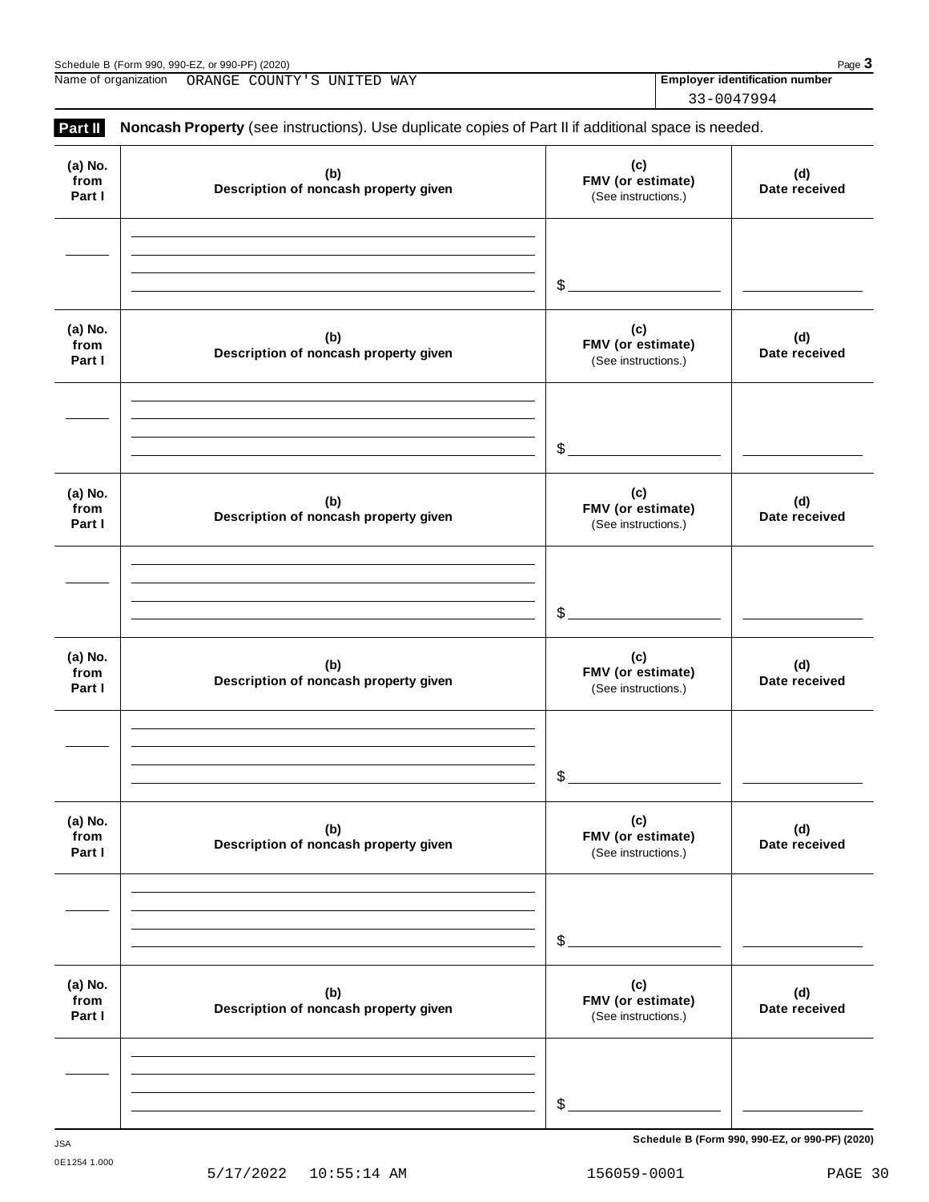Name of organization ORANGE COUNTY'S UNITED WAY

**Employer identification number** 33-0047994

**Part II** **Noncash Property** (see instructions). Use duplicate copies of Part II if additional space is needed.

| (a) No. from Part I | (b) Description of noncash property given | (c) FMV (or estimate) (See instructions.) | (d) Date received |
|---|---|---|---|
| | | $ | |

| (a) No. from Part I | (b) Description of noncash property given | (c) FMV (or estimate) (See instructions.) | (d) Date received |
|---|---|---|---|
| | | $ | |

| (a) No. from Part I | (b) Description of noncash property given | (c) FMV (or estimate) (See instructions.) | (d) Date received |
|---|---|---|---|
| | | $ | |

| (a) No. from Part I | (b) Description of noncash property given | (c) FMV (or estimate) (See instructions.) | (d) Date received |
|---|---|---|---|
| | | $ | |

| (a) No. from Part I | (b) Description of noncash property given | (c) FMV (or estimate) (See instructions.) | (d) Date received |
|---|---|---|---|
| | | $ | |

| (a) No. from Part I | (b) Description of noncash property given | (c) FMV (or estimate) (See instructions.) | (d) Date received |
|---|---|---|---|
| | | $ | |

**Schedule B (Form 990, 990-EZ, or 990-PF) (2020)**

JSA
0E1254 1.000

5/17/2022 10:55:14 AM 156059-0001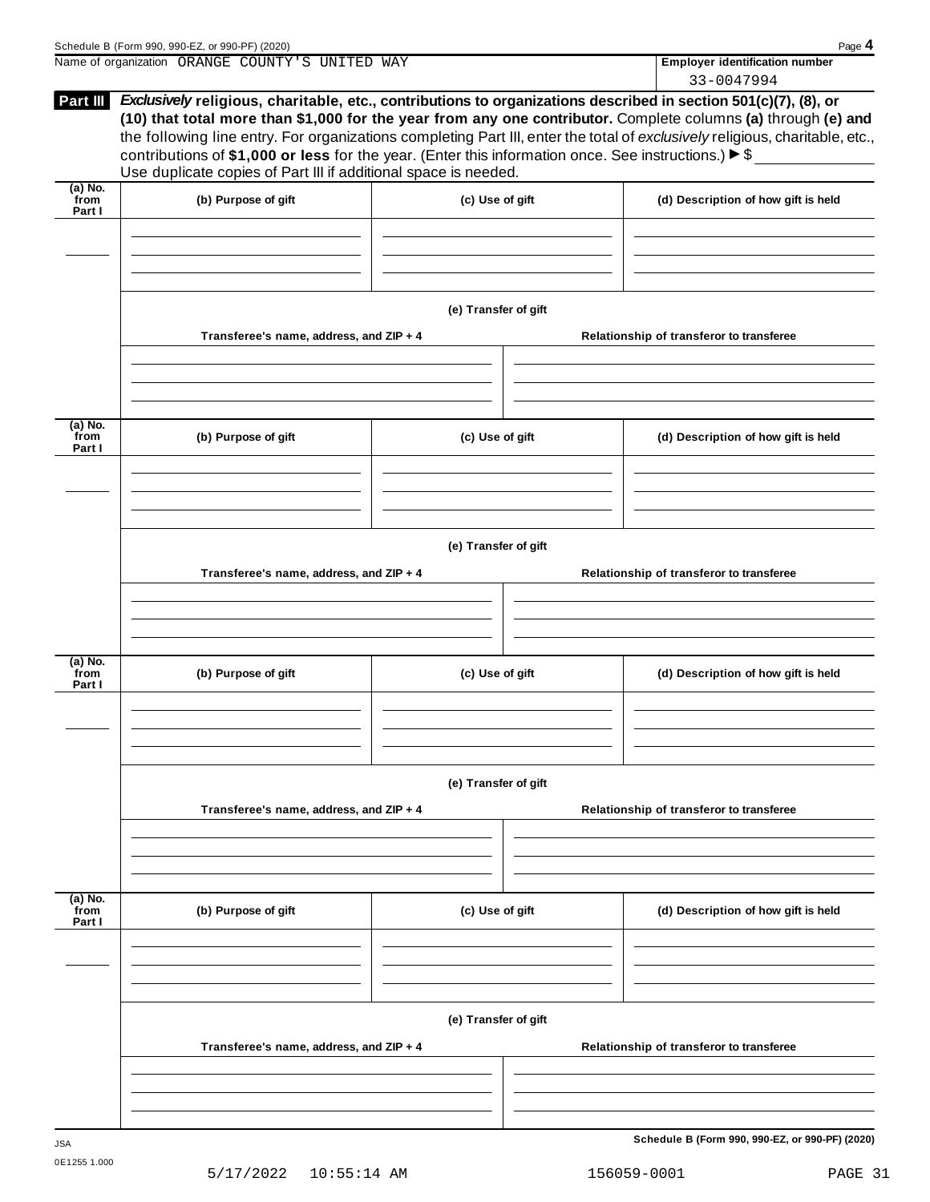Name of organization ORANGE COUNTY'S UNITED WAY

**Employer identification number** 33-0047994

**Part III** ***Exclusively*** **religious, charitable, etc., contributions to organizations described in section 501(c)(7), (8), or (10) that total more than $1,000 for the year from any one contributor.** Complete columns **(a)** through **(e) and** the following line entry. For organizations completing Part III, enter the total of *exclusively* religious, charitable, etc., contributions of **$1,000 or less** for the year. (Enter this information once. See instructions.) ▶ $

Use duplicate copies of Part III if additional space is needed.

| (a) No. from Part I | (b) Purpose of gift | (c) Use of gift | (d) Description of how gift is held |
|---|---|---|---|
| | | | |

(e) Transfer of gift

| Transferee's name, address, and ZIP + 4 | Relationship of transferor to transferee |
|---|---|
| | |

| (a) No. from Part I | (b) Purpose of gift | (c) Use of gift | (d) Description of how gift is held |
|---|---|---|---|
| | | | |

(e) Transfer of gift

| Transferee's name, address, and ZIP + 4 | Relationship of transferor to transferee |
|---|---|
| | |

| (a) No. from Part I | (b) Purpose of gift | (c) Use of gift | (d) Description of how gift is held |
|---|---|---|---|
| | | | |

(e) Transfer of gift

| Transferee's name, address, and ZIP + 4 | Relationship of transferor to transferee |
|---|---|
| | |

| (a) No. from Part I | (b) Purpose of gift | (c) Use of gift | (d) Description of how gift is held |
|---|---|---|---|
| | | | |

(e) Transfer of gift

| Transferee's name, address, and ZIP + 4 | Relationship of transferor to transferee |
|---|---|
| | |

**Schedule B (Form 990, 990-EZ, or 990-PF) (2020)**

JSA
0E1255 1.000

5/17/2022 10:55:14 AM 156059-0001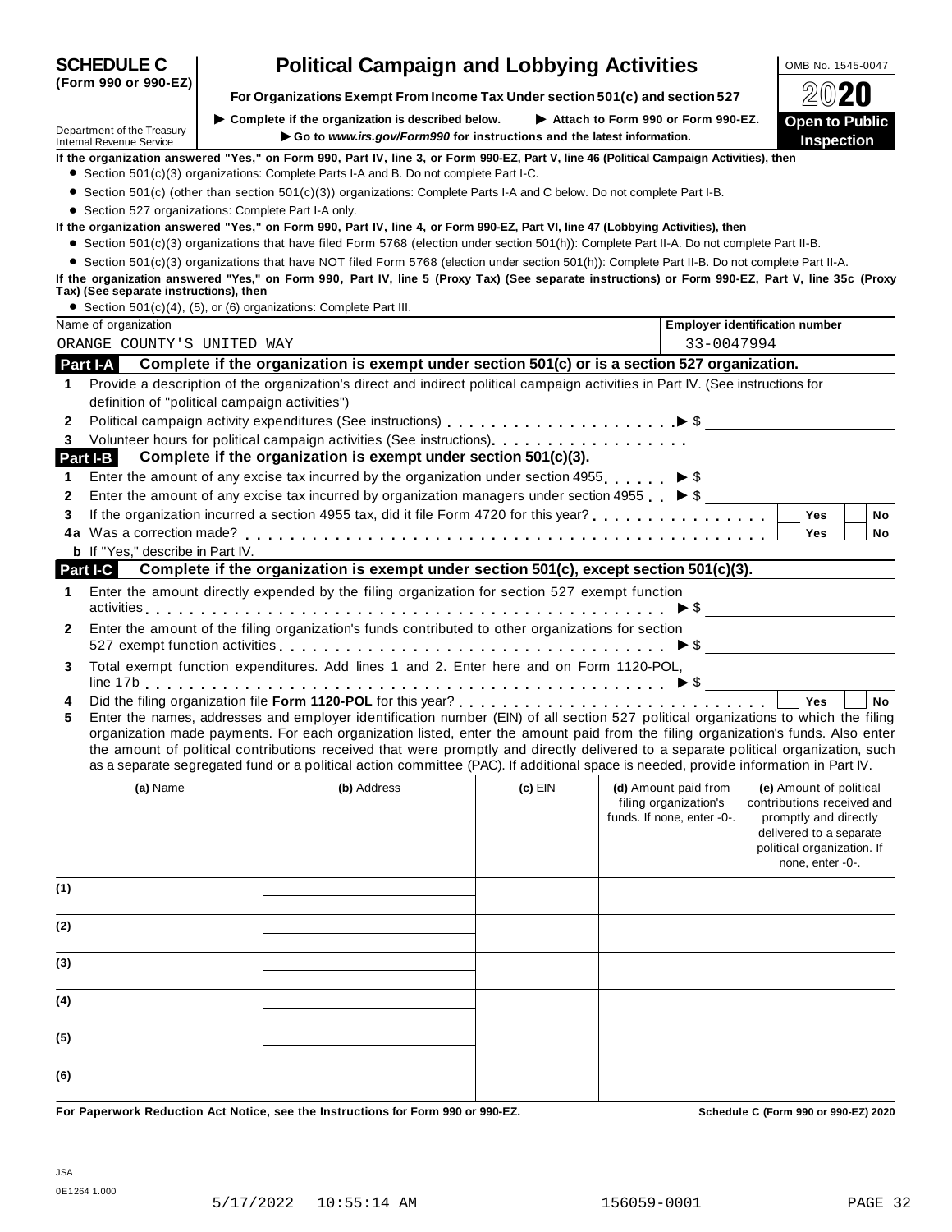**SCHEDULE C (Form 990 or 990-EZ)**

# Political Campaign and Lobbying Activities

OMB No. 1545-0047

2020

**For Organizations Exempt From Income Tax Under section 501(c) and section 527**

▶ Complete if the organization is described below. ▶ Attach to Form 990 or Form 990-EZ.

▶ Go to *www.irs.gov/Form990* for instructions and the latest information.

Department of the Treasury
Internal Revenue Service

**Open to Public Inspection**

**If the organization answered "Yes," on Form 990, Part IV, line 3, or Form 990-EZ, Part V, line 46 (Political Campaign Activities), then**

- Section 501(c)(3) organizations: Complete Parts I-A and B. Do not complete Part I-C.
- Section 501(c) (other than section 501(c)(3)) organizations: Complete Parts I-A and C below. Do not complete Part I-B.
- Section 527 organizations: Complete Part I-A only.

**If the organization answered "Yes," on Form 990, Part IV, line 4, or Form 990-EZ, Part VI, line 47 (Lobbying Activities), then**

- Section 501(c)(3) organizations that have filed Form 5768 (election under section 501(h)): Complete Part II-A. Do not complete Part II-B.
- Section 501(c)(3) organizations that have NOT filed Form 5768 (election under section 501(h)): Complete Part II-B. Do not complete Part II-A.

**If the organization answered "Yes," on Form 990, Part IV, line 5 (Proxy Tax) (See separate instructions) or Form 990-EZ, Part V, line 35c (Proxy Tax) (See separate instructions), then**

- Section 501(c)(4), (5), or (6) organizations: Complete Part III.

| Name of organization | Employer identification number |
|---|---|
| ORANGE COUNTY'S UNITED WAY | 33-0047994 |

## Part I-A Complete if the organization is exempt under section 501(c) or is a section 527 organization.

1. Provide a description of the organization's direct and indirect political campaign activities in Part IV. (See instructions for definition of "political campaign activities")
2. Political campaign activity expenditures (See instructions) ▶ $
3. Volunteer hours for political campaign activities (See instructions)

## Part I-B Complete if the organization is exempt under section 501(c)(3).

1. Enter the amount of any excise tax incurred by the organization under section 4955 ▶ $
2. Enter the amount of any excise tax incurred by organization managers under section 4955 ▶ $
3. If the organization incurred a section 4955 tax, did it file Form 4720 for this year? ☐ Yes ☐ No

4a. Was a correction made? ☐ Yes ☐ No

b. If "Yes," describe in Part IV.

## Part I-C Complete if the organization is exempt under section 501(c), except section 501(c)(3).

1. Enter the amount directly expended by the filing organization for section 527 exempt function activities ▶ $
2. Enter the amount of the filing organization's funds contributed to other organizations for section 527 exempt function activities ▶ $
3. Total exempt function expenditures. Add lines 1 and 2. Enter here and on Form 1120-POL, line 17b ▶ $
4. Did the filing organization file **Form 1120-POL** for this year? ☐ Yes ☐ No
5. Enter the names, addresses and employer identification number (EIN) of all section 527 political organizations to which the filing organization made payments. For each organization listed, enter the amount paid from the filing organization's funds. Also enter the amount of political contributions received that were promptly and directly delivered to a separate political organization, such as a separate segregated fund or a political action committee (PAC). If additional space is needed, provide information in Part IV.

| | (a) Name | (b) Address | (c) EIN | (d) Amount paid from filing organization's funds. If none, enter -0-. | (e) Amount of political contributions received and promptly and directly delivered to a separate political organization. If none, enter -0-. |
|---|---|---|---|---|---|
| (1) | | | | | |
| (2) | | | | | |
| (3) | | | | | |
| (4) | | | | | |
| (5) | | | | | |
| (6) | | | | | |

**For Paperwork Reduction Act Notice, see the Instructions for Form 990 or 990-EZ.** **Schedule C (Form 990 or 990-EZ) 2020**

JSA
0E1264 1.000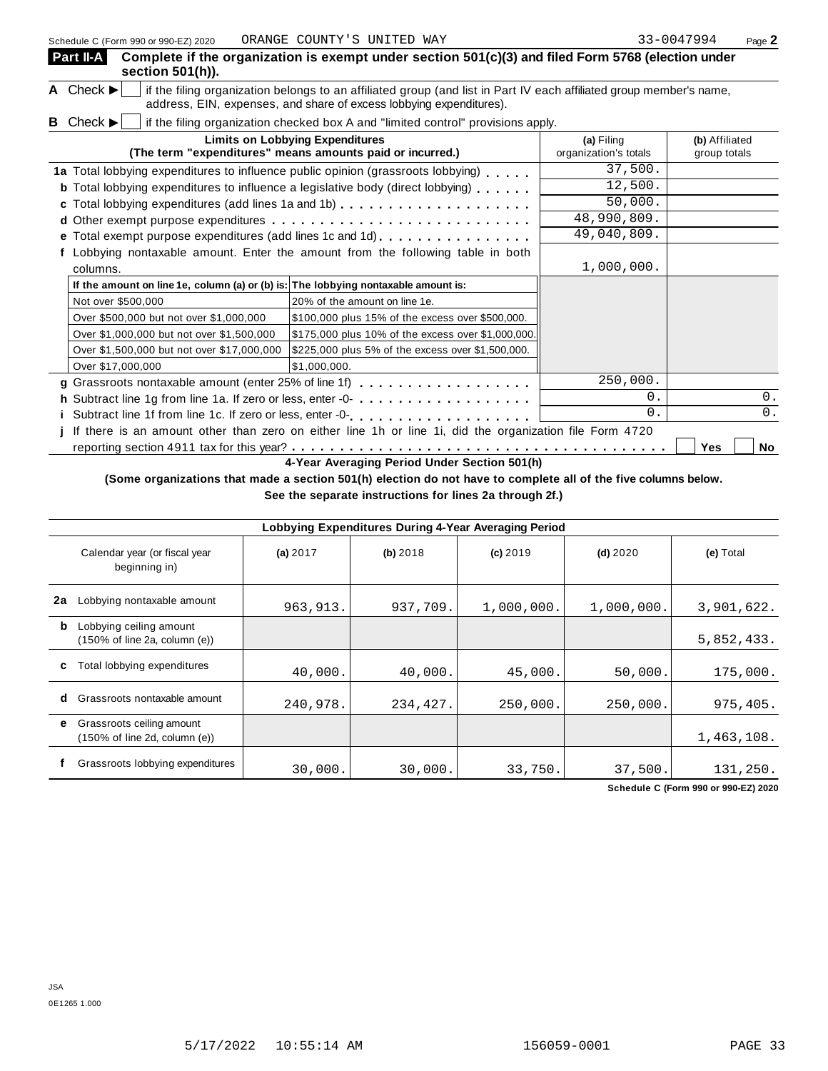Schedule C (Form 990 or 990-EZ) 2020 ORANGE COUNTY'S UNITED WAY 33-0047994

**Part II-A** **Complete if the organization is exempt under section 501(c)(3) and filed Form 5768 (election under section 501(h)).**

**A** Check ▶ ☐ if the filing organization belongs to an affiliated group (and list in Part IV each affiliated group member's name, address, EIN, expenses, and share of excess lobbying expenditures).

**B** Check ▶ ☐ if the filing organization checked box A and "limited control" provisions apply.

| Limits on Lobbying Expenditures (The term "expenditures" means amounts paid or incurred.) | | (a) Filing organization's totals | (b) Affiliated group totals |
|---|---|---|---|
| **1a** Total lobbying expenditures to influence public opinion (grassroots lobbying) | | 37,500. | |
| **b** Total lobbying expenditures to influence a legislative body (direct lobbying) | | 12,500. | |
| **c** Total lobbying expenditures (add lines 1a and 1b) | | 50,000. | |
| **d** Other exempt purpose expenditures | | 48,990,809. | |
| **e** Total exempt purpose expenditures (add lines 1c and 1d) | | 49,040,809. | |
| **f** Lobbying nontaxable amount. Enter the amount from the following table in both columns. | | 1,000,000. | |
| **If the amount on line 1e, column (a) or (b) is:** | **The lobbying nontaxable amount is:** | | |
| Not over $500,000 | 20% of the amount on line 1e. | | |
| Over $500,000 but not over $1,000,000 | $100,000 plus 15% of the excess over $500,000. | | |
| Over $1,000,000 but not over $1,500,000 | $175,000 plus 10% of the excess over $1,000,000. | | |
| Over $1,500,000 but not over $17,000,000 | $225,000 plus 5% of the excess over $1,500,000. | | |
| Over $17,000,000 | $1,000,000. | | |
| **g** Grassroots nontaxable amount (enter 25% of line 1f) | | 250,000. | |
| **h** Subtract line 1g from line 1a. If zero or less, enter -0- | | 0. | 0. |
| **i** Subtract line 1f from line 1c. If zero or less, enter -0- | | 0. | 0. |
| **j** If there is an amount other than zero on either line 1h or line 1i, did the organization file Form 4720 reporting section 4911 tax for this year? | | ☐ Yes | ☐ No |

**4-Year Averaging Period Under Section 501(h)**

**(Some organizations that made a section 501(h) election do not have to complete all of the five columns below. See the separate instructions for lines 2a through 2f.)**

| Lobbying Expenditures During 4-Year Averaging Period | | | | | |
|---|---|---|---|---|---|
| Calendar year (or fiscal year beginning in) | **(a)** 2017 | **(b)** 2018 | **(c)** 2019 | **(d)** 2020 | **(e)** Total |
| **2a** Lobbying nontaxable amount | 963,913. | 937,709. | 1,000,000. | 1,000,000. | 3,901,622. |
| **b** Lobbying ceiling amount (150% of line 2a, column (e)) | | | | | 5,852,433. |
| **c** Total lobbying expenditures | 40,000. | 40,000. | 45,000. | 50,000. | 175,000. |
| **d** Grassroots nontaxable amount | 240,978. | 234,427. | 250,000. | 250,000. | 975,405. |
| **e** Grassroots ceiling amount (150% of line 2d, column (e)) | | | | | 1,463,108. |
| **f** Grassroots lobbying expenditures | 30,000. | 30,000. | 33,750. | 37,500. | 131,250. |

**Schedule C (Form 990 or 990-EZ) 2020**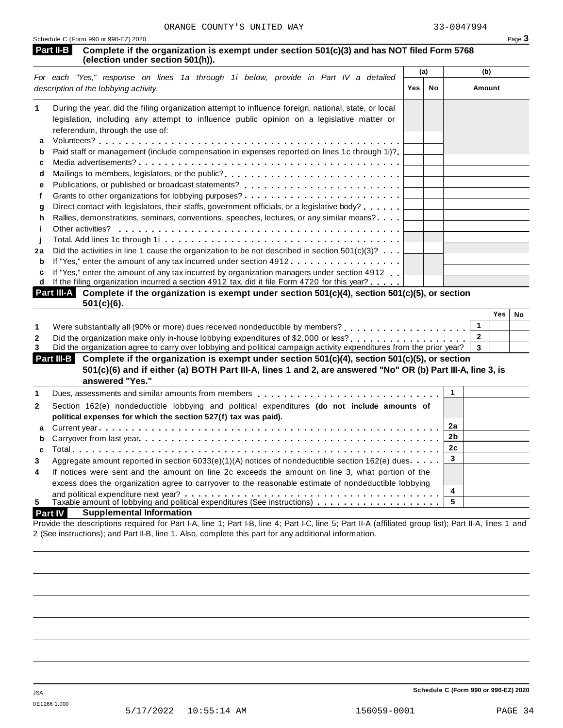ORANGE COUNTY'S UNITED WAY 33-0047994

Schedule C (Form 990 or 990-EZ) 2020 Page **3**

## Part II-B Complete if the organization is exempt under section 501(c)(3) and has NOT filed Form 5768 (election under section 501(h)).

| *For each "Yes," response on lines 1a through 1i below, provide in Part IV a detailed description of the lobbying activity.* | (a) Yes | (a) No | (b) Amount |
|---|---|---|---|
| **1** During the year, did the filing organization attempt to influence foreign, national, state, or local legislation, including any attempt to influence public opinion on a legislative matter or referendum, through the use of: | | | |
| **a** Volunteers? | | | |
| **b** Paid staff or management (include compensation in expenses reported on lines 1c through 1i)? | | | |
| **c** Media advertisements? | | | |
| **d** Mailings to members, legislators, or the public? | | | |
| **e** Publications, or published or broadcast statements? | | | |
| **f** Grants to other organizations for lobbying purposes? | | | |
| **g** Direct contact with legislators, their staffs, government officials, or a legislative body? | | | |
| **h** Rallies, demonstrations, seminars, conventions, speeches, lectures, or any similar means? | | | |
| **i** Other activities? | | | |
| **j** Total. Add lines 1c through 1i | | | |
| **2a** Did the activities in line 1 cause the organization to be not described in section 501(c)(3)? | | | |
| **b** If "Yes," enter the amount of any tax incurred under section 4912 | | | |
| **c** If "Yes," enter the amount of any tax incurred by organization managers under section 4912 | | | |
| **d** If the filing organization incurred a section 4912 tax, did it file Form 4720 for this year? | | | |

## Part III-A Complete if the organization is exempt under section 501(c)(4), section 501(c)(5), or section 501(c)(6).

| | | Yes | No |
|---|---|---|---|
| **1** Were substantially all (90% or more) dues received nondeductible by members? | 1 | | |
| **2** Did the organization make only in-house lobbying expenditures of $2,000 or less? | 2 | | |
| **3** Did the organization agree to carry over lobbying and political campaign activity expenditures from the prior year? | 3 | | |

## Part III-B Complete if the organization is exempt under section 501(c)(4), section 501(c)(5), or section 501(c)(6) and if either (a) BOTH Part III-A, lines 1 and 2, are answered "No" OR (b) Part III-A, line 3, is answered "Yes."

| | | |
|---|---|---|
| **1** Dues, assessments and similar amounts from members | 1 | |
| **2** Section 162(e) nondeductible lobbying and political expenditures **(do not include amounts of political expenses for which the section 527(f) tax was paid).** | | |
| **a** Current year | 2a | |
| **b** Carryover from last year | 2b | |
| **c** Total | 2c | |
| **3** Aggregate amount reported in section 6033(e)(1)(A) notices of nondeductible section 162(e) dues | 3 | |
| **4** If notices were sent and the amount on line 2c exceeds the amount on line 3, what portion of the excess does the organization agree to carryover to the reasonable estimate of nondeductible lobbying and political expenditure next year? | 4 | |
| **5** Taxable amount of lobbying and political expenditures (See instructions) | 5 | |

## Part IV Supplemental Information

Provide the descriptions required for Part I-A, line 1; Part I-B, line 4; Part I-C, line 5; Part II-A (affiliated group list); Part II-A, lines 1 and 2 (See instructions); and Part II-B, line 1. Also, complete this part for any additional information.

**Schedule C (Form 990 or 990-EZ) 2020**

JSA
0E1266 1.000

5/17/2022 10:55:14 AM 156059-0001 PAGE 34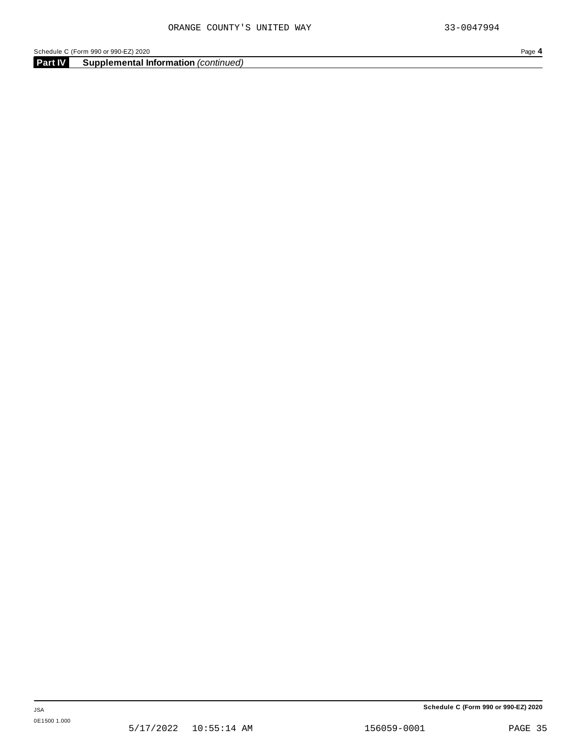## Part IV Supplemental Information *(continued)*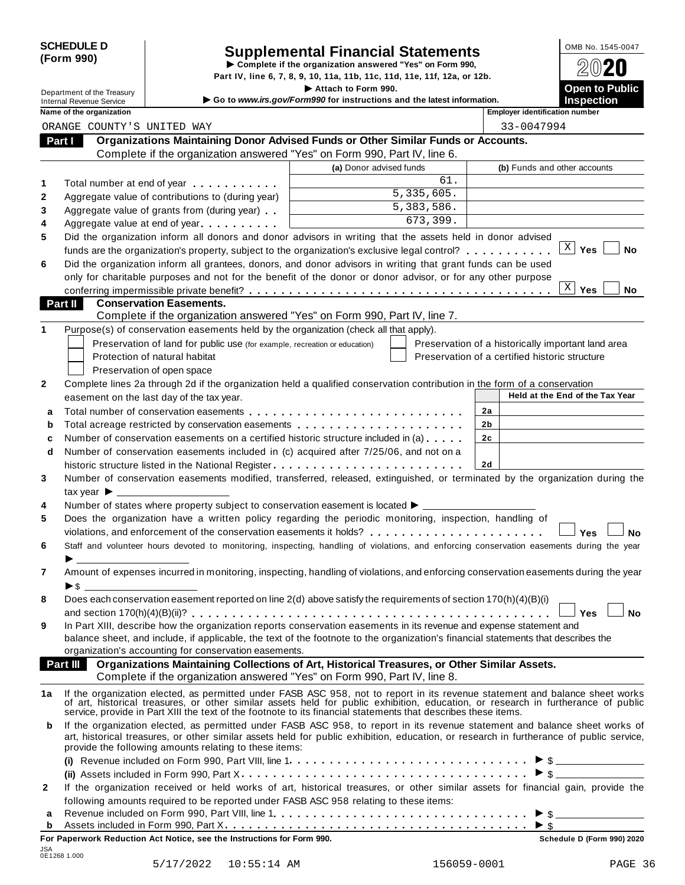**SCHEDULE D (Form 990)**

Department of the Treasury
Internal Revenue Service

# Supplemental Financial Statements

▶ Complete if the organization answered "Yes" on Form 990, Part IV, line 6, 7, 8, 9, 10, 11a, 11b, 11c, 11d, 11e, 11f, 12a, or 12b.
▶ Attach to Form 990.
▶ Go to *www.irs.gov/Form990* for instructions and the latest information.

OMB No. 1545-0047
**2020**
**Open to Public Inspection**

**Name of the organization:** ORANGE COUNTY'S UNITED WAY
**Employer identification number:** 33-0047994

## Part I Organizations Maintaining Donor Advised Funds or Other Similar Funds or Accounts.

Complete if the organization answered "Yes" on Form 990, Part IV, line 6.

| | | (a) Donor advised funds | (b) Funds and other accounts |
|---|---|---|---|
| 1 | Total number at end of year | 61. | |
| 2 | Aggregate value of contributions to (during year) | 5,335,605. | |
| 3 | Aggregate value of grants from (during year) | 5,383,586. | |
| 4 | Aggregate value at end of year | 673,399. | |

5 Did the organization inform all donors and donor advisors in writing that the assets held in donor advised funds are the organization's property, subject to the organization's exclusive legal control? [X] Yes [ ] No

6 Did the organization inform all grantees, donors, and donor advisors in writing that grant funds can be used only for charitable purposes and not for the benefit of the donor or donor advisor, or for any other purpose conferring impermissible private benefit? [X] Yes [ ] No

## Part II Conservation Easements.

Complete if the organization answered "Yes" on Form 990, Part IV, line 7.

1 Purpose(s) of conservation easements held by the organization (check all that apply).
- [ ] Preservation of land for public use (for example, recreation or education)
- [ ] Protection of natural habitat
- [ ] Preservation of open space
- [ ] Preservation of a historically important land area
- [ ] Preservation of a certified historic structure

2 Complete lines 2a through 2d if the organization held a qualified conservation contribution in the form of a conservation easement on the last day of the tax year.

| | | | Held at the End of the Tax Year |
|---|---|---|---|
| a | Total number of conservation easements | 2a | |
| b | Total acreage restricted by conservation easements | 2b | |
| c | Number of conservation easements on a certified historic structure included in (a) | 2c | |
| d | Number of conservation easements included in (c) acquired after 7/25/06, and not on a historic structure listed in the National Register | 2d | |

3 Number of conservation easements modified, transferred, released, extinguished, or terminated by the organization during the tax year ▶ ______

4 Number of states where property subject to conservation easement is located ▶ ______

5 Does the organization have a written policy regarding the periodic monitoring, inspection, handling of violations, and enforcement of the conservation easements it holds? [ ] Yes [ ] No

6 Staff and volunteer hours devoted to monitoring, inspecting, handling of violations, and enforcing conservation easements during the year ▶ ______

7 Amount of expenses incurred in monitoring, inspecting, handling of violations, and enforcing conservation easements during the year ▶ $ ______

8 Does each conservation easement reported on line 2(d) above satisfy the requirements of section 170(h)(4)(B)(i) and section 170(h)(4)(B)(ii)? [ ] Yes [ ] No

9 In Part XIII, describe how the organization reports conservation easements in its revenue and expense statement and balance sheet, and include, if applicable, the text of the footnote to the organization's financial statements that describes the organization's accounting for conservation easements.

## Part III Organizations Maintaining Collections of Art, Historical Treasures, or Other Similar Assets.

Complete if the organization answered "Yes" on Form 990, Part IV, line 8.

1a If the organization elected, as permitted under FASB ASC 958, not to report in its revenue statement and balance sheet works of art, historical treasures, or other similar assets held for public exhibition, education, or research in furtherance of public service, provide in Part XIII the text of the footnote to its financial statements that describes these items.

b If the organization elected, as permitted under FASB ASC 958, to report in its revenue statement and balance sheet works of art, historical treasures, or other similar assets held for public exhibition, education, or research in furtherance of public service, provide the following amounts relating to these items:

(i) Revenue included on Form 990, Part VIII, line 1 ▶ $ ______

(ii) Assets included in Form 990, Part X ▶ $ ______

2 If the organization received or held works of art, historical treasures, or other similar assets for financial gain, provide the following amounts required to be reported under FASB ASC 958 relating to these items:

a Revenue included on Form 990, Part VIII, line 1 ▶ $ ______

b Assets included in Form 990, Part X ▶ $ ______

**For Paperwork Reduction Act Notice, see the Instructions for Form 990.** **Schedule D (Form 990) 2020**

JSA 0E1268 1.000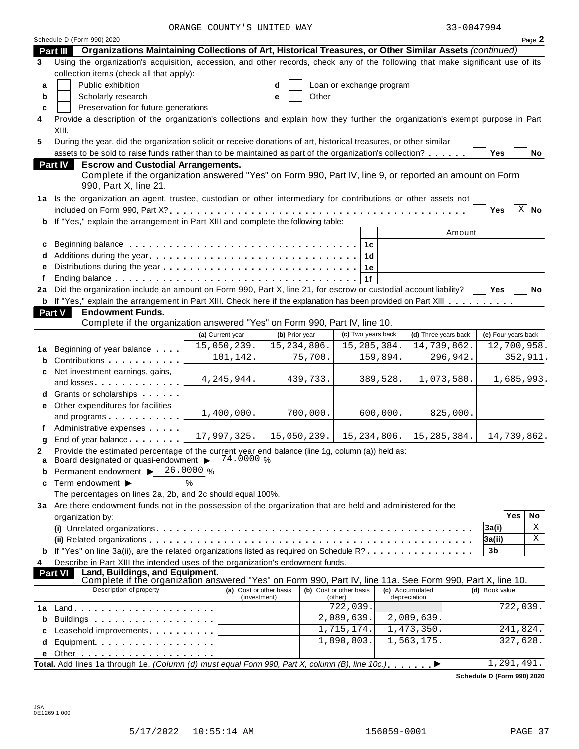ORANGE COUNTY'S UNITED WAY 33-0047994

Schedule D (Form 990) 2020 Page **2**

## Part III Organizations Maintaining Collections of Art, Historical Treasures, or Other Similar Assets *(continued)*

**3** Using the organization's acquisition, accession, and other records, check any of the following that make significant use of its collection items (check all that apply):

- **a** ☐ Public exhibition
- **b** ☐ Scholarly research
- **c** ☐ Preservation for future generations
- **d** ☐ Loan or exchange program
- **e** ☐ Other

**4** Provide a description of the organization's collections and explain how they further the organization's exempt purpose in Part XIII.

**5** During the year, did the organization solicit or receive donations of art, historical treasures, or other similar assets to be sold to raise funds rather than to be maintained as part of the organization's collection? ☐ Yes ☐ No

## Part IV Escrow and Custodial Arrangements.

Complete if the organization answered "Yes" on Form 990, Part IV, line 9, or reported an amount on Form 990, Part X, line 21.

**1a** Is the organization an agent, trustee, custodian or other intermediary for contributions or other assets not included on Form 990, Part X? ☐ Yes ☒ No

**b** If "Yes," explain the arrangement in Part XIII and complete the following table:

| | | | Amount |
|---|---|---|---|
| **c** | Beginning balance | 1c | |
| **d** | Additions during the year | 1d | |
| **e** | Distributions during the year | 1e | |
| **f** | Ending balance | 1f | |

**2a** Did the organization include an amount on Form 990, Part X, line 21, for escrow or custodial account liability? ☐ Yes ☐ No

**b** If "Yes," explain the arrangement in Part XIII. Check here if the explanation has been provided on Part XIII ☐

## Part V Endowment Funds.

Complete if the organization answered "Yes" on Form 990, Part IV, line 10.

| | | (a) Current year | (b) Prior year | (c) Two years back | (d) Three years back | (e) Four years back |
|---|---|---|---|---|---|---|
| **1a** | Beginning of year balance | 15,050,239. | 15,234,806. | 15,285,384. | 14,739,862. | 12,700,958. |
| **b** | Contributions | 101,142. | 75,700. | 159,894. | 296,942. | 352,911. |
| **c** | Net investment earnings, gains, and losses | 4,245,944. | 439,733. | 389,528. | 1,073,580. | 1,685,993. |
| **d** | Grants or scholarships | | | | | |
| **e** | Other expenditures for facilities and programs | 1,400,000. | 700,000. | 600,000. | 825,000. | |
| **f** | Administrative expenses | | | | | |
| **g** | End of year balance | 17,997,325. | 15,050,239. | 15,234,806. | 15,285,384. | 14,739,862. |

**2** Provide the estimated percentage of the current year end balance (line 1g, column (a)) held as:

- **a** Board designated or quasi-endowment ▶ 74.0000 %
- **b** Permanent endowment ▶ 26.0000 %
- **c** Term endowment ▶ %

The percentages on lines 2a, 2b, and 2c should equal 100%.

**3a** Are there endowment funds not in the possession of the organization that are held and administered for the organization by:

| | | | Yes | No |
|---|---|---|---|---|
| | **(i)** Unrelated organizations | 3a(i) | | X |
| | **(ii)** Related organizations | 3a(ii) | | X |
| **b** | If "Yes" on line 3a(ii), are the related organizations listed as required on Schedule R? | 3b | | |

**4** Describe in Part XIII the intended uses of the organization's endowment funds.

## Part VI Land, Buildings, and Equipment.

Complete if the organization answered "Yes" on Form 990, Part IV, line 11a. See Form 990, Part X, line 10.

| | Description of property | (a) Cost or other basis (investment) | (b) Cost or other basis (other) | (c) Accumulated depreciation | (d) Book value |
|---|---|---|---|---|---|
| **1a** | Land | | 722,039. | | 722,039. |
| **b** | Buildings | | 2,089,639. | 2,089,639. | |
| **c** | Leasehold improvements | | 1,715,174. | 1,473,350. | 241,824. |
| **d** | Equipment | | 1,890,803. | 1,563,175. | 327,628. |
| **e** | Other | | | | |

**Total.** Add lines 1a through 1e. *(Column (d) must equal Form 990, Part X, column (B), line 10c.)* ▶ 1,291,491.

**Schedule D (Form 990) 2020**

JSA 0E1269 1.000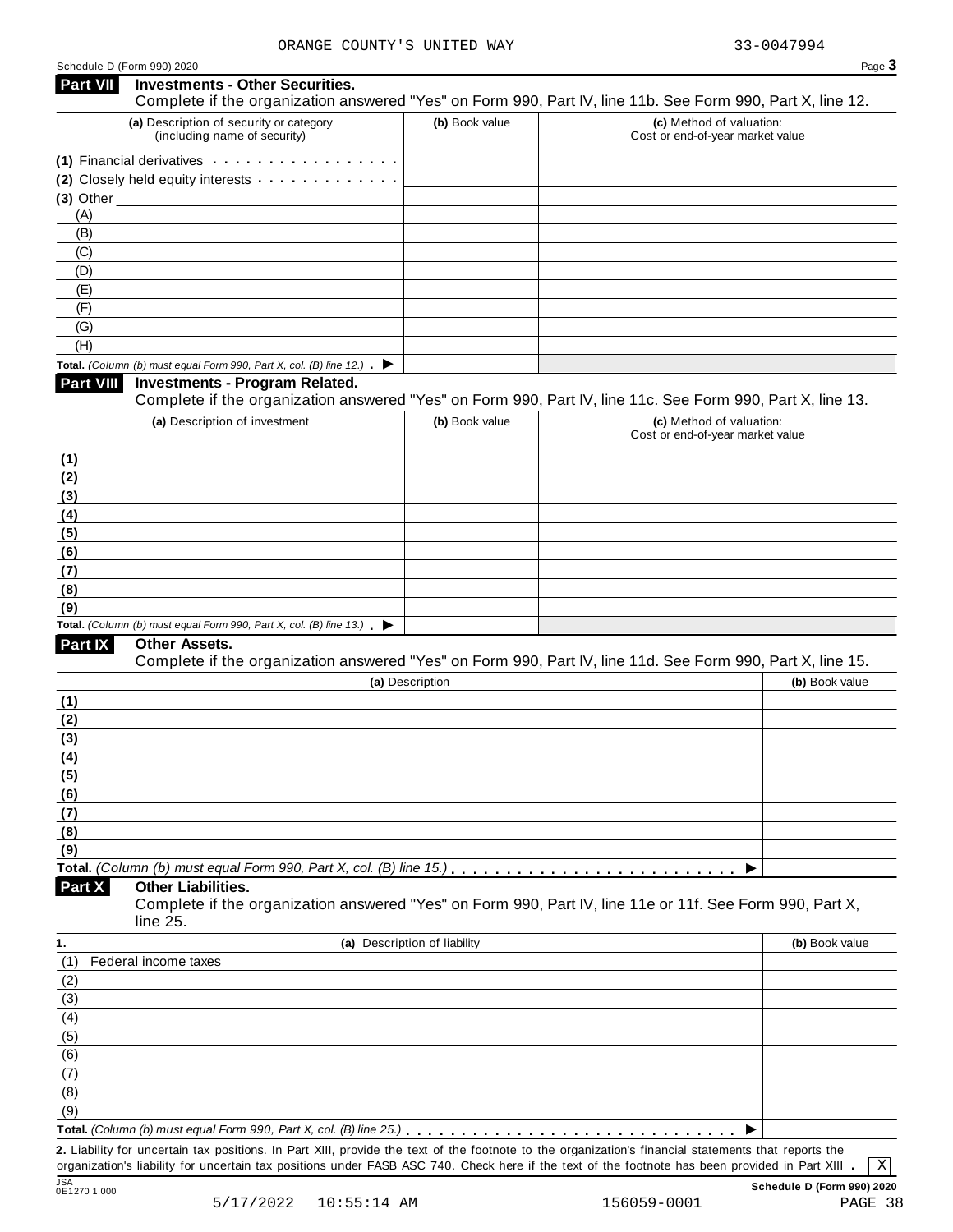ORANGE COUNTY'S UNITED WAY 33-0047994

Schedule D (Form 990) 2020

## Part VII Investments - Other Securities.

Complete if the organization answered "Yes" on Form 990, Part IV, line 11b. See Form 990, Part X, line 12.

| (a) Description of security or category (including name of security) | (b) Book value | (c) Method of valuation: Cost or end-of-year market value |
|---|---|---|
| (1) Financial derivatives | | |
| (2) Closely held equity interests | | |
| (3) Other | | |
| (A) | | |
| (B) | | |
| (C) | | |
| (D) | | |
| (E) | | |
| (F) | | |
| (G) | | |
| (H) | | |
| **Total.** *(Column (b) must equal Form 990, Part X, col. (B) line 12.)* ▶ | | |

## Part VIII Investments - Program Related.

Complete if the organization answered "Yes" on Form 990, Part IV, line 11c. See Form 990, Part X, line 13.

| (a) Description of investment | (b) Book value | (c) Method of valuation: Cost or end-of-year market value |
|---|---|---|
| (1) | | |
| (2) | | |
| (3) | | |
| (4) | | |
| (5) | | |
| (6) | | |
| (7) | | |
| (8) | | |
| (9) | | |
| **Total.** *(Column (b) must equal Form 990, Part X, col. (B) line 13.)* ▶ | | |

## Part IX Other Assets.

Complete if the organization answered "Yes" on Form 990, Part IV, line 11d. See Form 990, Part X, line 15.

| (a) Description | (b) Book value |
|---|---|
| (1) | |
| (2) | |
| (3) | |
| (4) | |
| (5) | |
| (6) | |
| (7) | |
| (8) | |
| (9) | |
| **Total.** *(Column (b) must equal Form 990, Part X, col. (B) line 15.)* ▶ | |

## Part X Other Liabilities.

Complete if the organization answered "Yes" on Form 990, Part IV, line 11e or 11f. See Form 990, Part X, line 25.

| 1. (a) Description of liability | (b) Book value |
|---|---|
| (1) Federal income taxes | |
| (2) | |
| (3) | |
| (4) | |
| (5) | |
| (6) | |
| (7) | |
| (8) | |
| (9) | |
| **Total.** *(Column (b) must equal Form 990, Part X, col. (B) line 25.)* ▶ | |

**2.** Liability for uncertain tax positions. In Part XIII, provide the text of the footnote to the organization's financial statements that reports the organization's liability for uncertain tax positions under FASB ASC 740. Check here if the text of the footnote has been provided in Part XIII . [X]

JSA 0E1270 1.000 Schedule D (Form 990) 2020

5/17/2022 10:55:14 AM 156059-0001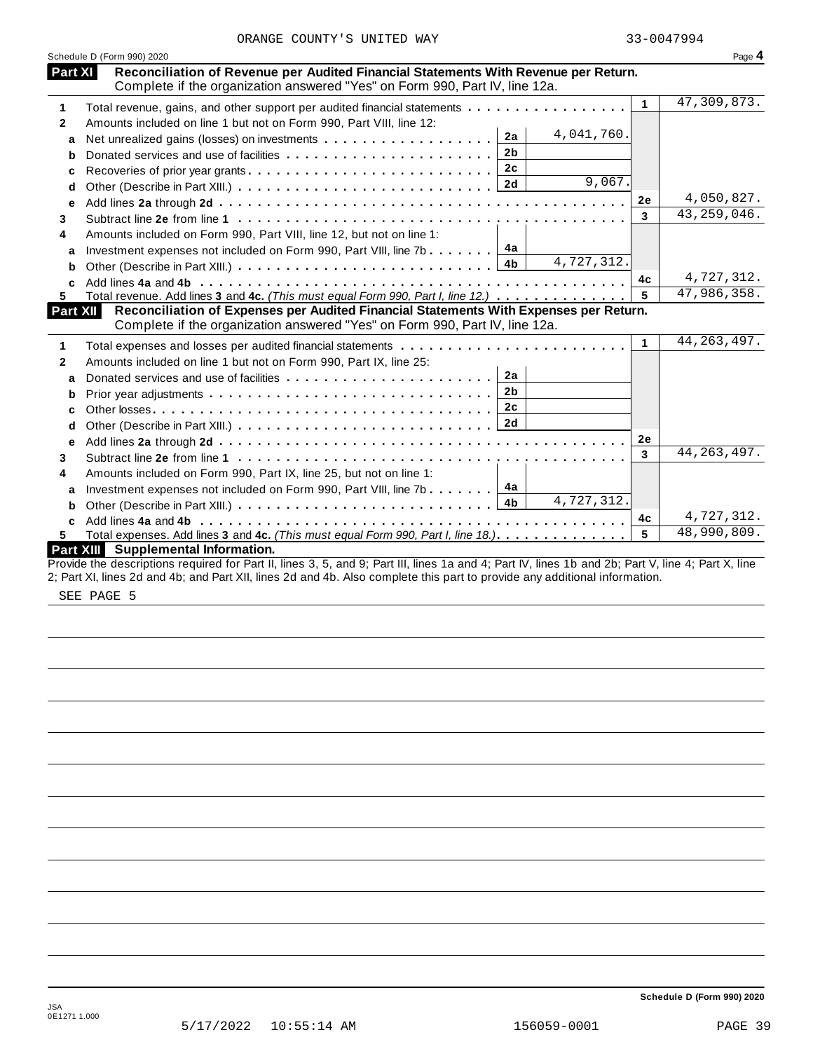ORANGE COUNTY'S UNITED WAY 33-0047994

Schedule D (Form 990) 2020 Page **4**

## Part XI Reconciliation of Revenue per Audited Financial Statements With Revenue per Return.

Complete if the organization answered "Yes" on Form 990, Part IV, line 12a.

| | | | | | |
|---|---|---|---|---|---|
| **1** | Total revenue, gains, and other support per audited financial statements | | | 1 | 47,309,873. |
| **2** | Amounts included on line 1 but not on Form 990, Part VIII, line 12: | | | | |
| **a** | Net unrealized gains (losses) on investments | 2a | 4,041,760. | | |
| **b** | Donated services and use of facilities | 2b | | | |
| **c** | Recoveries of prior year grants | 2c | | | |
| **d** | Other (Describe in Part XIII.) | 2d | 9,067. | | |
| **e** | Add lines **2a** through **2d** | | | 2e | 4,050,827. |
| **3** | Subtract line **2e** from line **1** | | | 3 | 43,259,046. |
| **4** | Amounts included on Form 990, Part VIII, line 12, but not on line 1: | | | | |
| **a** | Investment expenses not included on Form 990, Part VIII, line 7b | 4a | | | |
| **b** | Other (Describe in Part XIII.) | 4b | 4,727,312. | | |
| **c** | Add lines **4a** and **4b** | | | 4c | 4,727,312. |
| **5** | Total revenue. Add lines **3** and **4c.** *(This must equal Form 990, Part I, line 12.)* | | | 5 | 47,986,358. |

## Part XII Reconciliation of Expenses per Audited Financial Statements With Expenses per Return.

Complete if the organization answered "Yes" on Form 990, Part IV, line 12a.

| | | | | | |
|---|---|---|---|---|---|
| **1** | Total expenses and losses per audited financial statements | | | 1 | 44,263,497. |
| **2** | Amounts included on line 1 but not on Form 990, Part IX, line 25: | | | | |
| **a** | Donated services and use of facilities | 2a | | | |
| **b** | Prior year adjustments | 2b | | | |
| **c** | Other losses | 2c | | | |
| **d** | Other (Describe in Part XIII.) | 2d | | | |
| **e** | Add lines **2a** through **2d** | | | 2e | |
| **3** | Subtract line **2e** from line **1** | | | 3 | 44,263,497. |
| **4** | Amounts included on Form 990, Part IX, line 25, but not on line 1: | | | | |
| **a** | Investment expenses not included on Form 990, Part VIII, line 7b | 4a | | | |
| **b** | Other (Describe in Part XIII.) | 4b | 4,727,312. | | |
| **c** | Add lines **4a** and **4b** | | | 4c | 4,727,312. |
| **5** | Total expenses. Add lines **3** and **4c.** *(This must equal Form 990, Part I, line 18.)* | | | 5 | 48,990,809. |

## Part XIII Supplemental Information.

Provide the descriptions required for Part II, lines 3, 5, and 9; Part III, lines 1a and 4; Part IV, lines 1b and 2b; Part V, line 4; Part X, line 2; Part XI, lines 2d and 4b; and Part XII, lines 2d and 4b. Also complete this part to provide any additional information.

SEE PAGE 5

Schedule D (Form 990) 2020

JSA
0E1271 1.000

5/17/2022 10:55:14 AM 156059-0001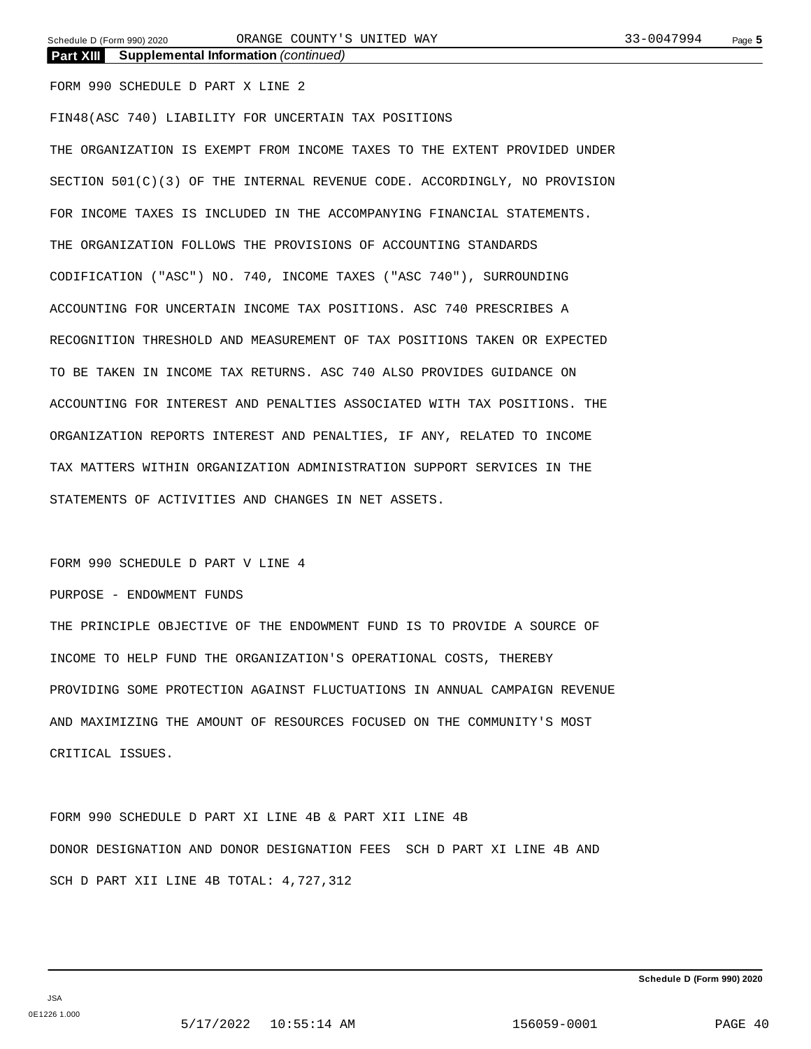## Part XIII Supplemental Information *(continued)*

FORM 990 SCHEDULE D PART X LINE 2

FIN48(ASC 740) LIABILITY FOR UNCERTAIN TAX POSITIONS

THE ORGANIZATION IS EXEMPT FROM INCOME TAXES TO THE EXTENT PROVIDED UNDER SECTION 501(C)(3) OF THE INTERNAL REVENUE CODE. ACCORDINGLY, NO PROVISION FOR INCOME TAXES IS INCLUDED IN THE ACCOMPANYING FINANCIAL STATEMENTS. THE ORGANIZATION FOLLOWS THE PROVISIONS OF ACCOUNTING STANDARDS CODIFICATION ("ASC") NO. 740, INCOME TAXES ("ASC 740"), SURROUNDING ACCOUNTING FOR UNCERTAIN INCOME TAX POSITIONS. ASC 740 PRESCRIBES A RECOGNITION THRESHOLD AND MEASUREMENT OF TAX POSITIONS TAKEN OR EXPECTED TO BE TAKEN IN INCOME TAX RETURNS. ASC 740 ALSO PROVIDES GUIDANCE ON ACCOUNTING FOR INTEREST AND PENALTIES ASSOCIATED WITH TAX POSITIONS. THE ORGANIZATION REPORTS INTEREST AND PENALTIES, IF ANY, RELATED TO INCOME TAX MATTERS WITHIN ORGANIZATION ADMINISTRATION SUPPORT SERVICES IN THE STATEMENTS OF ACTIVITIES AND CHANGES IN NET ASSETS.

FORM 990 SCHEDULE D PART V LINE 4

PURPOSE - ENDOWMENT FUNDS

THE PRINCIPLE OBJECTIVE OF THE ENDOWMENT FUND IS TO PROVIDE A SOURCE OF INCOME TO HELP FUND THE ORGANIZATION'S OPERATIONAL COSTS, THEREBY PROVIDING SOME PROTECTION AGAINST FLUCTUATIONS IN ANNUAL CAMPAIGN REVENUE AND MAXIMIZING THE AMOUNT OF RESOURCES FOCUSED ON THE COMMUNITY'S MOST CRITICAL ISSUES.

FORM 990 SCHEDULE D PART XI LINE 4B & PART XII LINE 4B

DONOR DESIGNATION AND DONOR DESIGNATION FEES SCH D PART XI LINE 4B AND SCH D PART XII LINE 4B TOTAL: 4,727,312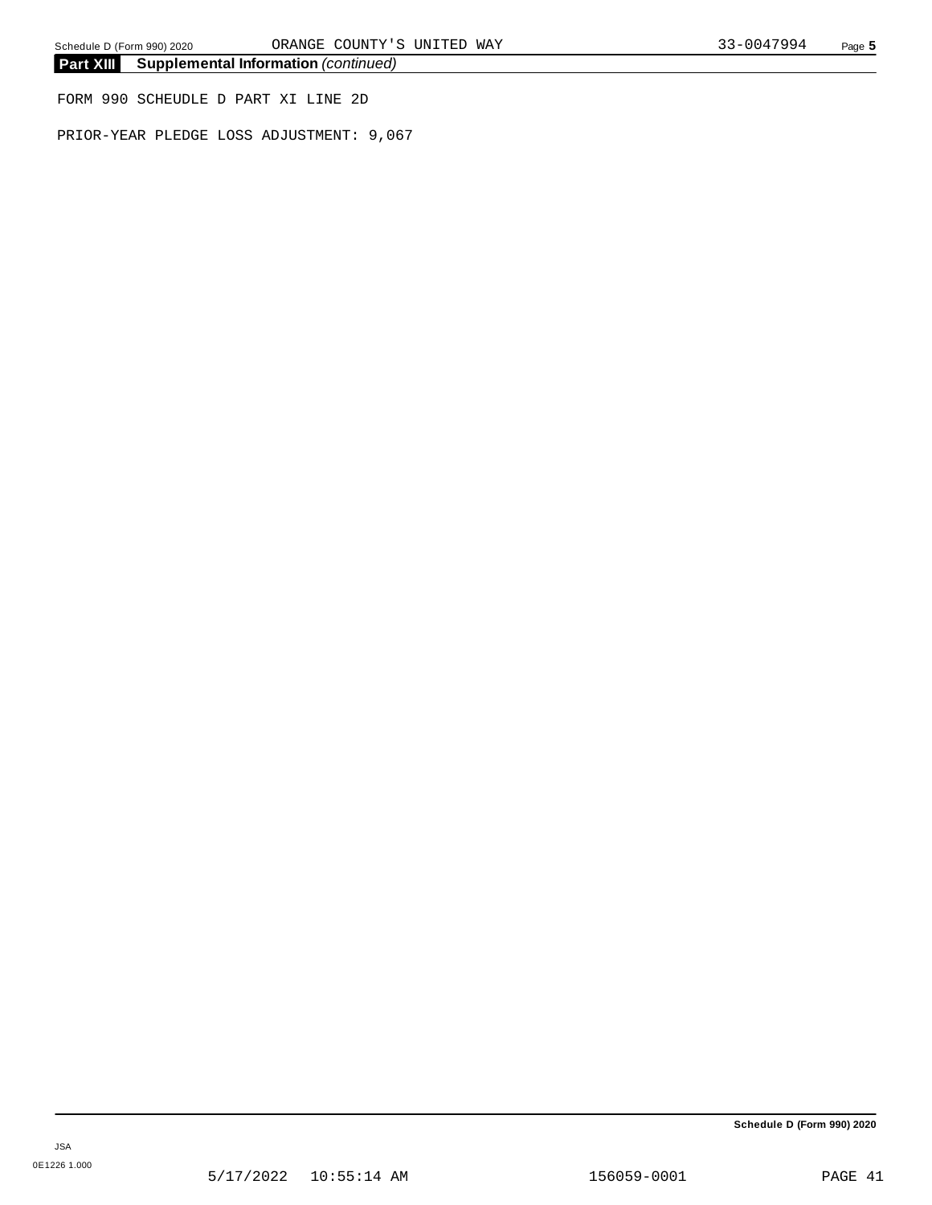## Part XIII Supplemental Information *(continued)*

FORM 990 SCHEUDLE D PART XI LINE 2D

PRIOR-YEAR PLEDGE LOSS ADJUSTMENT: 9,067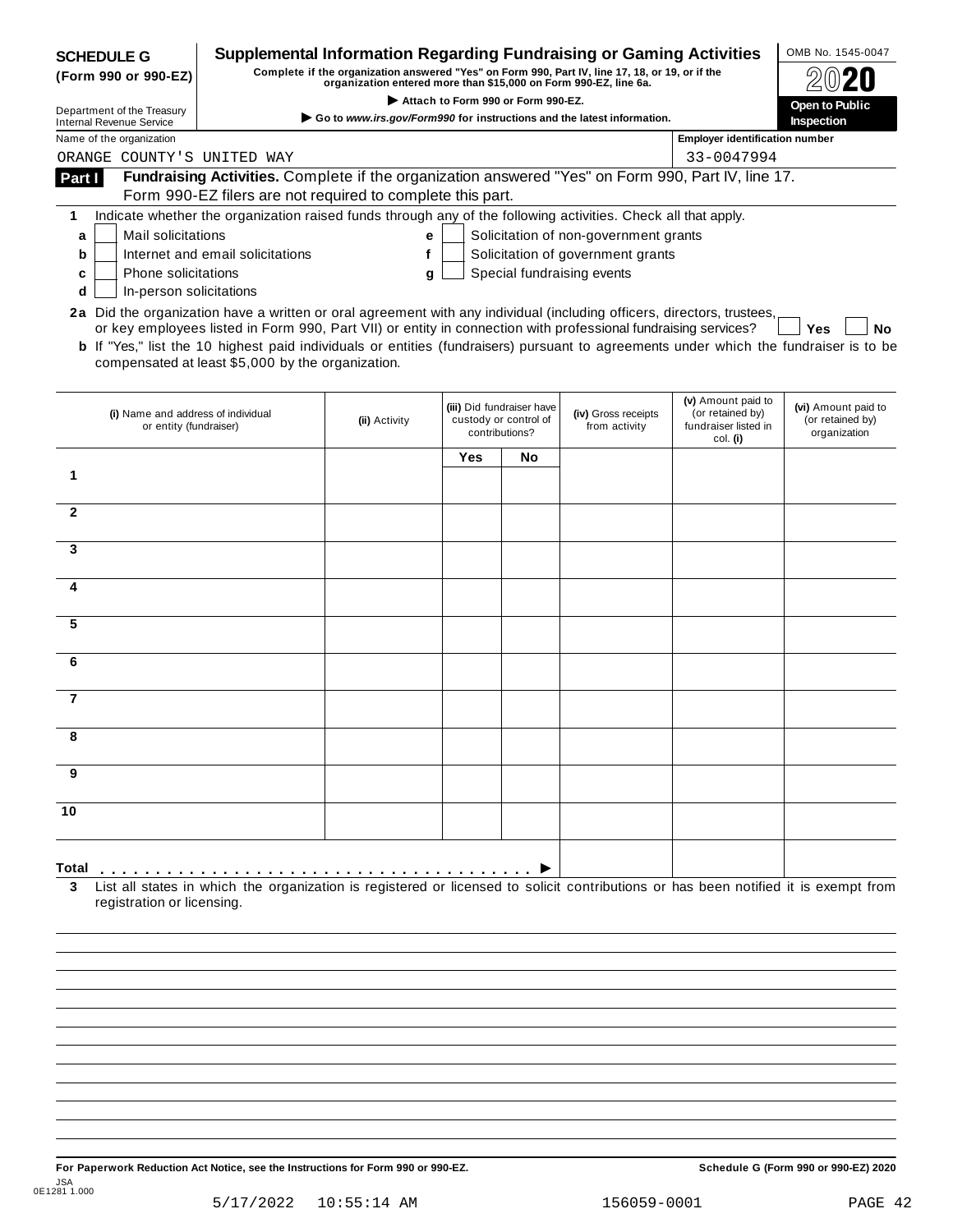**SCHEDULE G (Form 990 or 990-EZ)**

Department of the Treasury
Internal Revenue Service

# Supplemental Information Regarding Fundraising or Gaming Activities

**Complete if the organization answered "Yes" on Form 990, Part IV, line 17, 18, or 19, or if the organization entered more than $15,000 on Form 990-EZ, line 6a.**

▶ **Attach to Form 990 or Form 990-EZ.**

▶ **Go to *www.irs.gov/Form990* for instructions and the latest information.**

OMB No. 1545-0047

**2020**

**Open to Public Inspection**

Name of the organization: ORANGE COUNTY'S UNITED WAY

Employer identification number: 33-0047994

## Part I Fundraising Activities. 
Complete if the organization answered "Yes" on Form 990, Part IV, line 17. Form 990-EZ filers are not required to complete this part.

**1** Indicate whether the organization raised funds through any of the following activities. Check all that apply.

- **a** ☐ Mail solicitations
- **b** ☐ Internet and email solicitations
- **c** ☐ Phone solicitations
- **d** ☐ In-person solicitations
- **e** ☐ Solicitation of non-government grants
- **f** ☐ Solicitation of government grants
- **g** ☐ Special fundraising events

**2a** Did the organization have a written or oral agreement with any individual (including officers, directors, trustees, or key employees listed in Form 990, Part VII) or entity in connection with professional fundraising services? ☐ **Yes** ☐ **No**

**b** If "Yes," list the 10 highest paid individuals or entities (fundraisers) pursuant to agreements under which the fundraiser is to be compensated at least $5,000 by the organization.

| | (i) Name and address of individual or entity (fundraiser) | (ii) Activity | (iii) Did fundraiser have custody or control of contributions? Yes | No | (iv) Gross receipts from activity | (v) Amount paid to (or retained by) fundraiser listed in col. (i) | (vi) Amount paid to (or retained by) organization |
|---|---|---|---|---|---|---|---|
| 1 | | | | | | | |
| 2 | | | | | | | |
| 3 | | | | | | | |
| 4 | | | | | | | |
| 5 | | | | | | | |
| 6 | | | | | | | |
| 7 | | | | | | | |
| 8 | | | | | | | |
| 9 | | | | | | | |
| 10 | | | | | | | |
| **Total** ▶ | | | | | | | |

**3** List all states in which the organization is registered or licensed to solicit contributions or has been notified it is exempt from registration or licensing.

**For Paperwork Reduction Act Notice, see the Instructions for Form 990 or 990-EZ.** **Schedule G (Form 990 or 990-EZ) 2020**

JSA 0E1281 1.000

5/17/2022 10:55:14 AM 156059-0001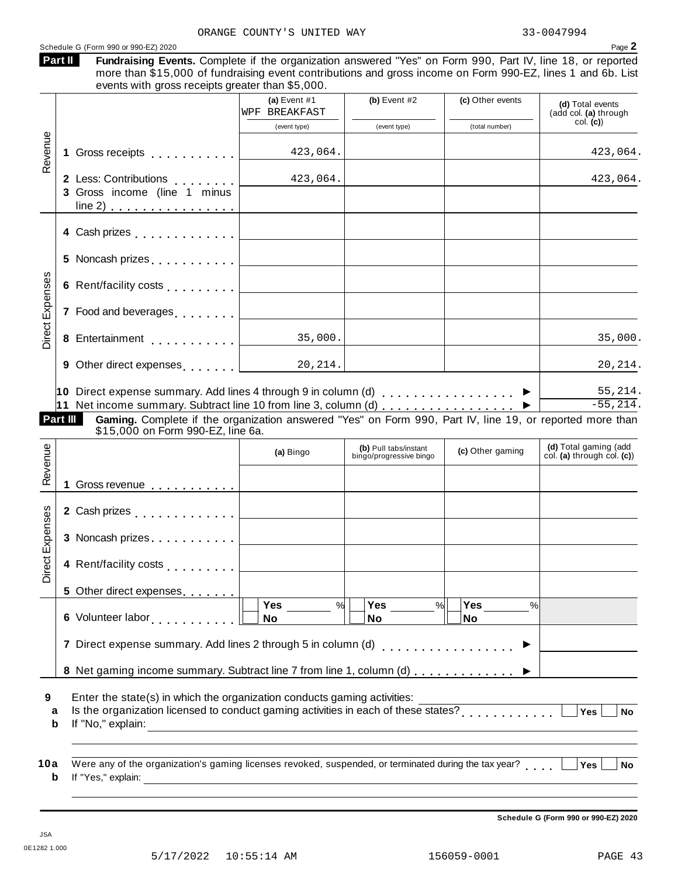ORANGE COUNTY'S UNITED WAY 33-0047994

Schedule G (Form 990 or 990-EZ) 2020 Page **2**

**Part II** **Fundraising Events.** Complete if the organization answered "Yes" on Form 990, Part IV, line 18, or reported more than $15,000 of fundraising event contributions and gross income on Form 990-EZ, lines 1 and 6b. List events with gross receipts greater than $5,000.

| | | (a) Event #1 WPF BREAKFAST (event type) | (b) Event #2 (event type) | (c) Other events (total number) | (d) Total events (add col. (a) through col. (c)) |
|---|---|---|---|---|---|
| Revenue | 1 Gross receipts | 423,064. | | | 423,064. |
| | 2 Less: Contributions | 423,064. | | | 423,064. |
| | 3 Gross income (line 1 minus line 2) | | | | |
| Direct Expenses | 4 Cash prizes | | | | |
| | 5 Noncash prizes | | | | |
| | 6 Rent/facility costs | | | | |
| | 7 Food and beverages | | | | |
| | 8 Entertainment | 35,000. | | | 35,000. |
| | 9 Other direct expenses | 20,214. | | | 20,214. |
| | 10 Direct expense summary. Add lines 4 through 9 in column (d) ▶ | | | | 55,214. |
| | 11 Net income summary. Subtract line 10 from line 3, column (d) ▶ | | | | -55,214. |

**Part III** **Gaming.** Complete if the organization answered "Yes" on Form 990, Part IV, line 19, or reported more than $15,000 on Form 990-EZ, line 6a.

| | | (a) Bingo | (b) Pull tabs/instant bingo/progressive bingo | (c) Other gaming | (d) Total gaming (add col. (a) through col. (c)) |
|---|---|---|---|---|---|
| Revenue | 1 Gross revenue | | | | |
| Direct Expenses | 2 Cash prizes | | | | |
| | 3 Noncash prizes | | | | |
| | 4 Rent/facility costs | | | | |
| | 5 Other direct expenses | | | | |
| | 6 Volunteer labor | Yes ___ % / No | Yes ___ % / No | Yes ___ % / No | |
| | 7 Direct expense summary. Add lines 2 through 5 in column (d) ▶ | | | | |
| | 8 Net gaming income summary. Subtract line 7 from line 1, column (d) ▶ | | | | |

**9** Enter the state(s) in which the organization conducts gaming activities: ______

**a** Is the organization licensed to conduct gaming activities in each of these states? ☐ Yes ☐ No

**b** If "No," explain: ______

**10a** Were any of the organization's gaming licenses revoked, suspended, or terminated during the tax year? ☐ Yes ☐ No

**b** If "Yes," explain: ______

**Schedule G (Form 990 or 990-EZ) 2020**

JSA
0E1282 1.000

5/17/2022 10:55:14 AM 156059-0001 PAGE 43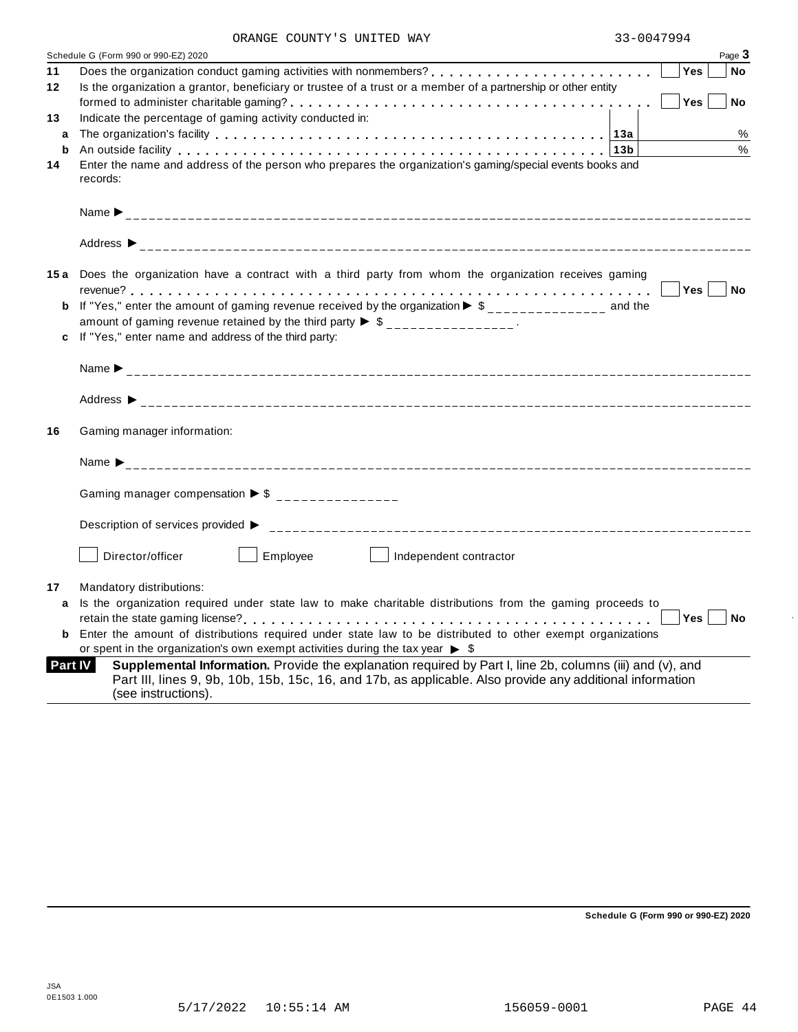ORANGE COUNTY'S UNITED WAY 33-0047994

Schedule G (Form 990 or 990-EZ) 2020 Page **3**

**11** Does the organization conduct gaming activities with nonmembers? . . . . . . . . . . . . . . . . . . . . . . . . ☐ Yes ☐ No

**12** Is the organization a grantor, beneficiary or trustee of a trust or a member of a partnership or other entity formed to administer charitable gaming? . . . . . . . . . . . . . . . . . . . . . . . . . . . . . . . . . . . . ☐ Yes ☐ No

**13** Indicate the percentage of gaming activity conducted in:

**a** The organization's facility . . . . . . . . . . . . . . . . . . . . . . . . . . . . . . . . . . . . **13a** %

**b** An outside facility . . . . . . . . . . . . . . . . . . . . . . . . . . . . . . . . . . . . . . . . **13b** %

**14** Enter the name and address of the person who prepares the organization's gaming/special events books and records:

Name ▶ _______________

Address ▶ _______________

**15 a** Does the organization have a contract with a third party from whom the organization receives gaming revenue? . . . . . . . . . . . . . . . . . . . . . . . . . . . . . . . . . . . . . . . . . . . . . . . . . . . . ☐ Yes ☐ No

**b** If "Yes," enter the amount of gaming revenue received by the organization ▶ $ _______________ and the amount of gaming revenue retained by the third party ▶ $ _______________ .

**c** If "Yes," enter name and address of the third party:

Name ▶ _______________

Address ▶ _______________

**16** Gaming manager information:

Name ▶ _______________

Gaming manager compensation ▶ $ _______________

Description of services provided ▶ _______________

☐ Director/officer ☐ Employee ☐ Independent contractor

**17** Mandatory distributions:

**a** Is the organization required under state law to make charitable distributions from the gaming proceeds to retain the state gaming license? . . . . . . . . . . . . . . . . . . . . . . . . . . . . . . . . . . . . . . . . . . ☐ Yes ☐ No

**b** Enter the amount of distributions required under state law to be distributed to other exempt organizations or spent in the organization's own exempt activities during the tax year ▶ $

**Part IV** **Supplemental Information.** Provide the explanation required by Part I, line 2b, columns (iii) and (v), and Part III, lines 9, 9b, 10b, 15b, 15c, 16, and 17b, as applicable. Also provide any additional information (see instructions).

**Schedule G (Form 990 or 990-EZ) 2020**

JSA
0E1503 1.000

5/17/2022 10:55:14 AM 156059-0001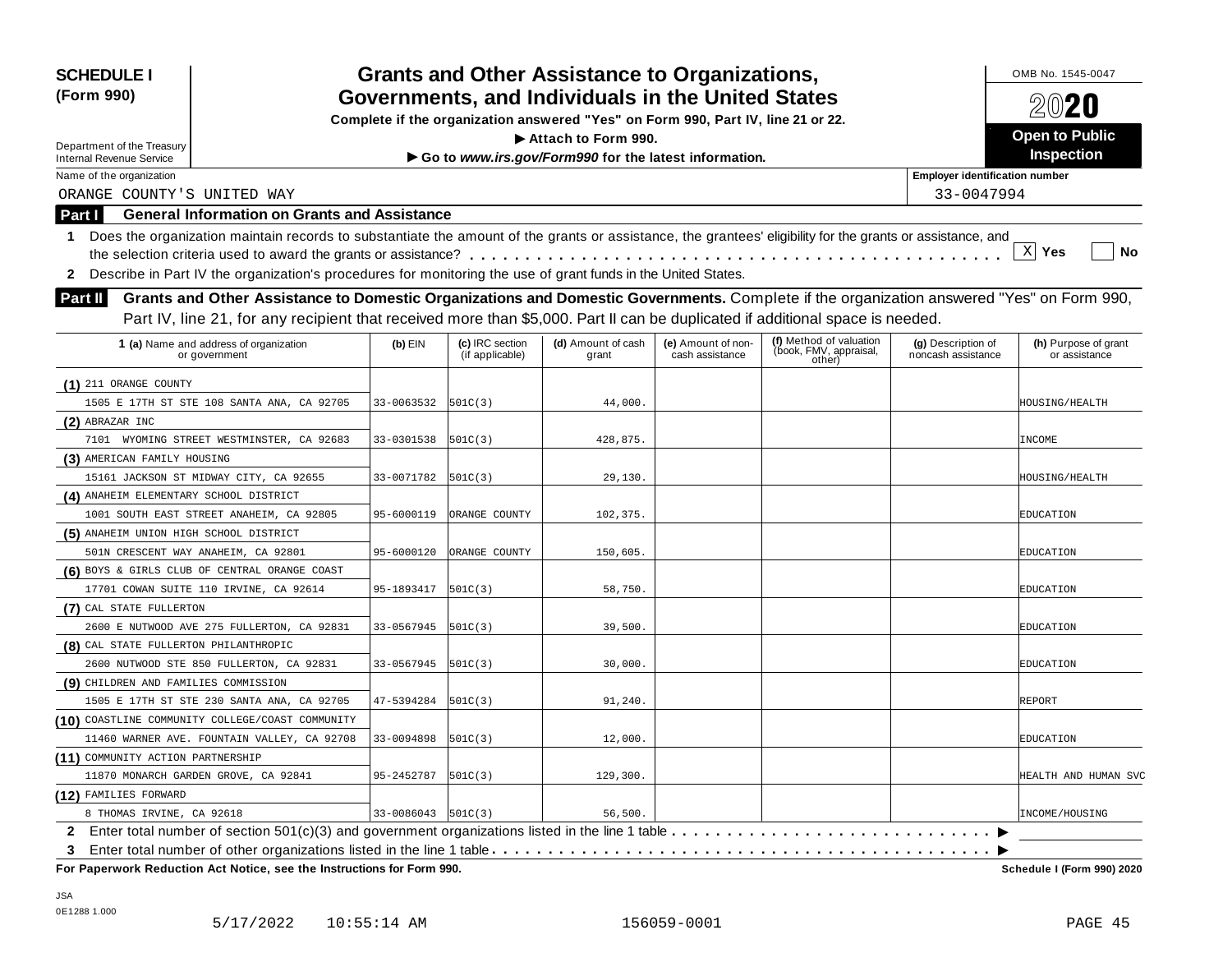**SCHEDULE I (Form 990)**

Department of the Treasury
Internal Revenue Service

# Grants and Other Assistance to Organizations, Governments, and Individuals in the United States

**Complete if the organization answered "Yes" on Form 990, Part IV, line 21 or 22.**
**▶ Attach to Form 990.**
**▶ Go to *www.irs.gov/Form990* for the latest information.**

OMB No. 1545-0047

**2020**

**Open to Public Inspection**

Name of the organization: ORANGE COUNTY'S UNITED WAY

Employer identification number: 33-0047994

## Part I General Information on Grants and Assistance

**1** Does the organization maintain records to substantiate the amount of the grants or assistance, the grantees' eligibility for the grants or assistance, and the selection criteria used to award the grants or assistance? . . . . . [X] Yes [ ] No

**2** Describe in Part IV the organization's procedures for monitoring the use of grant funds in the United States.

## Part II Grants and Other Assistance to Domestic Organizations and Domestic Governments.

Complete if the organization answered "Yes" on Form 990, Part IV, line 21, for any recipient that received more than $5,000. Part II can be duplicated if additional space is needed.

| 1 (a) Name and address of organization or government | (b) EIN | (c) IRC section (if applicable) | (d) Amount of cash grant | (e) Amount of non-cash assistance | (f) Method of valuation (book, FMV, appraisal, other) | (g) Description of noncash assistance | (h) Purpose of grant or assistance |
|---|---|---|---|---|---|---|---|
| (1) 211 ORANGE COUNTY<br>1505 E 17TH ST STE 108 SANTA ANA, CA 92705 | 33-0063532 | 501C(3) | 44,000. | | | | HOUSING/HEALTH |
| (2) ABRAZAR INC<br>7101 WYOMING STREET WESTMINSTER, CA 92683 | 33-0301538 | 501C(3) | 428,875. | | | | INCOME |
| (3) AMERICAN FAMILY HOUSING<br>15161 JACKSON ST MIDWAY CITY, CA 92655 | 33-0071782 | 501C(3) | 29,130. | | | | HOUSING/HEALTH |
| (4) ANAHEIM ELEMENTARY SCHOOL DISTRICT<br>1001 SOUTH EAST STREET ANAHEIM, CA 92805 | 95-6000119 | ORANGE COUNTY | 102,375. | | | | EDUCATION |
| (5) ANAHEIM UNION HIGH SCHOOL DISTRICT<br>501N CRESCENT WAY ANAHEIM, CA 92801 | 95-6000120 | ORANGE COUNTY | 150,605. | | | | EDUCATION |
| (6) BOYS & GIRLS CLUB OF CENTRAL ORANGE COAST<br>17701 COWAN SUITE 110 IRVINE, CA 92614 | 95-1893417 | 501C(3) | 58,750. | | | | EDUCATION |
| (7) CAL STATE FULLERTON<br>2600 E NUTWOOD AVE 275 FULLERTON, CA 92831 | 33-0567945 | 501C(3) | 39,500. | | | | EDUCATION |
| (8) CAL STATE FULLERTON PHILANTHROPIC<br>2600 NUTWOOD STE 850 FULLERTON, CA 92831 | 33-0567945 | 501C(3) | 30,000. | | | | EDUCATION |
| (9) CHILDREN AND FAMILIES COMMISSION<br>1505 E 17TH ST STE 230 SANTA ANA, CA 92705 | 47-5394284 | 501C(3) | 91,240. | | | | REPORT |
| (10) COASTLINE COMMUNITY COLLEGE/COAST COMMUNITY<br>11460 WARNER AVE. FOUNTAIN VALLEY, CA 92708 | 33-0094898 | 501C(3) | 12,000. | | | | EDUCATION |
| (11) COMMUNITY ACTION PARTNERSHIP<br>11870 MONARCH GARDEN GROVE, CA 92841 | 95-2452787 | 501C(3) | 129,300. | | | | HEALTH AND HUMAN SVC |
| (12) FAMILIES FORWARD<br>8 THOMAS IRVINE, CA 92618 | 33-0086043 | 501C(3) | 56,500. | | | | INCOME/HOUSING |

**2** Enter total number of section 501(c)(3) and government organizations listed in the line 1 table . . . . . ▶

**3** Enter total number of other organizations listed in the line 1 table . . . . . ▶

**For Paperwork Reduction Act Notice, see the Instructions for Form 990.** **Schedule I (Form 990) 2020**

JSA
0E1288 1.000
5/17/2022 10:55:14 AM 156059-0001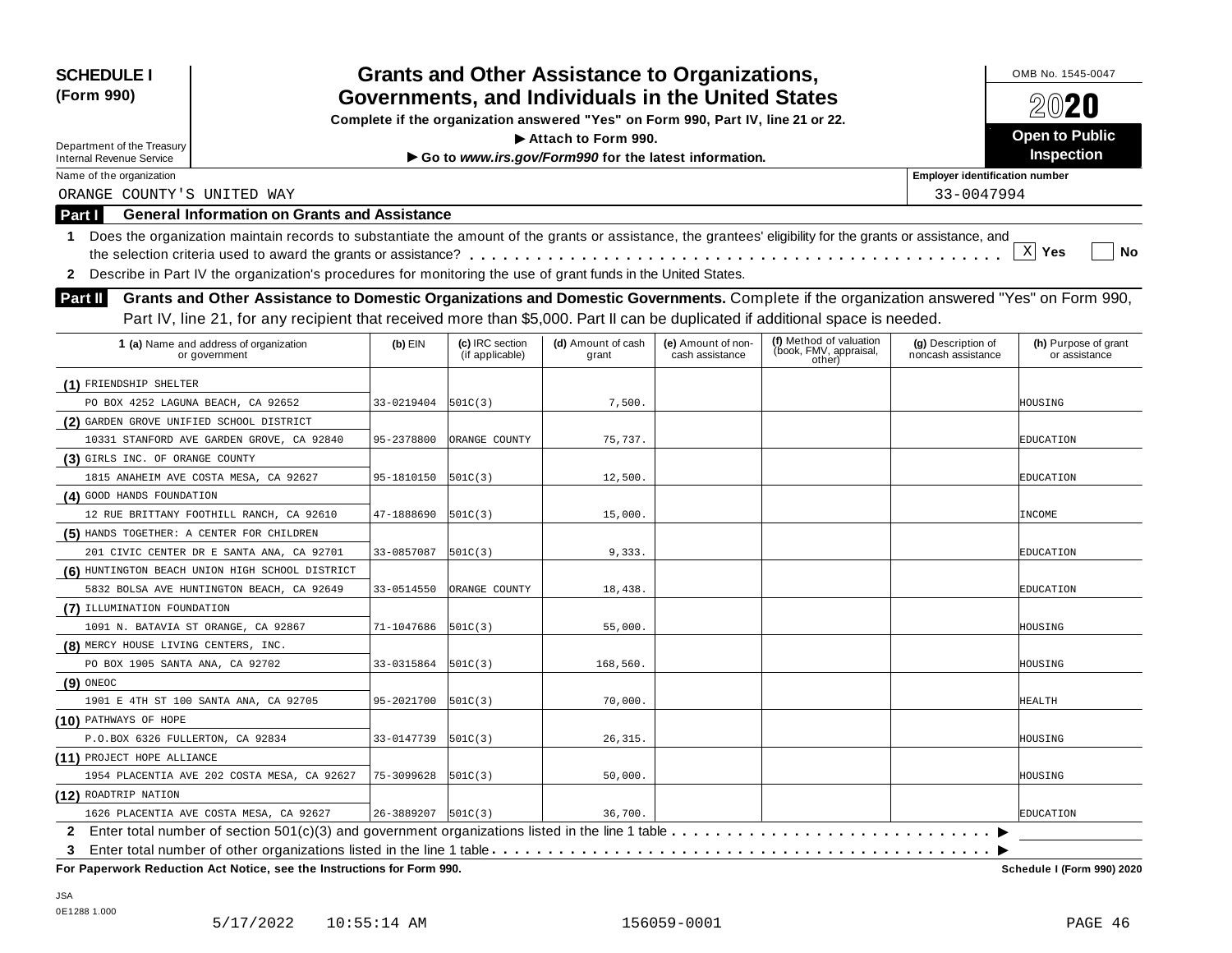**SCHEDULE I (Form 990)**

Department of the Treasury
Internal Revenue Service

# Grants and Other Assistance to Organizations, Governments, and Individuals in the United States

**Complete if the organization answered "Yes" on Form 990, Part IV, line 21 or 22.**

▶ **Attach to Form 990.**

▶ **Go to *www.irs.gov/Form990* for the latest information.**

OMB No. 1545-0047

**2020**

**Open to Public Inspection**

Name of the organization: ORANGE COUNTY'S UNITED WAY

Employer identification number: 33-0047994

## Part I General Information on Grants and Assistance

**1** Does the organization maintain records to substantiate the amount of the grants or assistance, the grantees' eligibility for the grants or assistance, and the selection criteria used to award the grants or assistance? . . . . . . X Yes ☐ No

**2** Describe in Part IV the organization's procedures for monitoring the use of grant funds in the United States.

## Part II Grants and Other Assistance to Domestic Organizations and Domestic Governments.

Complete if the organization answered "Yes" on Form 990, Part IV, line 21, for any recipient that received more than $5,000. Part II can be duplicated if additional space is needed.

| 1 (a) Name and address of organization or government | (b) EIN | (c) IRC section (if applicable) | (d) Amount of cash grant | (e) Amount of non-cash assistance | (f) Method of valuation (book, FMV, appraisal, other) | (g) Description of noncash assistance | (h) Purpose of grant or assistance |
|---|---|---|---|---|---|---|---|
| (1) FRIENDSHIP SHELTER PO BOX 4252 LAGUNA BEACH, CA 92652 | 33-0219404 | 501C(3) | 7,500. | | | | HOUSING |
| (2) GARDEN GROVE UNIFIED SCHOOL DISTRICT 10331 STANFORD AVE GARDEN GROVE, CA 92840 | 95-2378800 | ORANGE COUNTY | 75,737. | | | | EDUCATION |
| (3) GIRLS INC. OF ORANGE COUNTY 1815 ANAHEIM AVE COSTA MESA, CA 92627 | 95-1810150 | 501C(3) | 12,500. | | | | EDUCATION |
| (4) GOOD HANDS FOUNDATION 12 RUE BRITTANY FOOTHILL RANCH, CA 92610 | 47-1888690 | 501C(3) | 15,000. | | | | INCOME |
| (5) HANDS TOGETHER: A CENTER FOR CHILDREN 201 CIVIC CENTER DR E SANTA ANA, CA 92701 | 33-0857087 | 501C(3) | 9,333. | | | | EDUCATION |
| (6) HUNTINGTON BEACH UNION HIGH SCHOOL DISTRICT 5832 BOLSA AVE HUNTINGTON BEACH, CA 92649 | 33-0514550 | ORANGE COUNTY | 18,438. | | | | EDUCATION |
| (7) ILLUMINATION FOUNDATION 1091 N. BATAVIA ST ORANGE, CA 92867 | 71-1047686 | 501C(3) | 55,000. | | | | HOUSING |
| (8) MERCY HOUSE LIVING CENTERS, INC. PO BOX 1905 SANTA ANA, CA 92702 | 33-0315864 | 501C(3) | 168,560. | | | | HOUSING |
| (9) ONEOC 1901 E 4TH ST 100 SANTA ANA, CA 92705 | 95-2021700 | 501C(3) | 70,000. | | | | HEALTH |
| (10) PATHWAYS OF HOPE P.O.BOX 6326 FULLERTON, CA 92834 | 33-0147739 | 501C(3) | 26,315. | | | | HOUSING |
| (11) PROJECT HOPE ALLIANCE 1954 PLACENTIA AVE 202 COSTA MESA, CA 92627 | 75-3099628 | 501C(3) | 50,000. | | | | HOUSING |
| (12) ROADTRIP NATION 1626 PLACENTIA AVE COSTA MESA, CA 92627 | 26-3889207 | 501C(3) | 36,700. | | | | EDUCATION |

**2** Enter total number of section 501(c)(3) and government organizations listed in the line 1 table . . . . . . ▶

**3** Enter total number of other organizations listed in the line 1 table . . . . . . ▶

**For Paperwork Reduction Act Notice, see the Instructions for Form 990.** **Schedule I (Form 990) 2020**

JSA
0E1288 1.000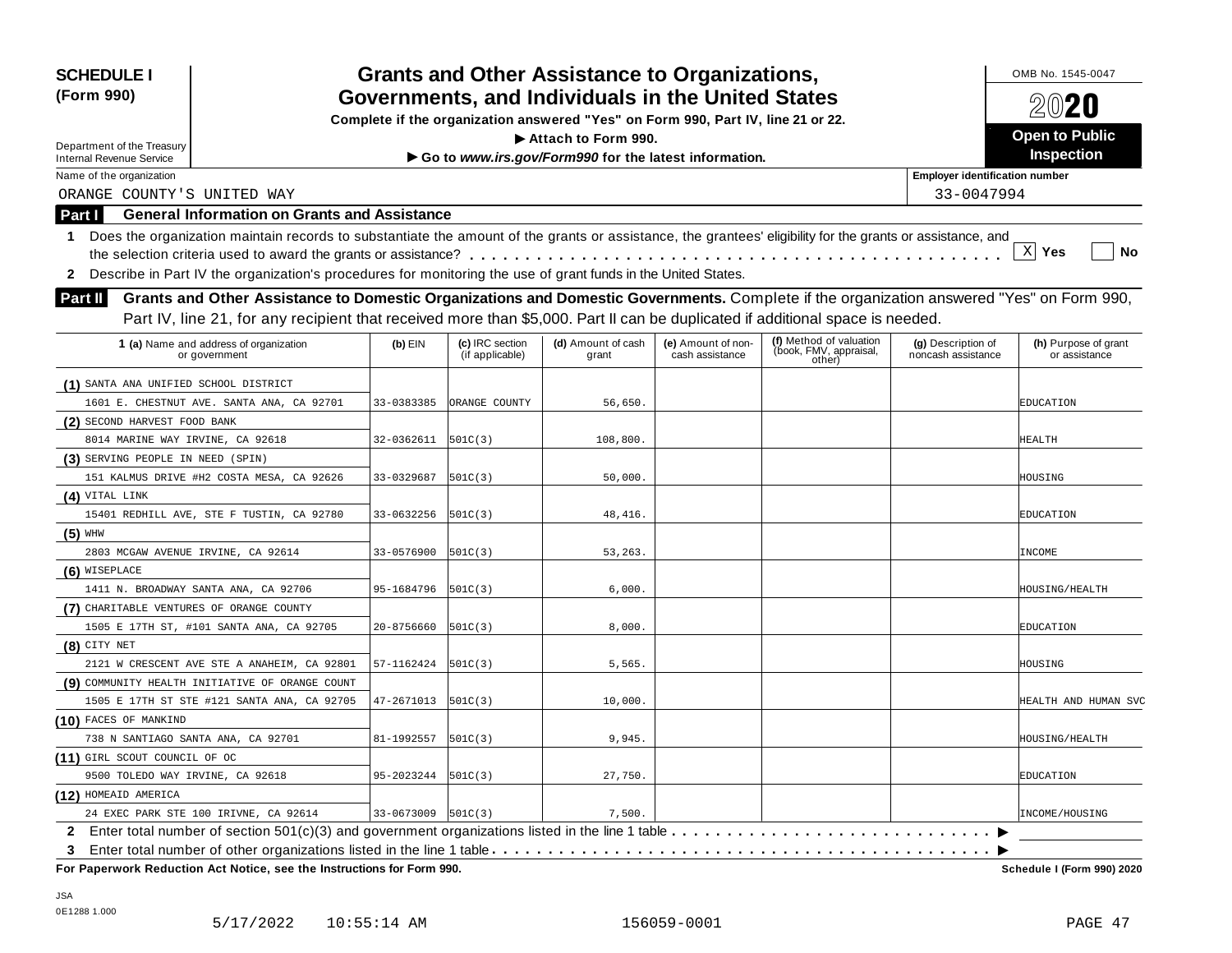**SCHEDULE I (Form 990)**

Department of the Treasury
Internal Revenue Service

# Grants and Other Assistance to Organizations, Governments, and Individuals in the United States

**Complete if the organization answered "Yes" on Form 990, Part IV, line 21 or 22.**

**► Attach to Form 990.**

**► Go to *www.irs.gov/Form990* for the latest information.**

OMB No. 1545-0047

**2020**

**Open to Public Inspection**

Name of the organization: ORANGE COUNTY'S UNITED WAY

Employer identification number: 33-0047994

## Part I General Information on Grants and Assistance

1 Does the organization maintain records to substantiate the amount of the grants or assistance, the grantees' eligibility for the grants or assistance, and the selection criteria used to award the grants or assistance? . . . . . [X] Yes [ ] No

2 Describe in Part IV the organization's procedures for monitoring the use of grant funds in the United States.

## Part II Grants and Other Assistance to Domestic Organizations and Domestic Governments.

Complete if the organization answered "Yes" on Form 990, Part IV, line 21, for any recipient that received more than $5,000. Part II can be duplicated if additional space is needed.

| 1 (a) Name and address of organization or government | (b) EIN | (c) IRC section (if applicable) | (d) Amount of cash grant | (e) Amount of non-cash assistance | (f) Method of valuation (book, FMV, appraisal, other) | (g) Description of noncash assistance | (h) Purpose of grant or assistance |
|---|---|---|---|---|---|---|---|
| (1) SANTA ANA UNIFIED SCHOOL DISTRICT 1601 E. CHESTNUT AVE. SANTA ANA, CA 92701 | 33-0383385 | ORANGE COUNTY | 56,650. | | | | EDUCATION |
| (2) SECOND HARVEST FOOD BANK 8014 MARINE WAY IRVINE, CA 92618 | 32-0362611 | 501C(3) | 108,800. | | | | HEALTH |
| (3) SERVING PEOPLE IN NEED (SPIN) 151 KALMUS DRIVE #H2 COSTA MESA, CA 92626 | 33-0329687 | 501C(3) | 50,000. | | | | HOUSING |
| (4) VITAL LINK 15401 REDHILL AVE, STE F TUSTIN, CA 92780 | 33-0632256 | 501C(3) | 48,416. | | | | EDUCATION |
| (5) WHW 2803 MCGAW AVENUE IRVINE, CA 92614 | 33-0576900 | 501C(3) | 53,263. | | | | INCOME |
| (6) WISEPLACE 1411 N. BROADWAY SANTA ANA, CA 92706 | 95-1684796 | 501C(3) | 6,000. | | | | HOUSING/HEALTH |
| (7) CHARITABLE VENTURES OF ORANGE COUNTY 1505 E 17TH ST, #101 SANTA ANA, CA 92705 | 20-8756660 | 501C(3) | 8,000. | | | | EDUCATION |
| (8) CITY NET 2121 W CRESCENT AVE STE A ANAHEIM, CA 92801 | 57-1162424 | 501C(3) | 5,565. | | | | HOUSING |
| (9) COMMUNITY HEALTH INITIATIVE OF ORANGE COUNT 1505 E 17TH ST STE #121 SANTA ANA, CA 92705 | 47-2671013 | 501C(3) | 10,000. | | | | HEALTH AND HUMAN SVC |
| (10) FACES OF MANKIND 738 N SANTIAGO SANTA ANA, CA 92701 | 81-1992557 | 501C(3) | 9,945. | | | | HOUSING/HEALTH |
| (11) GIRL SCOUT COUNCIL OF OC 9500 TOLEDO WAY IRVINE, CA 92618 | 95-2023244 | 501C(3) | 27,750. | | | | EDUCATION |
| (12) HOMEAID AMERICA 24 EXEC PARK STE 100 IRIVNE, CA 92614 | 33-0673009 | 501C(3) | 7,500. | | | | INCOME/HOUSING |

2 Enter total number of section 501(c)(3) and government organizations listed in the line 1 table . . . . . ►

3 Enter total number of other organizations listed in the line 1 table . . . . . ►

**For Paperwork Reduction Act Notice, see the Instructions for Form 990.** **Schedule I (Form 990) 2020**

JSA
0E1288 1.000
5/17/2022 10:55:14 AM 156059-0001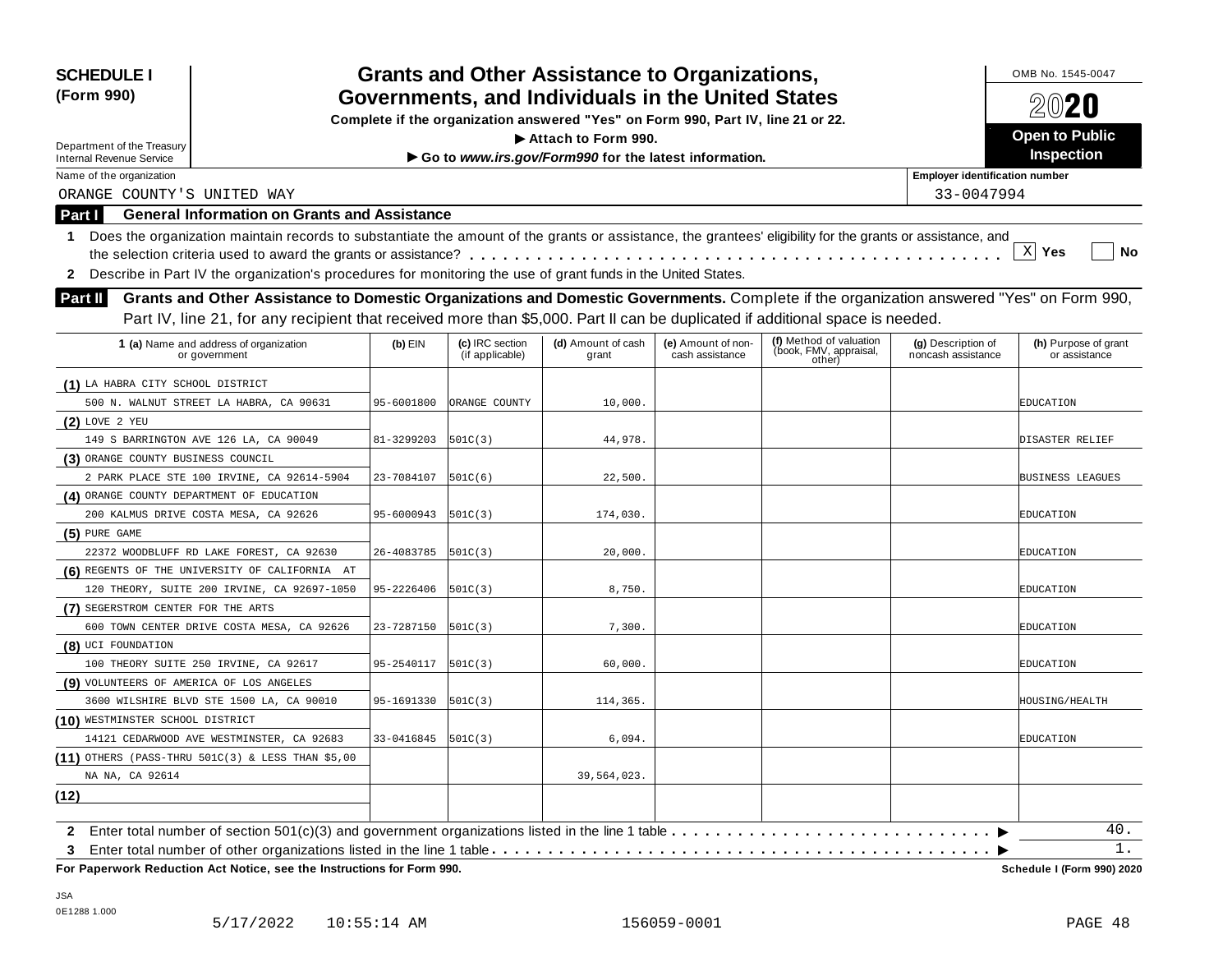**SCHEDULE I (Form 990)**

Department of the Treasury
Internal Revenue Service

# Grants and Other Assistance to Organizations, Governments, and Individuals in the United States

**Complete if the organization answered "Yes" on Form 990, Part IV, line 21 or 22.**

**▶ Attach to Form 990.**

**▶ Go to *www.irs.gov/Form990* for the latest information.**

OMB No. 1545-0047

**2020**

**Open to Public Inspection**

Name of the organization: ORANGE COUNTY'S UNITED WAY

Employer identification number: 33-0047994

## Part I General Information on Grants and Assistance

**1** Does the organization maintain records to substantiate the amount of the grants or assistance, the grantees' eligibility for the grants or assistance, and the selection criteria used to award the grants or assistance? . . . . . . . . . . . [X] Yes [ ] No

**2** Describe in Part IV the organization's procedures for monitoring the use of grant funds in the United States.

## Part II Grants and Other Assistance to Domestic Organizations and Domestic Governments.

Complete if the organization answered "Yes" on Form 990, Part IV, line 21, for any recipient that received more than $5,000. Part II can be duplicated if additional space is needed.

| 1 (a) Name and address of organization or government | (b) EIN | (c) IRC section (if applicable) | (d) Amount of cash grant | (e) Amount of non-cash assistance | (f) Method of valuation (book, FMV, appraisal, other) | (g) Description of noncash assistance | (h) Purpose of grant or assistance |
|---|---|---|---|---|---|---|---|
| (1) LA HABRA CITY SCHOOL DISTRICT<br>500 N. WALNUT STREET LA HABRA, CA 90631 | 95-6001800 | ORANGE COUNTY | 10,000. | | | | EDUCATION |
| (2) LOVE 2 YEU<br>149 S BARRINGTON AVE 126 LA, CA 90049 | 81-3299203 | 501C(3) | 44,978. | | | | DISASTER RELIEF |
| (3) ORANGE COUNTY BUSINESS COUNCIL<br>2 PARK PLACE STE 100 IRVINE, CA 92614-5904 | 23-7084107 | 501C(6) | 22,500. | | | | BUSINESS LEAGUES |
| (4) ORANGE COUNTY DEPARTMENT OF EDUCATION<br>200 KALMUS DRIVE COSTA MESA, CA 92626 | 95-6000943 | 501C(3) | 174,030. | | | | EDUCATION |
| (5) PURE GAME<br>22372 WOODBLUFF RD LAKE FOREST, CA 92630 | 26-4083785 | 501C(3) | 20,000. | | | | EDUCATION |
| (6) REGENTS OF THE UNIVERSITY OF CALIFORNIA AT<br>120 THEORY, SUITE 200 IRVINE, CA 92697-1050 | 95-2226406 | 501C(3) | 8,750. | | | | EDUCATION |
| (7) SEGERSTROM CENTER FOR THE ARTS<br>600 TOWN CENTER DRIVE COSTA MESA, CA 92626 | 23-7287150 | 501C(3) | 7,300. | | | | EDUCATION |
| (8) UCI FOUNDATION<br>100 THEORY SUITE 250 IRVINE, CA 92617 | 95-2540117 | 501C(3) | 60,000. | | | | EDUCATION |
| (9) VOLUNTEERS OF AMERICA OF LOS ANGELES<br>3600 WILSHIRE BLVD STE 1500 LA, CA 90010 | 95-1691330 | 501C(3) | 114,365. | | | | HOUSING/HEALTH |
| (10) WESTMINSTER SCHOOL DISTRICT<br>14121 CEDARWOOD AVE WESTMINSTER, CA 92683 | 33-0416845 | 501C(3) | 6,094. | | | | EDUCATION |
| (11) OTHERS (PASS-THRU 501C(3) & LESS THAN $5,00<br>NA NA, CA 92614 | | | 39,564,023. | | | | |
| (12) | | | | | | | |

**2** Enter total number of section 501(c)(3) and government organizations listed in the line 1 table . . . . . . . . ▶ 40.

**3** Enter total number of other organizations listed in the line 1 table . . . . . . . . ▶ 1.

**For Paperwork Reduction Act Notice, see the Instructions for Form 990.** **Schedule I (Form 990) 2020**

JSA
0E1288 1.000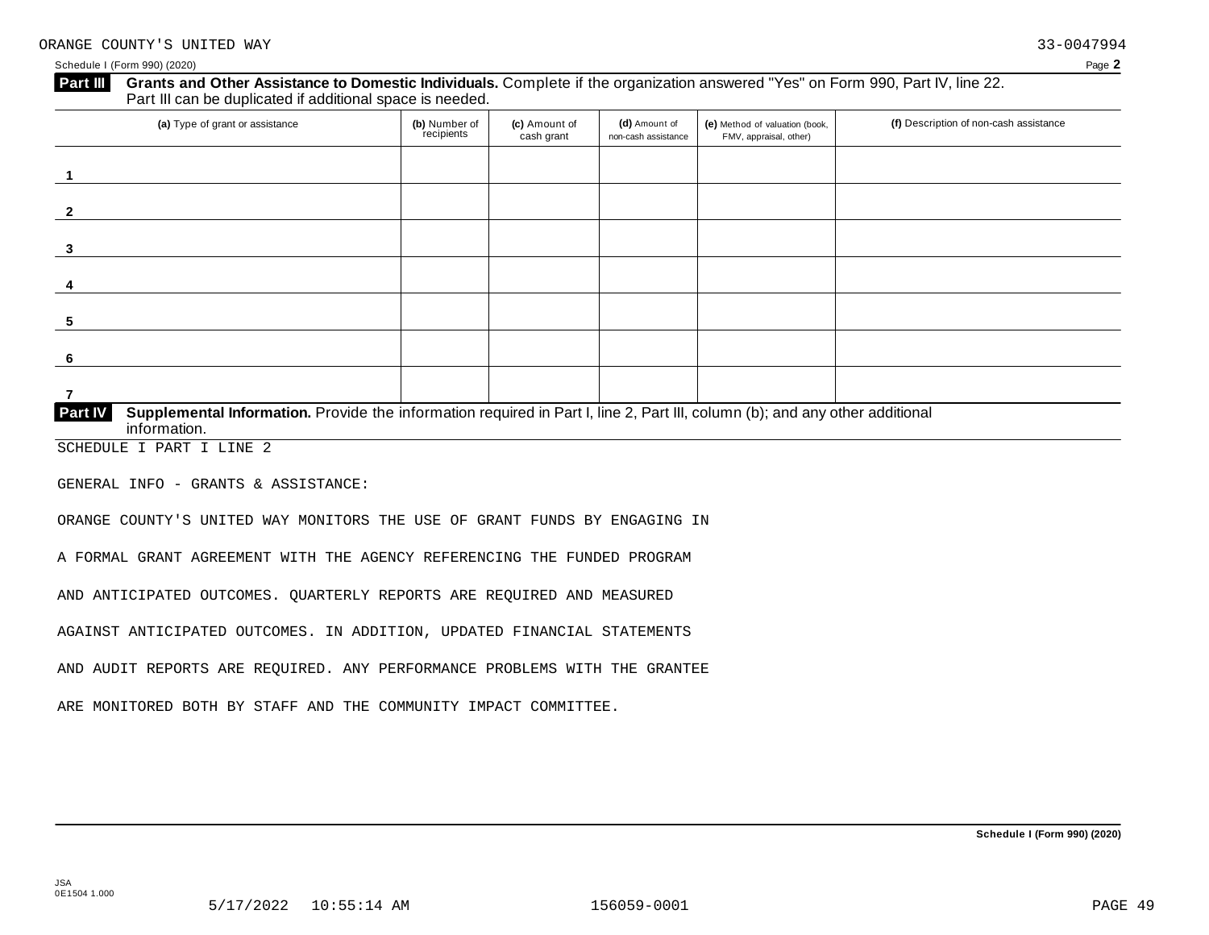ORANGE COUNTY'S UNITED WAY 33-0047994

Schedule I (Form 990) (2020) Page **2**

## Part III Grants and Other Assistance to Domestic Individuals.

Complete if the organization answered "Yes" on Form 990, Part IV, line 22. Part III can be duplicated if additional space is needed.

| | (a) Type of grant or assistance | (b) Number of recipients | (c) Amount of cash grant | (d) Amount of non-cash assistance | (e) Method of valuation (book, FMV, appraisal, other) | (f) Description of non-cash assistance |
|---|---|---|---|---|---|---|
| 1 | | | | | | |
| 2 | | | | | | |
| 3 | | | | | | |
| 4 | | | | | | |
| 5 | | | | | | |
| 6 | | | | | | |
| 7 | | | | | | |

## Part IV Supplemental Information.

Provide the information required in Part I, line 2, Part III, column (b); and any other additional information.

SCHEDULE I PART I LINE 2

GENERAL INFO - GRANTS & ASSISTANCE:

ORANGE COUNTY'S UNITED WAY MONITORS THE USE OF GRANT FUNDS BY ENGAGING IN A FORMAL GRANT AGREEMENT WITH THE AGENCY REFERENCING THE FUNDED PROGRAM AND ANTICIPATED OUTCOMES. QUARTERLY REPORTS ARE REQUIRED AND MEASURED AGAINST ANTICIPATED OUTCOMES. IN ADDITION, UPDATED FINANCIAL STATEMENTS AND AUDIT REPORTS ARE REQUIRED. ANY PERFORMANCE PROBLEMS WITH THE GRANTEE ARE MONITORED BOTH BY STAFF AND THE COMMUNITY IMPACT COMMITTEE.

**Schedule I (Form 990) (2020)**

JSA
0E1504 1.000

5/17/2022 10:55:14 AM 156059-0001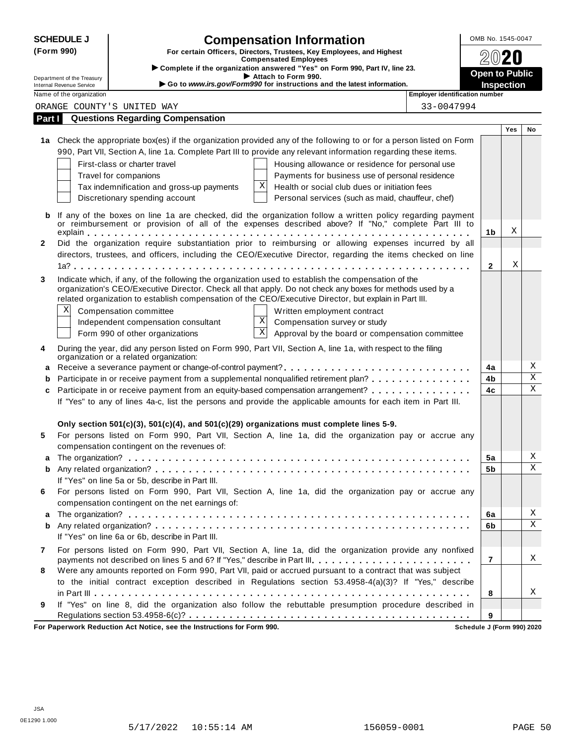**SCHEDULE J (Form 990)**

# Compensation Information

**For certain Officers, Directors, Trustees, Key Employees, and Highest Compensated Employees**

▶ Complete if the organization answered "Yes" on Form 990, Part IV, line 23.

▶ Attach to Form 990.

▶ Go to *www.irs.gov/Form990* for instructions and the latest information.

OMB No. 1545-0047

**2020**

**Open to Public Inspection**

Department of the Treasury
Internal Revenue Service

| Name of the organization | Employer identification number |
|---|---|
| ORANGE COUNTY'S UNITED WAY | 33-0047994 |

## Part I — Questions Regarding Compensation

| | | | Yes | No |
|---|---|---|---|---|
| **1a** | Check the appropriate box(es) if the organization provided any of the following to or for a person listed on Form 990, Part VII, Section A, line 1a. Complete Part III to provide any relevant information regarding these items. | | | |
| | ☐ First-class or charter travel ☐ Housing allowance or residence for personal use | | | |
| | ☐ Travel for companions ☐ Payments for business use of personal residence | | | |
| | ☐ Tax indemnification and gross-up payments ☒ Health or social club dues or initiation fees | | | |
| | ☐ Discretionary spending account ☐ Personal services (such as maid, chauffeur, chef) | | | |
| **b** | If any of the boxes on line 1a are checked, did the organization follow a written policy regarding payment or reimbursement or provision of all of the expenses described above? If "No," complete Part III to explain | 1b | X | |
| **2** | Did the organization require substantiation prior to reimbursing or allowing expenses incurred by all directors, trustees, and officers, including the CEO/Executive Director, regarding the items checked on line 1a? | 2 | X | |
| **3** | Indicate which, if any, of the following the organization used to establish the compensation of the organization's CEO/Executive Director. Check all that apply. Do not check any boxes for methods used by a related organization to establish compensation of the CEO/Executive Director, but explain in Part III. | | | |
| | ☒ Compensation committee ☐ Written employment contract | | | |
| | ☐ Independent compensation consultant ☒ Compensation survey or study | | | |
| | ☐ Form 990 of other organizations ☒ Approval by the board or compensation committee | | | |
| **4** | During the year, did any person listed on Form 990, Part VII, Section A, line 1a, with respect to the filing organization or a related organization: | | | |
| **a** | Receive a severance payment or change-of-control payment? | 4a | | X |
| **b** | Participate in or receive payment from a supplemental nonqualified retirement plan? | 4b | | X |
| **c** | Participate in or receive payment from an equity-based compensation arrangement? | 4c | | X |
| | If "Yes" to any of lines 4a-c, list the persons and provide the applicable amounts for each item in Part III. | | | |
| | **Only section 501(c)(3), 501(c)(4), and 501(c)(29) organizations must complete lines 5-9.** | | | |
| **5** | For persons listed on Form 990, Part VII, Section A, line 1a, did the organization pay or accrue any compensation contingent on the revenues of: | | | |
| **a** | The organization? | 5a | | X |
| **b** | Any related organization? | 5b | | X |
| | If "Yes" on line 5a or 5b, describe in Part III. | | | |
| **6** | For persons listed on Form 990, Part VII, Section A, line 1a, did the organization pay or accrue any compensation contingent on the net earnings of: | | | |
| **a** | The organization? | 6a | | X |
| **b** | Any related organization? | 6b | | X |
| | If "Yes" on line 6a or 6b, describe in Part III. | | | |
| **7** | For persons listed on Form 990, Part VII, Section A, line 1a, did the organization provide any nonfixed payments not described on lines 5 and 6? If "Yes," describe in Part III | 7 | | X |
| **8** | Were any amounts reported on Form 990, Part VII, paid or accrued pursuant to a contract that was subject to the initial contract exception described in Regulations section 53.4958-4(a)(3)? If "Yes," describe in Part III | 8 | | X |
| **9** | If "Yes" on line 8, did the organization also follow the rebuttable presumption procedure described in Regulations section 53.4958-6(c)? | 9 | | |

**For Paperwork Reduction Act Notice, see the Instructions for Form 990.** **Schedule J (Form 990) 2020**

JSA
0E1290 1.000

5/17/2022 10:55:14 AM 156059-0001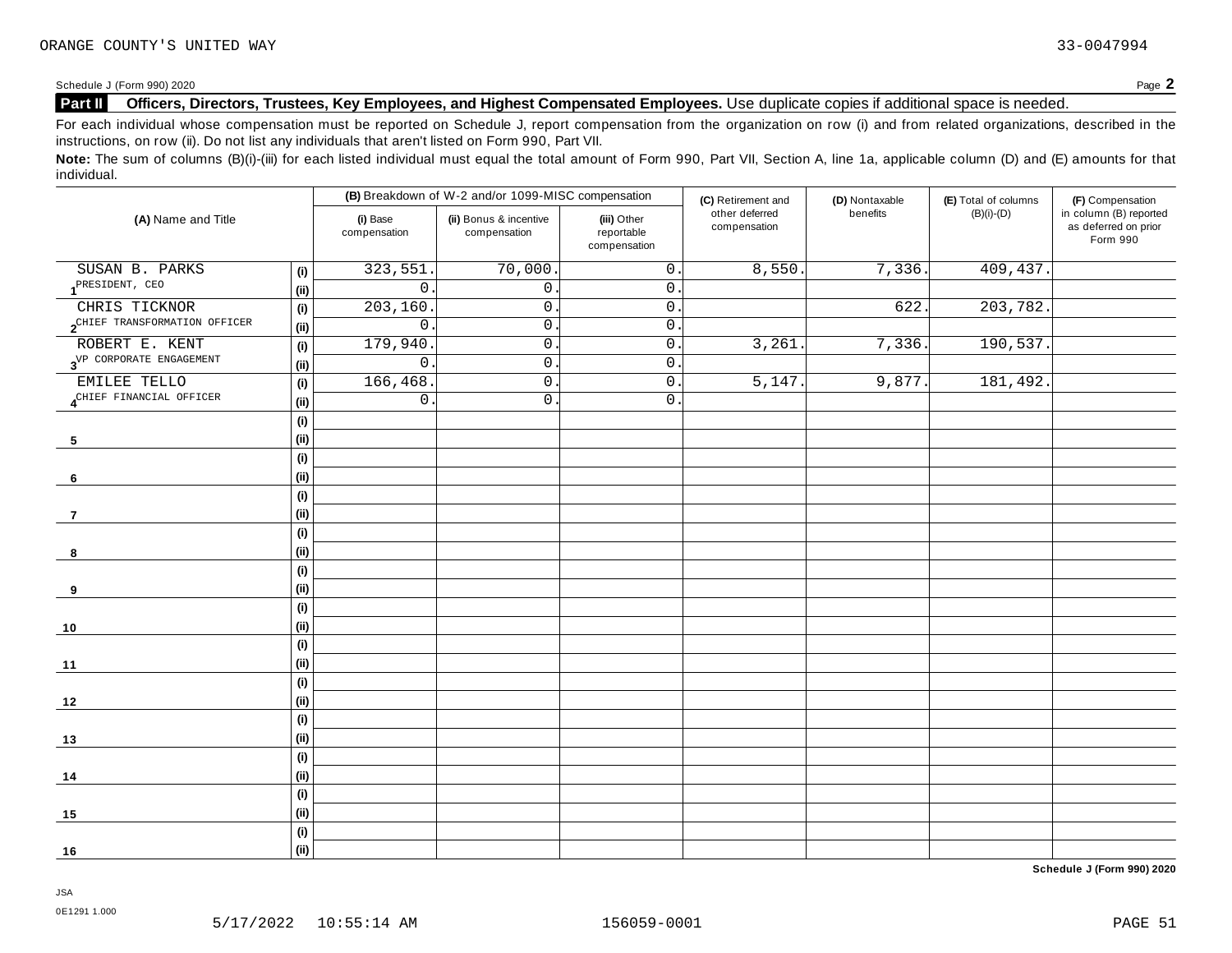ORANGE COUNTY'S UNITED WAY 33-0047994

Schedule J (Form 990) 2020 Page **2**

## Part II Officers, Directors, Trustees, Key Employees, and Highest Compensated Employees. Use duplicate copies if additional space is needed.

For each individual whose compensation must be reported on Schedule J, report compensation from the organization on row (i) and from related organizations, described in the instructions, on row (ii). Do not list any individuals that aren't listed on Form 990, Part VII.

**Note:** The sum of columns (B)(i)-(iii) for each listed individual must equal the total amount of Form 990, Part VII, Section A, line 1a, applicable column (D) and (E) amounts for that individual.

| (A) Name and Title | | (B) Breakdown of W-2 and/or 1099-MISC compensation | | | (C) Retirement and other deferred compensation | (D) Nontaxable benefits | (E) Total of columns (B)(i)-(D) | (F) Compensation in column (B) reported as deferred on prior Form 990 |
|---|---|---|---|---|---|---|---|---|
| | | (i) Base compensation | (ii) Bonus & incentive compensation | (iii) Other reportable compensation | | | | |
| 1 SUSAN B. PARKS | (i) | 323,551. | 70,000. | 0. | 8,550. | 7,336. | 409,437. | |
| PRESIDENT, CEO | (ii) | 0. | 0. | 0. | | | | |
| 2 CHRIS TICKNOR | (i) | 203,160. | 0. | 0. | | 622. | 203,782. | |
| CHIEF TRANSFORMATION OFFICER | (ii) | 0. | 0. | 0. | | | | |
| 3 ROBERT E. KENT | (i) | 179,940. | 0. | 0. | 3,261. | 7,336. | 190,537. | |
| VP CORPORATE ENGAGEMENT | (ii) | 0. | 0. | 0. | | | | |
| 4 EMILEE TELLO | (i) | 166,468. | 0. | 0. | 5,147. | 9,877. | 181,492. | |
| CHIEF FINANCIAL OFFICER | (ii) | 0. | 0. | 0. | | | | |
| 5 | (i) | | | | | | | |
| | (ii) | | | | | | | |
| 6 | (i) | | | | | | | |
| | (ii) | | | | | | | |
| 7 | (i) | | | | | | | |
| | (ii) | | | | | | | |
| 8 | (i) | | | | | | | |
| | (ii) | | | | | | | |
| 9 | (i) | | | | | | | |
| | (ii) | | | | | | | |
| 10 | (i) | | | | | | | |
| | (ii) | | | | | | | |
| 11 | (i) | | | | | | | |
| | (ii) | | | | | | | |
| 12 | (i) | | | | | | | |
| | (ii) | | | | | | | |
| 13 | (i) | | | | | | | |
| | (ii) | | | | | | | |
| 14 | (i) | | | | | | | |
| | (ii) | | | | | | | |
| 15 | (i) | | | | | | | |
| | (ii) | | | | | | | |
| 16 | (i) | | | | | | | |
| | (ii) | | | | | | | |

**Schedule J (Form 990) 2020**

JSA
0E1291 1.000

5/17/2022 10:55:14 AM 156059-0001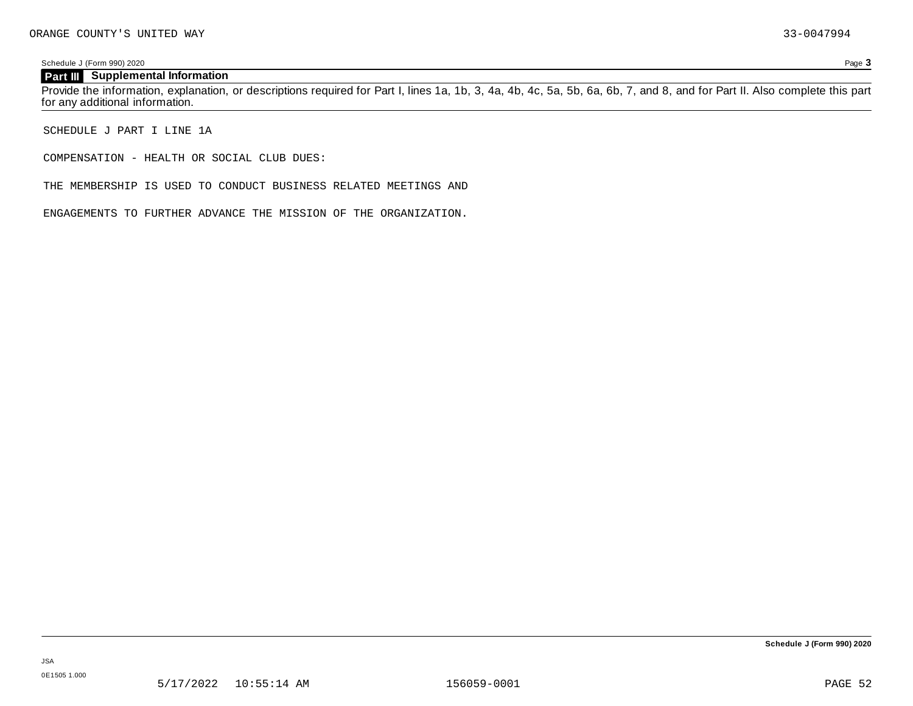## Part III Supplemental Information

Provide the information, explanation, or descriptions required for Part I, lines 1a, 1b, 3, 4a, 4b, 4c, 5a, 5b, 6a, 6b, 7, and 8, and for Part II. Also complete this part for any additional information.

SCHEDULE J PART I LINE 1A

COMPENSATION - HEALTH OR SOCIAL CLUB DUES:

THE MEMBERSHIP IS USED TO CONDUCT BUSINESS RELATED MEETINGS AND

ENGAGEMENTS TO FURTHER ADVANCE THE MISSION OF THE ORGANIZATION.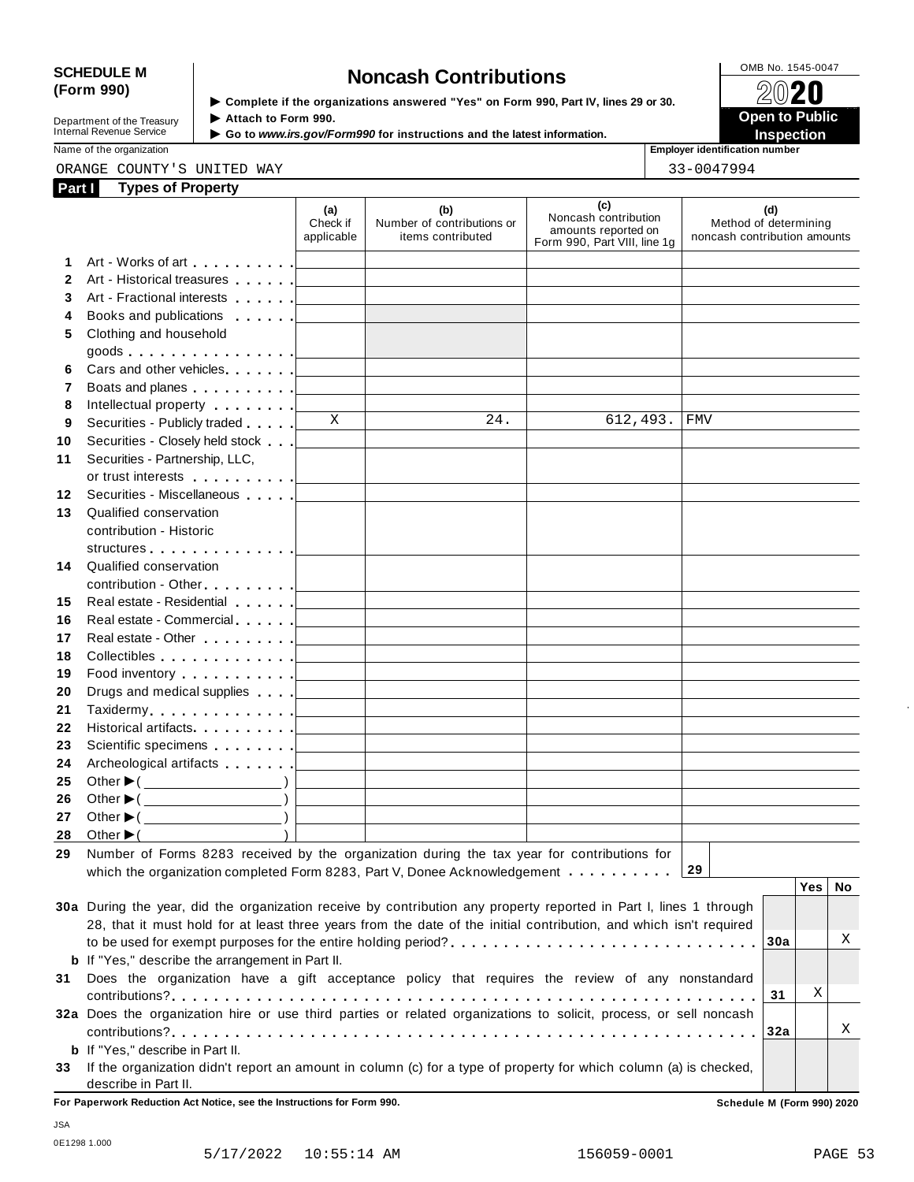**SCHEDULE M (Form 990)**

Department of the Treasury
Internal Revenue Service

# Noncash Contributions

▶ Complete if the organizations answered "Yes" on Form 990, Part IV, lines 29 or 30.
▶ Attach to Form 990.
▶ Go to *www.irs.gov/Form990* for instructions and the latest information.

OMB No. 1545-0047
2020
**Open to Public Inspection**

Name of the organization: ORANGE COUNTY'S UNITED WAY

Employer identification number: 33-0047994

## Part I Types of Property

| | | (a) Check if applicable | (b) Number of contributions or items contributed | (c) Noncash contribution amounts reported on Form 990, Part VIII, line 1g | (d) Method of determining noncash contribution amounts |
|---|---|---|---|---|---|
| 1 | Art - Works of art | | | | |
| 2 | Art - Historical treasures | | | | |
| 3 | Art - Fractional interests | | | | |
| 4 | Books and publications | | | | |
| 5 | Clothing and household goods | | | | |
| 6 | Cars and other vehicles | | | | |
| 7 | Boats and planes | | | | |
| 8 | Intellectual property | | | | |
| 9 | Securities - Publicly traded | X | 24. | 612,493. | FMV |
| 10 | Securities - Closely held stock | | | | |
| 11 | Securities - Partnership, LLC, or trust interests | | | | |
| 12 | Securities - Miscellaneous | | | | |
| 13 | Qualified conservation contribution - Historic structures | | | | |
| 14 | Qualified conservation contribution - Other | | | | |
| 15 | Real estate - Residential | | | | |
| 16 | Real estate - Commercial | | | | |
| 17 | Real estate - Other | | | | |
| 18 | Collectibles | | | | |
| 19 | Food inventory | | | | |
| 20 | Drugs and medical supplies | | | | |
| 21 | Taxidermy | | | | |
| 22 | Historical artifacts | | | | |
| 23 | Scientific specimens | | | | |
| 24 | Archeological artifacts | | | | |
| 25 | Other ▶( ) | | | | |
| 26 | Other ▶( ) | | | | |
| 27 | Other ▶( ) | | | | |
| 28 | Other ▶( ) | | | | |

29 Number of Forms 8283 received by the organization during the tax year for contributions for which the organization completed Form 8283, Part V, Donee Acknowledgement . . . . . . . . . . **29**

| | | | Yes | No |
|---|---|---|---|---|
| 30a | During the year, did the organization receive by contribution any property reported in Part I, lines 1 through 28, that it must hold for at least three years from the date of the initial contribution, and which isn't required to be used for exempt purposes for the entire holding period? | 30a | | X |
| b | If "Yes," describe the arrangement in Part II. | | | |
| 31 | Does the organization have a gift acceptance policy that requires the review of any nonstandard contributions? | 31 | X | |
| 32a | Does the organization hire or use third parties or related organizations to solicit, process, or sell noncash contributions? | 32a | | X |
| b | If "Yes," describe in Part II. | | | |
| 33 | If the organization didn't report an amount in column (c) for a type of property for which column (a) is checked, describe in Part II. | | | |

**For Paperwork Reduction Act Notice, see the Instructions for Form 990.** **Schedule M (Form 990) 2020**

JSA
0E1298 1.000
5/17/2022 10:55:14 AM 156059-0001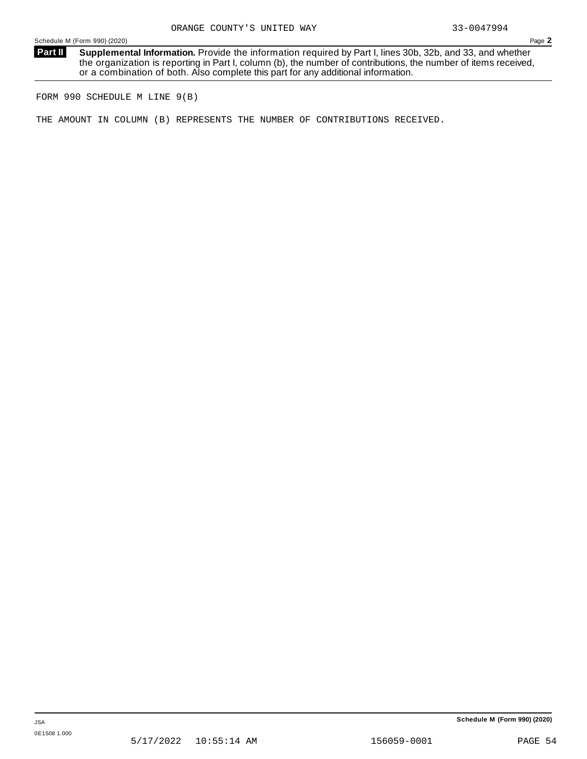ORANGE COUNTY'S UNITED WAY 33-0047994

Schedule M (Form 990) (2020) Page 2

**Part II** **Supplemental Information.** Provide the information required by Part I, lines 30b, 32b, and 33, and whether the organization is reporting in Part I, column (b), the number of contributions, the number of items received, or a combination of both. Also complete this part for any additional information.

FORM 990 SCHEDULE M LINE 9(B)

THE AMOUNT IN COLUMN (B) REPRESENTS THE NUMBER OF CONTRIBUTIONS RECEIVED.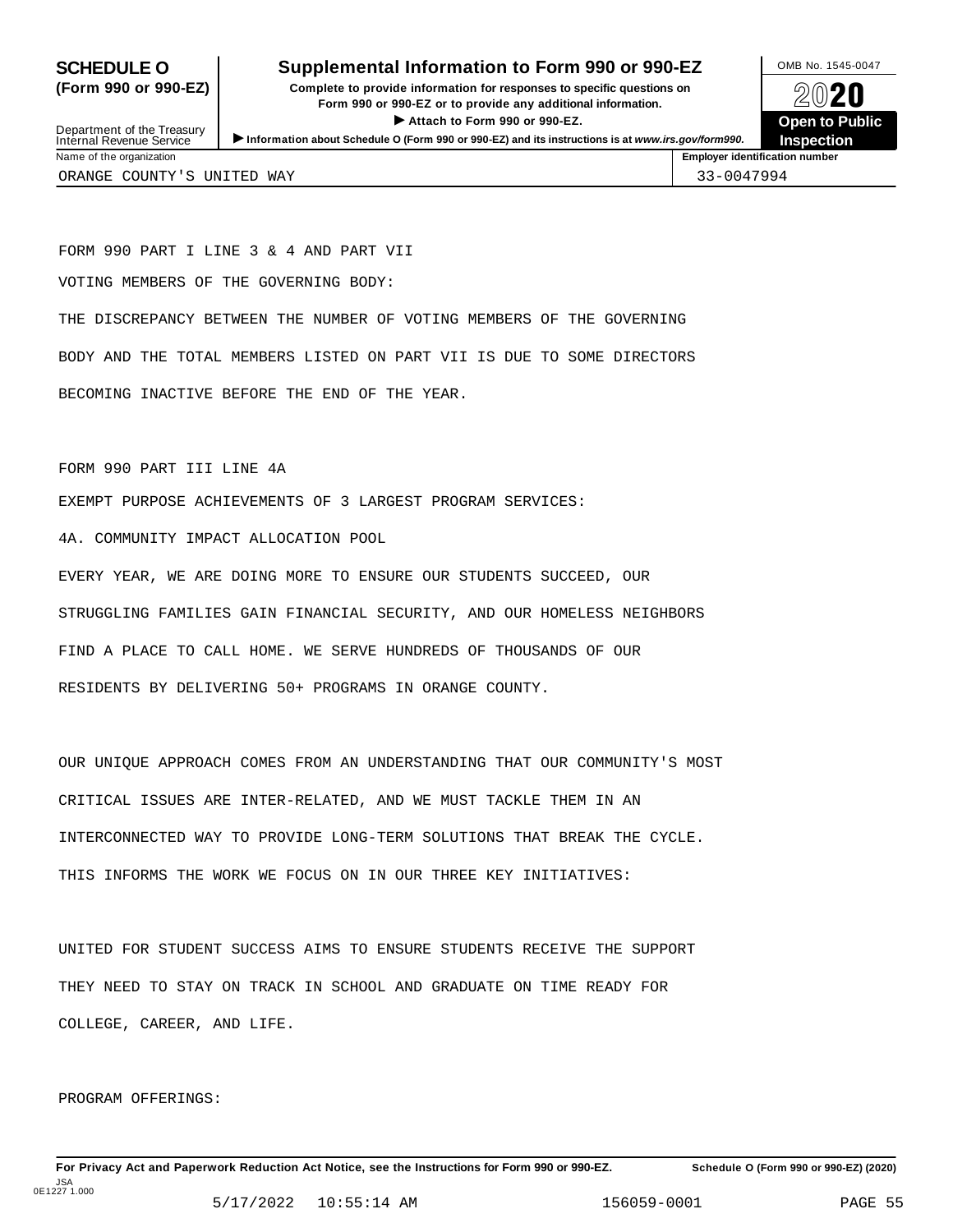**SCHEDULE O (Form 990 or 990-EZ)**

Department of the Treasury
Internal Revenue Service

# Supplemental Information to Form 990 or 990-EZ

**Complete to provide information for responses to specific questions on Form 990 or 990-EZ or to provide any additional information.**

**▶ Attach to Form 990 or 990-EZ.**

**▶ Information about Schedule O (Form 990 or 990-EZ) and its instructions is at *www.irs.gov/form990*.**

OMB No. 1545-0047

**2020**

**Open to Public Inspection**

| Name of the organization | Employer identification number |
| --- | --- |
| ORANGE COUNTY'S UNITED WAY | 33-0047994 |

FORM 990 PART I LINE 3 & 4 AND PART VII

VOTING MEMBERS OF THE GOVERNING BODY:

THE DISCREPANCY BETWEEN THE NUMBER OF VOTING MEMBERS OF THE GOVERNING BODY AND THE TOTAL MEMBERS LISTED ON PART VII IS DUE TO SOME DIRECTORS BECOMING INACTIVE BEFORE THE END OF THE YEAR.

FORM 990 PART III LINE 4A

EXEMPT PURPOSE ACHIEVEMENTS OF 3 LARGEST PROGRAM SERVICES:

4A. COMMUNITY IMPACT ALLOCATION POOL

EVERY YEAR, WE ARE DOING MORE TO ENSURE OUR STUDENTS SUCCEED, OUR STRUGGLING FAMILIES GAIN FINANCIAL SECURITY, AND OUR HOMELESS NEIGHBORS FIND A PLACE TO CALL HOME. WE SERVE HUNDREDS OF THOUSANDS OF OUR RESIDENTS BY DELIVERING 50+ PROGRAMS IN ORANGE COUNTY.

OUR UNIQUE APPROACH COMES FROM AN UNDERSTANDING THAT OUR COMMUNITY'S MOST CRITICAL ISSUES ARE INTER-RELATED, AND WE MUST TACKLE THEM IN AN INTERCONNECTED WAY TO PROVIDE LONG-TERM SOLUTIONS THAT BREAK THE CYCLE. THIS INFORMS THE WORK WE FOCUS ON IN OUR THREE KEY INITIATIVES:

UNITED FOR STUDENT SUCCESS AIMS TO ENSURE STUDENTS RECEIVE THE SUPPORT THEY NEED TO STAY ON TRACK IN SCHOOL AND GRADUATE ON TIME READY FOR COLLEGE, CAREER, AND LIFE.

PROGRAM OFFERINGS:

**For Privacy Act and Paperwork Reduction Act Notice, see the Instructions for Form 990 or 990-EZ.** **Schedule O (Form 990 or 990-EZ) (2020)**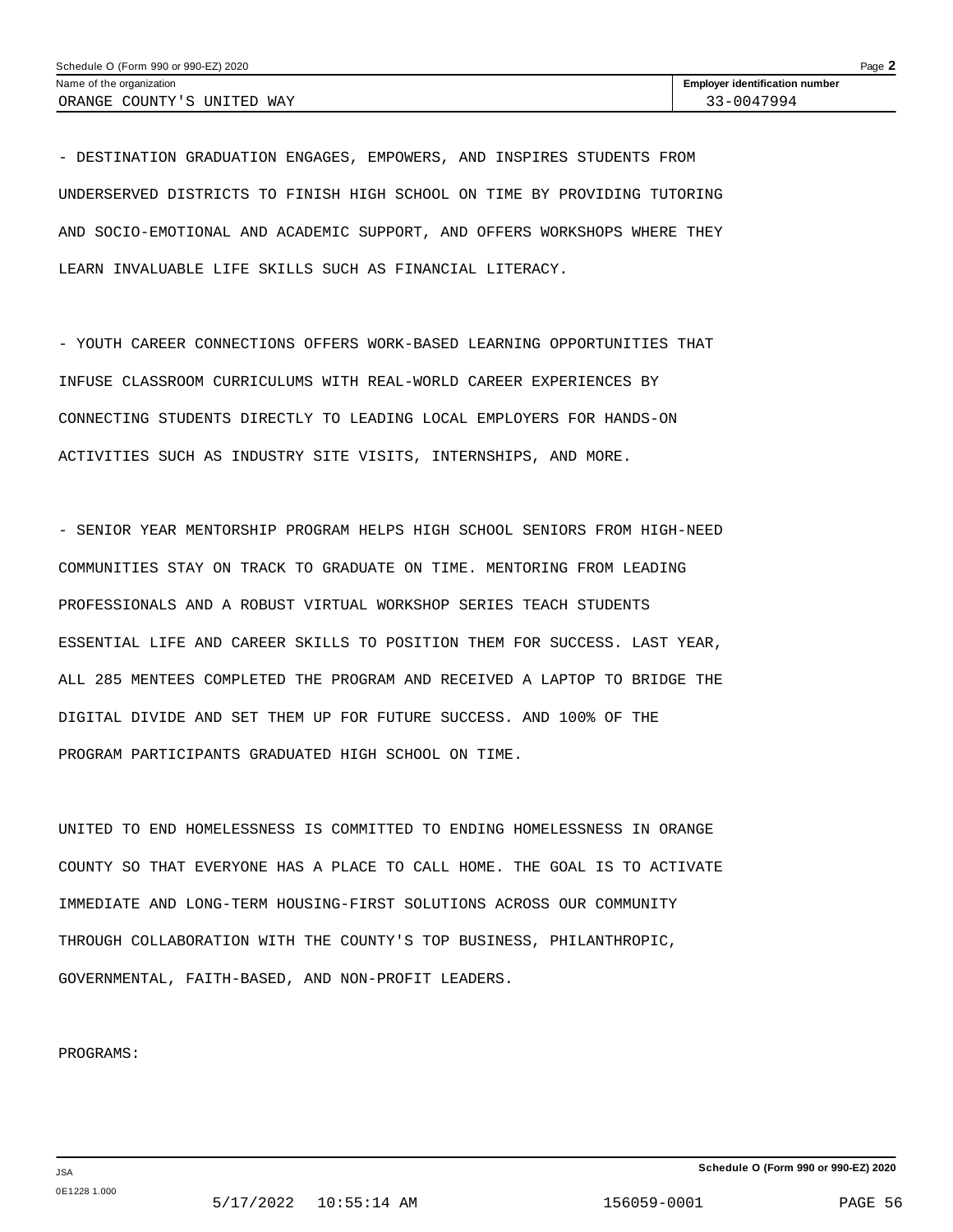Schedule O (Form 990 or 990-EZ) 2020

| Name of the organization | Employer identification number |
|---|---|
| ORANGE COUNTY'S UNITED WAY | 33-0047994 |

- DESTINATION GRADUATION ENGAGES, EMPOWERS, AND INSPIRES STUDENTS FROM UNDERSERVED DISTRICTS TO FINISH HIGH SCHOOL ON TIME BY PROVIDING TUTORING AND SOCIO-EMOTIONAL AND ACADEMIC SUPPORT, AND OFFERS WORKSHOPS WHERE THEY LEARN INVALUABLE LIFE SKILLS SUCH AS FINANCIAL LITERACY.

- YOUTH CAREER CONNECTIONS OFFERS WORK-BASED LEARNING OPPORTUNITIES THAT INFUSE CLASSROOM CURRICULUMS WITH REAL-WORLD CAREER EXPERIENCES BY CONNECTING STUDENTS DIRECTLY TO LEADING LOCAL EMPLOYERS FOR HANDS-ON ACTIVITIES SUCH AS INDUSTRY SITE VISITS, INTERNSHIPS, AND MORE.

- SENIOR YEAR MENTORSHIP PROGRAM HELPS HIGH SCHOOL SENIORS FROM HIGH-NEED COMMUNITIES STAY ON TRACK TO GRADUATE ON TIME. MENTORING FROM LEADING PROFESSIONALS AND A ROBUST VIRTUAL WORKSHOP SERIES TEACH STUDENTS ESSENTIAL LIFE AND CAREER SKILLS TO POSITION THEM FOR SUCCESS. LAST YEAR, ALL 285 MENTEES COMPLETED THE PROGRAM AND RECEIVED A LAPTOP TO BRIDGE THE DIGITAL DIVIDE AND SET THEM UP FOR FUTURE SUCCESS. AND 100% OF THE PROGRAM PARTICIPANTS GRADUATED HIGH SCHOOL ON TIME.

UNITED TO END HOMELESSNESS IS COMMITTED TO ENDING HOMELESSNESS IN ORANGE COUNTY SO THAT EVERYONE HAS A PLACE TO CALL HOME. THE GOAL IS TO ACTIVATE IMMEDIATE AND LONG-TERM HOUSING-FIRST SOLUTIONS ACROSS OUR COMMUNITY THROUGH COLLABORATION WITH THE COUNTY'S TOP BUSINESS, PHILANTHROPIC, GOVERNMENTAL, FAITH-BASED, AND NON-PROFIT LEADERS.

PROGRAMS: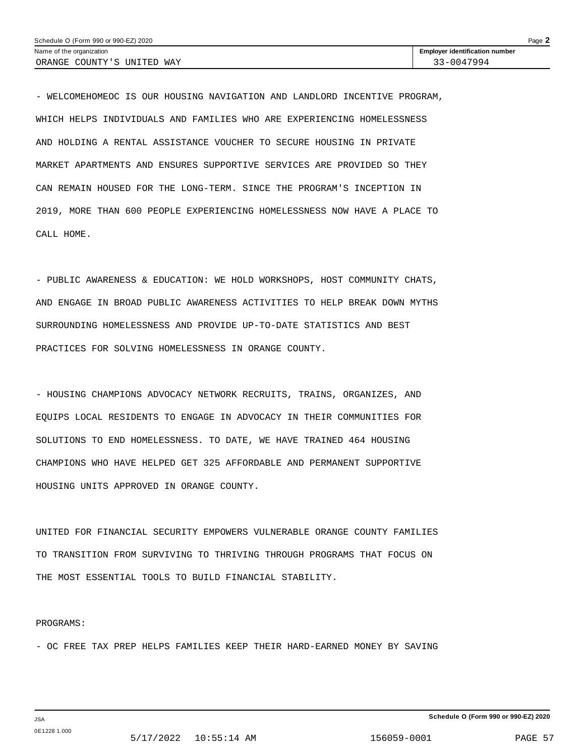Name of the organization: ORANGE COUNTY'S UNITED WAY

Employer identification number: 33-0047994

- WELCOMEHOMEOC IS OUR HOUSING NAVIGATION AND LANDLORD INCENTIVE PROGRAM, WHICH HELPS INDIVIDUALS AND FAMILIES WHO ARE EXPERIENCING HOMELESSNESS AND HOLDING A RENTAL ASSISTANCE VOUCHER TO SECURE HOUSING IN PRIVATE MARKET APARTMENTS AND ENSURES SUPPORTIVE SERVICES ARE PROVIDED SO THEY CAN REMAIN HOUSED FOR THE LONG-TERM. SINCE THE PROGRAM'S INCEPTION IN 2019, MORE THAN 600 PEOPLE EXPERIENCING HOMELESSNESS NOW HAVE A PLACE TO CALL HOME.

- PUBLIC AWARENESS & EDUCATION: WE HOLD WORKSHOPS, HOST COMMUNITY CHATS, AND ENGAGE IN BROAD PUBLIC AWARENESS ACTIVITIES TO HELP BREAK DOWN MYTHS SURROUNDING HOMELESSNESS AND PROVIDE UP-TO-DATE STATISTICS AND BEST PRACTICES FOR SOLVING HOMELESSNESS IN ORANGE COUNTY.

- HOUSING CHAMPIONS ADVOCACY NETWORK RECRUITS, TRAINS, ORGANIZES, AND EQUIPS LOCAL RESIDENTS TO ENGAGE IN ADVOCACY IN THEIR COMMUNITIES FOR SOLUTIONS TO END HOMELESSNESS. TO DATE, WE HAVE TRAINED 464 HOUSING CHAMPIONS WHO HAVE HELPED GET 325 AFFORDABLE AND PERMANENT SUPPORTIVE HOUSING UNITS APPROVED IN ORANGE COUNTY.

UNITED FOR FINANCIAL SECURITY EMPOWERS VULNERABLE ORANGE COUNTY FAMILIES TO TRANSITION FROM SURVIVING TO THRIVING THROUGH PROGRAMS THAT FOCUS ON THE MOST ESSENTIAL TOOLS TO BUILD FINANCIAL STABILITY.

PROGRAMS:

- OC FREE TAX PREP HELPS FAMILIES KEEP THEIR HARD-EARNED MONEY BY SAVING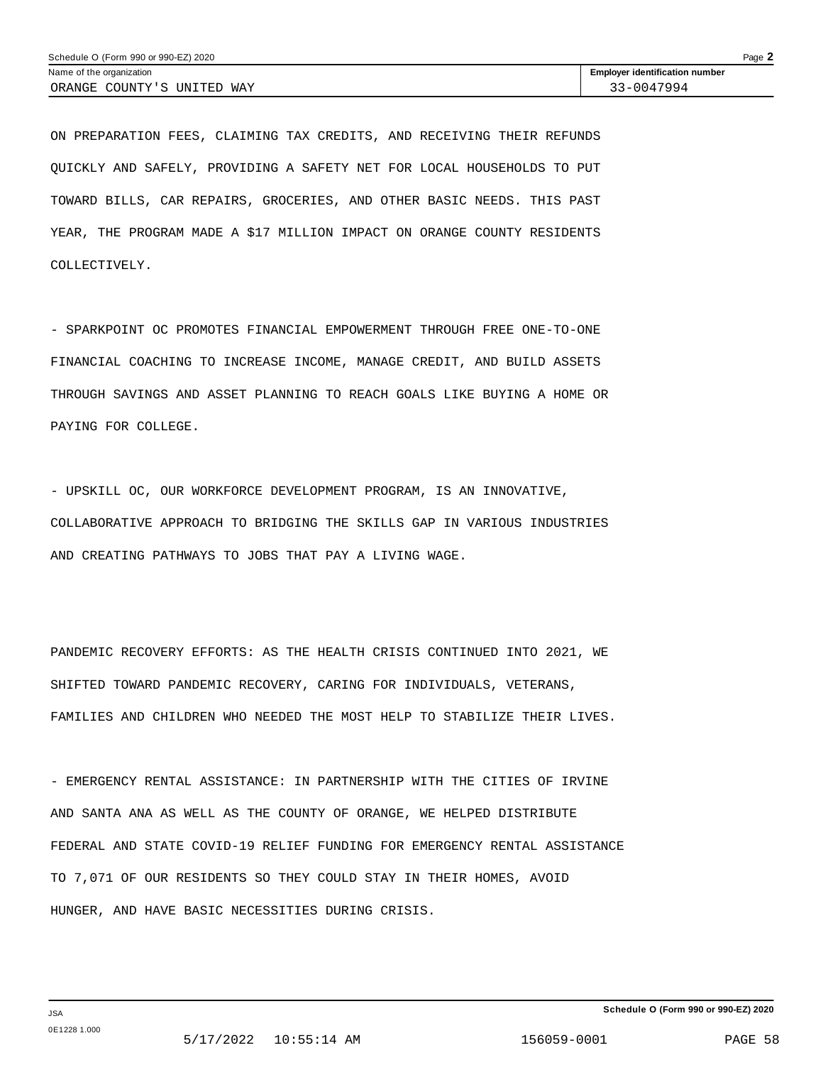ON PREPARATION FEES, CLAIMING TAX CREDITS, AND RECEIVING THEIR REFUNDS QUICKLY AND SAFELY, PROVIDING A SAFETY NET FOR LOCAL HOUSEHOLDS TO PUT TOWARD BILLS, CAR REPAIRS, GROCERIES, AND OTHER BASIC NEEDS. THIS PAST YEAR, THE PROGRAM MADE A $17 MILLION IMPACT ON ORANGE COUNTY RESIDENTS COLLECTIVELY.

- SPARKPOINT OC PROMOTES FINANCIAL EMPOWERMENT THROUGH FREE ONE-TO-ONE FINANCIAL COACHING TO INCREASE INCOME, MANAGE CREDIT, AND BUILD ASSETS THROUGH SAVINGS AND ASSET PLANNING TO REACH GOALS LIKE BUYING A HOME OR PAYING FOR COLLEGE.

- UPSKILL OC, OUR WORKFORCE DEVELOPMENT PROGRAM, IS AN INNOVATIVE, COLLABORATIVE APPROACH TO BRIDGING THE SKILLS GAP IN VARIOUS INDUSTRIES AND CREATING PATHWAYS TO JOBS THAT PAY A LIVING WAGE.

PANDEMIC RECOVERY EFFORTS: AS THE HEALTH CRISIS CONTINUED INTO 2021, WE SHIFTED TOWARD PANDEMIC RECOVERY, CARING FOR INDIVIDUALS, VETERANS, FAMILIES AND CHILDREN WHO NEEDED THE MOST HELP TO STABILIZE THEIR LIVES.

- EMERGENCY RENTAL ASSISTANCE: IN PARTNERSHIP WITH THE CITIES OF IRVINE AND SANTA ANA AS WELL AS THE COUNTY OF ORANGE, WE HELPED DISTRIBUTE FEDERAL AND STATE COVID-19 RELIEF FUNDING FOR EMERGENCY RENTAL ASSISTANCE TO 7,071 OF OUR RESIDENTS SO THEY COULD STAY IN THEIR HOMES, AVOID HUNGER, AND HAVE BASIC NECESSITIES DURING CRISIS.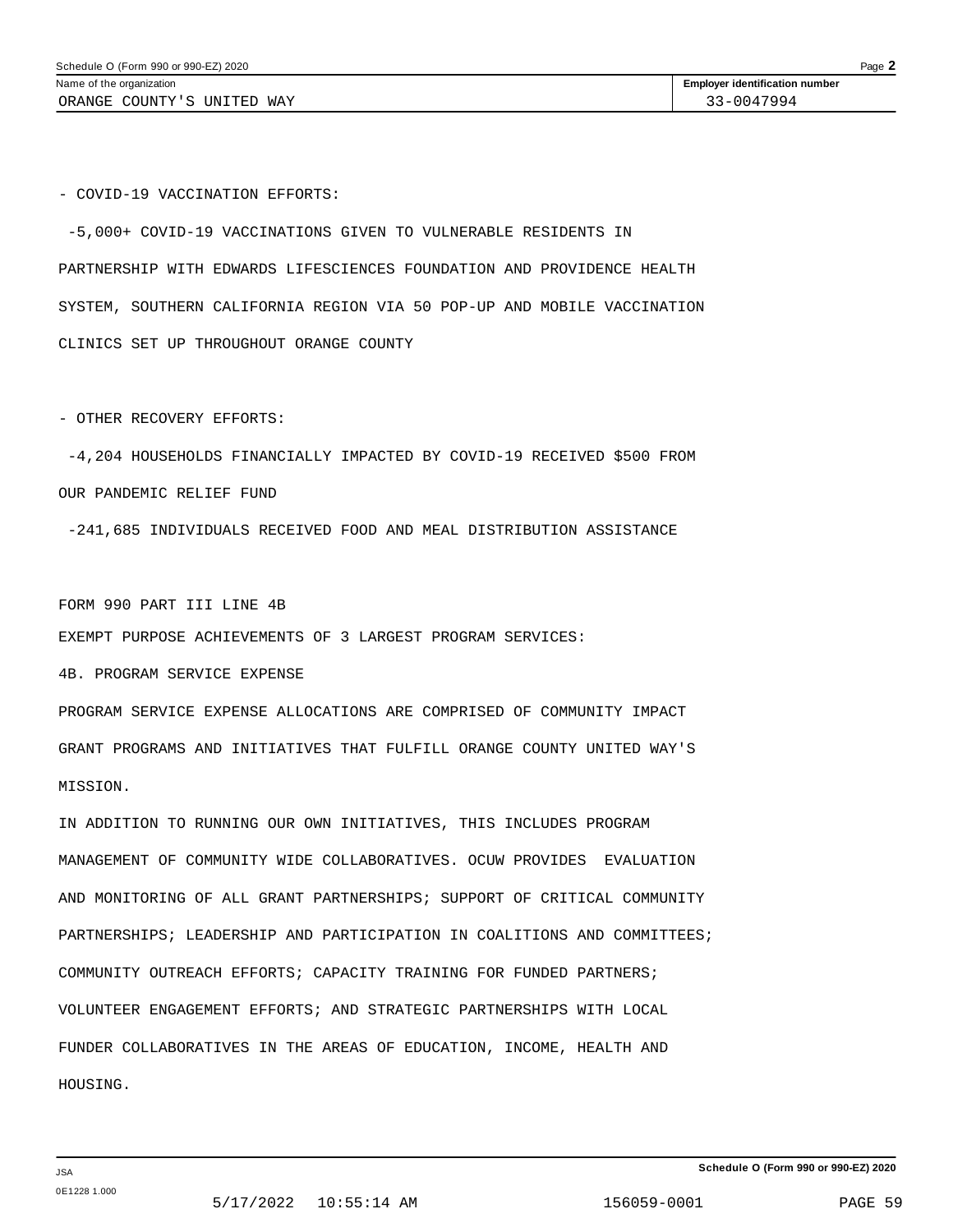- COVID-19 VACCINATION EFFORTS:

-5,000+ COVID-19 VACCINATIONS GIVEN TO VULNERABLE RESIDENTS IN PARTNERSHIP WITH EDWARDS LIFESCIENCES FOUNDATION AND PROVIDENCE HEALTH SYSTEM, SOUTHERN CALIFORNIA REGION VIA 50 POP-UP AND MOBILE VACCINATION CLINICS SET UP THROUGHOUT ORANGE COUNTY

- OTHER RECOVERY EFFORTS:

-4,204 HOUSEHOLDS FINANCIALLY IMPACTED BY COVID-19 RECEIVED $500 FROM OUR PANDEMIC RELIEF FUND

-241,685 INDIVIDUALS RECEIVED FOOD AND MEAL DISTRIBUTION ASSISTANCE

FORM 990 PART III LINE 4B

EXEMPT PURPOSE ACHIEVEMENTS OF 3 LARGEST PROGRAM SERVICES:

4B. PROGRAM SERVICE EXPENSE

PROGRAM SERVICE EXPENSE ALLOCATIONS ARE COMPRISED OF COMMUNITY IMPACT GRANT PROGRAMS AND INITIATIVES THAT FULFILL ORANGE COUNTY UNITED WAY'S MISSION.

IN ADDITION TO RUNNING OUR OWN INITIATIVES, THIS INCLUDES PROGRAM MANAGEMENT OF COMMUNITY WIDE COLLABORATIVES. OCUW PROVIDES EVALUATION AND MONITORING OF ALL GRANT PARTNERSHIPS; SUPPORT OF CRITICAL COMMUNITY PARTNERSHIPS; LEADERSHIP AND PARTICIPATION IN COALITIONS AND COMMITTEES; COMMUNITY OUTREACH EFFORTS; CAPACITY TRAINING FOR FUNDED PARTNERS; VOLUNTEER ENGAGEMENT EFFORTS; AND STRATEGIC PARTNERSHIPS WITH LOCAL FUNDER COLLABORATIVES IN THE AREAS OF EDUCATION, INCOME, HEALTH AND HOUSING.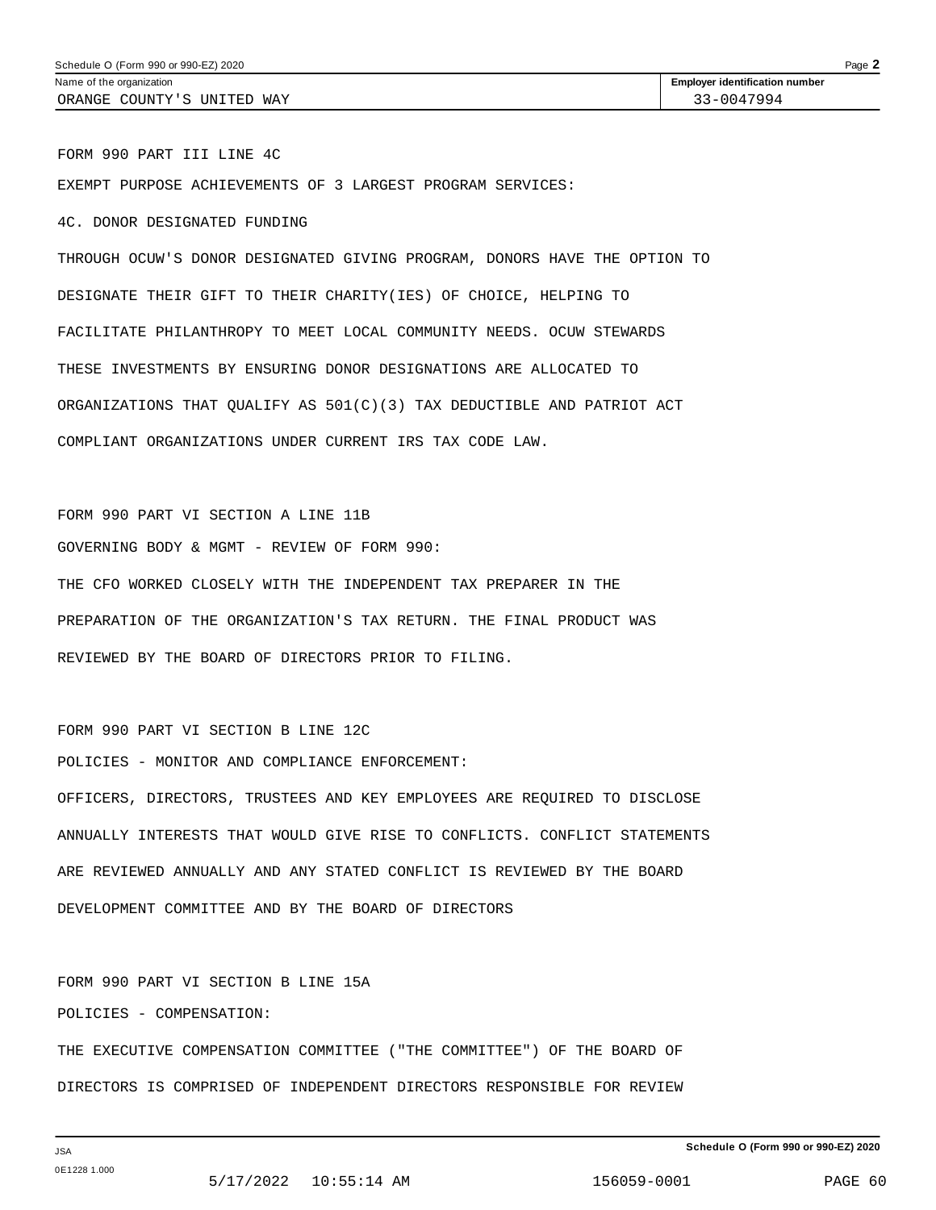Schedule O (Form 990 or 990-EZ) 2020

| Name of the organization | Employer identification number |
| --- | --- |
| ORANGE COUNTY'S UNITED WAY | 33-0047994 |

FORM 990 PART III LINE 4C

EXEMPT PURPOSE ACHIEVEMENTS OF 3 LARGEST PROGRAM SERVICES:

4C. DONOR DESIGNATED FUNDING

THROUGH OCUW'S DONOR DESIGNATED GIVING PROGRAM, DONORS HAVE THE OPTION TO DESIGNATE THEIR GIFT TO THEIR CHARITY(IES) OF CHOICE, HELPING TO FACILITATE PHILANTHROPY TO MEET LOCAL COMMUNITY NEEDS. OCUW STEWARDS THESE INVESTMENTS BY ENSURING DONOR DESIGNATIONS ARE ALLOCATED TO ORGANIZATIONS THAT QUALIFY AS 501(C)(3) TAX DEDUCTIBLE AND PATRIOT ACT COMPLIANT ORGANIZATIONS UNDER CURRENT IRS TAX CODE LAW.

FORM 990 PART VI SECTION A LINE 11B

GOVERNING BODY & MGMT - REVIEW OF FORM 990:

THE CFO WORKED CLOSELY WITH THE INDEPENDENT TAX PREPARER IN THE PREPARATION OF THE ORGANIZATION'S TAX RETURN. THE FINAL PRODUCT WAS REVIEWED BY THE BOARD OF DIRECTORS PRIOR TO FILING.

FORM 990 PART VI SECTION B LINE 12C

POLICIES - MONITOR AND COMPLIANCE ENFORCEMENT:

OFFICERS, DIRECTORS, TRUSTEES AND KEY EMPLOYEES ARE REQUIRED TO DISCLOSE ANNUALLY INTERESTS THAT WOULD GIVE RISE TO CONFLICTS. CONFLICT STATEMENTS ARE REVIEWED ANNUALLY AND ANY STATED CONFLICT IS REVIEWED BY THE BOARD DEVELOPMENT COMMITTEE AND BY THE BOARD OF DIRECTORS

FORM 990 PART VI SECTION B LINE 15A

POLICIES - COMPENSATION:

THE EXECUTIVE COMPENSATION COMMITTEE ("THE COMMITTEE") OF THE BOARD OF DIRECTORS IS COMPRISED OF INDEPENDENT DIRECTORS RESPONSIBLE FOR REVIEW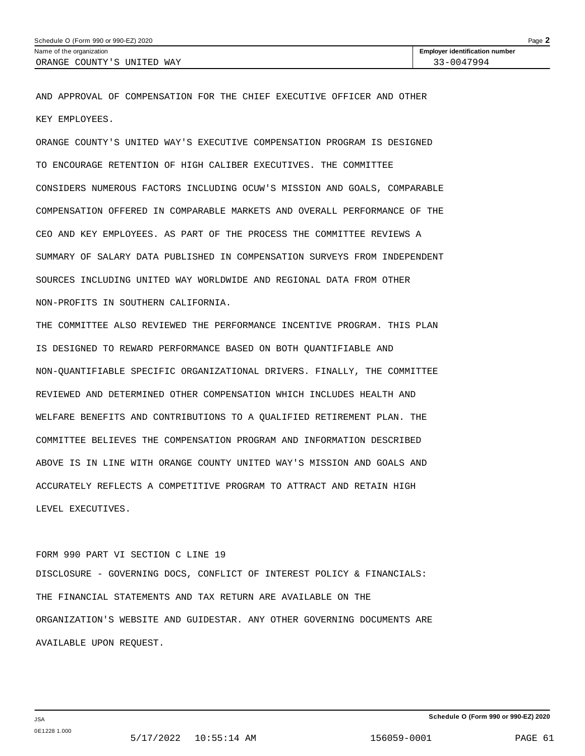Schedule O (Form 990 or 990-EZ) 2020

| Name of the organization | Employer identification number |
| --- | --- |
| ORANGE COUNTY'S UNITED WAY | 33-0047994 |

AND APPROVAL OF COMPENSATION FOR THE CHIEF EXECUTIVE OFFICER AND OTHER KEY EMPLOYEES.

ORANGE COUNTY'S UNITED WAY'S EXECUTIVE COMPENSATION PROGRAM IS DESIGNED TO ENCOURAGE RETENTION OF HIGH CALIBER EXECUTIVES. THE COMMITTEE CONSIDERS NUMEROUS FACTORS INCLUDING OCUW'S MISSION AND GOALS, COMPARABLE COMPENSATION OFFERED IN COMPARABLE MARKETS AND OVERALL PERFORMANCE OF THE CEO AND KEY EMPLOYEES. AS PART OF THE PROCESS THE COMMITTEE REVIEWS A SUMMARY OF SALARY DATA PUBLISHED IN COMPENSATION SURVEYS FROM INDEPENDENT SOURCES INCLUDING UNITED WAY WORLDWIDE AND REGIONAL DATA FROM OTHER NON-PROFITS IN SOUTHERN CALIFORNIA.

THE COMMITTEE ALSO REVIEWED THE PERFORMANCE INCENTIVE PROGRAM. THIS PLAN IS DESIGNED TO REWARD PERFORMANCE BASED ON BOTH QUANTIFIABLE AND NON-QUANTIFIABLE SPECIFIC ORGANIZATIONAL DRIVERS. FINALLY, THE COMMITTEE REVIEWED AND DETERMINED OTHER COMPENSATION WHICH INCLUDES HEALTH AND WELFARE BENEFITS AND CONTRIBUTIONS TO A QUALIFIED RETIREMENT PLAN. THE COMMITTEE BELIEVES THE COMPENSATION PROGRAM AND INFORMATION DESCRIBED ABOVE IS IN LINE WITH ORANGE COUNTY UNITED WAY'S MISSION AND GOALS AND ACCURATELY REFLECTS A COMPETITIVE PROGRAM TO ATTRACT AND RETAIN HIGH LEVEL EXECUTIVES.

FORM 990 PART VI SECTION C LINE 19

DISCLOSURE - GOVERNING DOCS, CONFLICT OF INTEREST POLICY & FINANCIALS: THE FINANCIAL STATEMENTS AND TAX RETURN ARE AVAILABLE ON THE ORGANIZATION'S WEBSITE AND GUIDESTAR. ANY OTHER GOVERNING DOCUMENTS ARE AVAILABLE UPON REQUEST.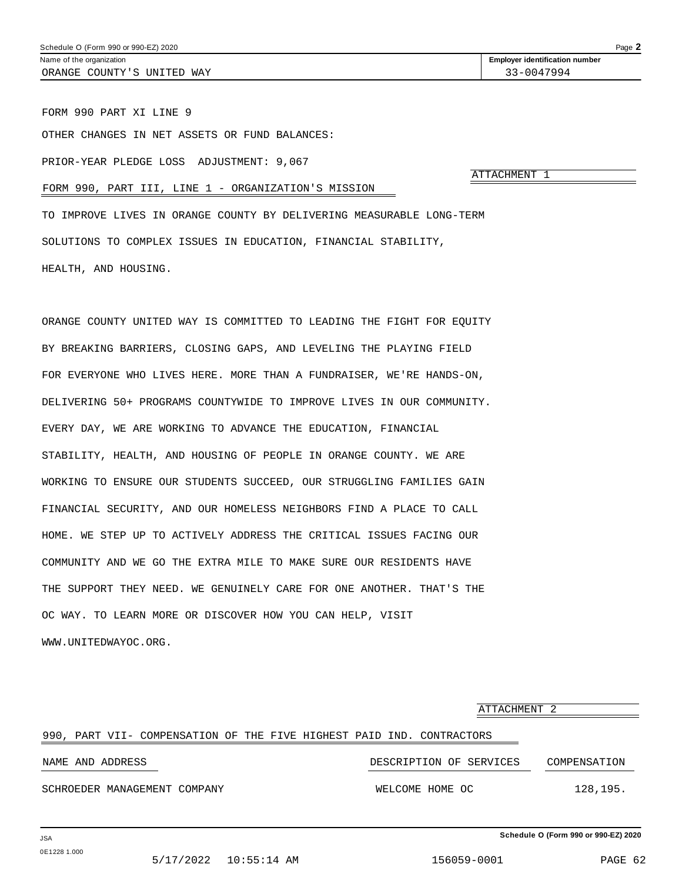Name of the organization: ORANGE COUNTY'S UNITED WAY

Employer identification number: 33-0047994

FORM 990 PART XI LINE 9

OTHER CHANGES IN NET ASSETS OR FUND BALANCES:

PRIOR-YEAR PLEDGE LOSS ADJUSTMENT: 9,067

ATTACHMENT 1

FORM 990, PART III, LINE 1 - ORGANIZATION'S MISSION

TO IMPROVE LIVES IN ORANGE COUNTY BY DELIVERING MEASURABLE LONG-TERM SOLUTIONS TO COMPLEX ISSUES IN EDUCATION, FINANCIAL STABILITY, HEALTH, AND HOUSING.

ORANGE COUNTY UNITED WAY IS COMMITTED TO LEADING THE FIGHT FOR EQUITY BY BREAKING BARRIERS, CLOSING GAPS, AND LEVELING THE PLAYING FIELD FOR EVERYONE WHO LIVES HERE. MORE THAN A FUNDRAISER, WE'RE HANDS-ON, DELIVERING 50+ PROGRAMS COUNTYWIDE TO IMPROVE LIVES IN OUR COMMUNITY. EVERY DAY, WE ARE WORKING TO ADVANCE THE EDUCATION, FINANCIAL STABILITY, HEALTH, AND HOUSING OF PEOPLE IN ORANGE COUNTY. WE ARE WORKING TO ENSURE OUR STUDENTS SUCCEED, OUR STRUGGLING FAMILIES GAIN FINANCIAL SECURITY, AND OUR HOMELESS NEIGHBORS FIND A PLACE TO CALL HOME. WE STEP UP TO ACTIVELY ADDRESS THE CRITICAL ISSUES FACING OUR COMMUNITY AND WE GO THE EXTRA MILE TO MAKE SURE OUR RESIDENTS HAVE THE SUPPORT THEY NEED. WE GENUINELY CARE FOR ONE ANOTHER. THAT'S THE OC WAY. TO LEARN MORE OR DISCOVER HOW YOU CAN HELP, VISIT WWW.UNITEDWAYOC.ORG.

ATTACHMENT 2

990, PART VII- COMPENSATION OF THE FIVE HIGHEST PAID IND. CONTRACTORS

| NAME AND ADDRESS | DESCRIPTION OF SERVICES | COMPENSATION |
|---|---|---|
| SCHROEDER MANAGEMENT COMPANY | WELCOME HOME OC | 128,195. |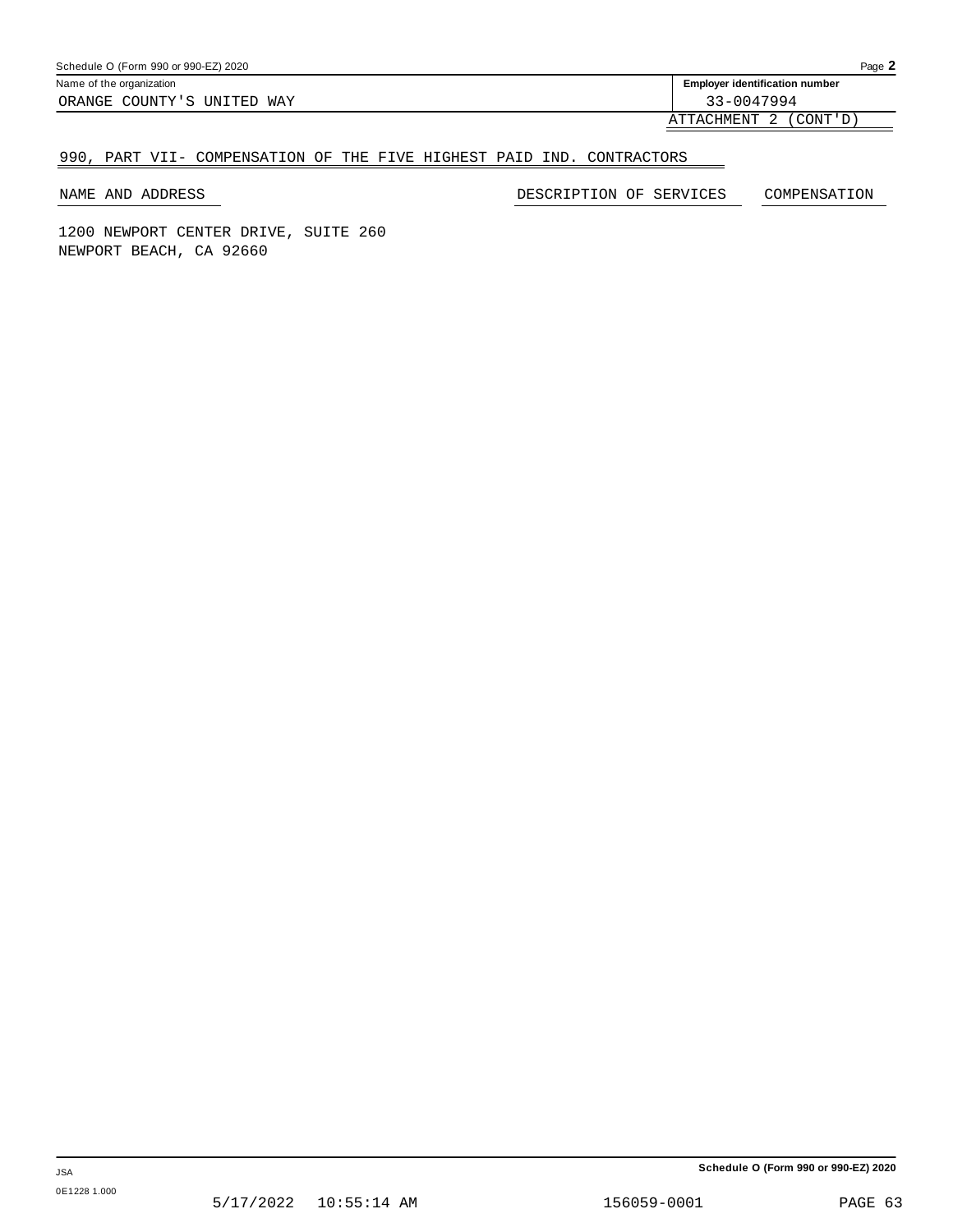Schedule O (Form 990 or 990-EZ) 2020

Name of the organization: ORANGE COUNTY'S UNITED WAY

Employer identification number: 33-0047994

ATTACHMENT 2 (CONT'D)

## 990, PART VII- COMPENSATION OF THE FIVE HIGHEST PAID IND. CONTRACTORS

| NAME AND ADDRESS | DESCRIPTION OF SERVICES | COMPENSATION |
|---|---|---|
| 1200 NEWPORT CENTER DRIVE, SUITE 260<br>NEWPORT BEACH, CA 92660 | | |

JSA

0E1228 1.000

5/17/2022 10:55:14 AM 156059-0001